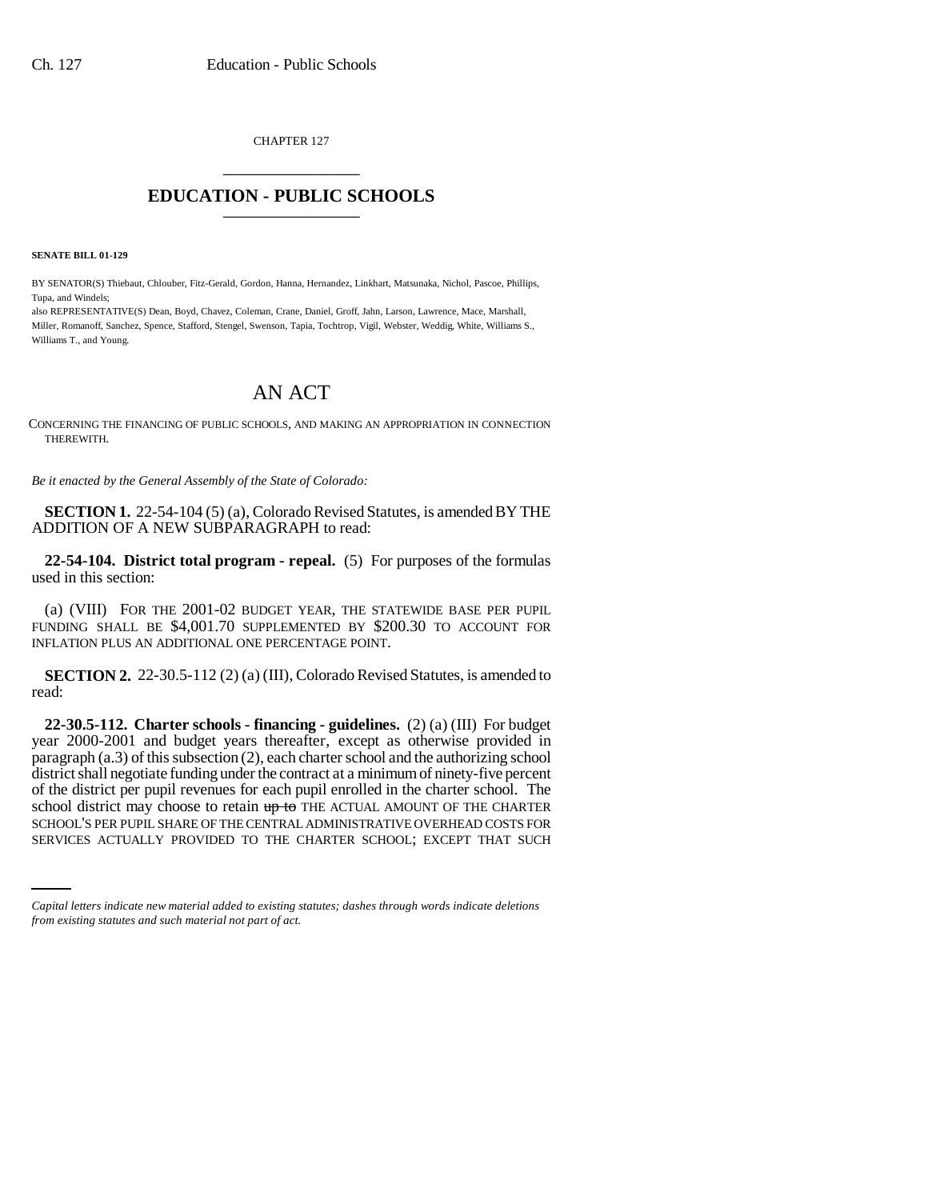CHAPTER 127

# EDUCATION - PUBLIC SCHOOLS

**SENATE BILL 01-129**

BY SENATOR(S) Thiebaut, Chlouber, Fitz-Gerald, Gordon, Hanna, Hernandez, Linkhart, Matsunaka, Nichol, Pascoe, Phillips, Tupa, and Windels;
also REPRESENTATIVE(S) Dean, Boyd, Chavez, Coleman, Crane, Daniel, Groff, Jahn, Larson, Lawrence, Mace, Marshall, Miller, Romanoff, Sanchez, Spence, Stafford, Stengel, Swenson, Tapia, Tochtrop, Vigil, Webster, Weddig, White, Williams S., Williams T., and Young.

## AN ACT

CONCERNING THE FINANCING OF PUBLIC SCHOOLS, AND MAKING AN APPROPRIATION IN CONNECTION THEREWITH.

*Be it enacted by the General Assembly of the State of Colorado:*

**SECTION 1.** 22-54-104 (5) (a), Colorado Revised Statutes, is amended BY THE ADDITION OF A NEW SUBPARAGRAPH to read:

**22-54-104. District total program - repeal.** (5) For purposes of the formulas used in this section:

(a) (VIII) FOR THE 2001-02 BUDGET YEAR, THE STATEWIDE BASE PER PUPIL FUNDING SHALL BE $4,001.70 SUPPLEMENTED BY $200.30 TO ACCOUNT FOR INFLATION PLUS AN ADDITIONAL ONE PERCENTAGE POINT.

**SECTION 2.** 22-30.5-112 (2) (a) (III), Colorado Revised Statutes, is amended to read:

**22-30.5-112. Charter schools - financing - guidelines.** (2) (a) (III) For budget year 2000-2001 and budget years thereafter, except as otherwise provided in paragraph (a.3) of this subsection (2), each charter school and the authorizing school district shall negotiate funding under the contract at a minimum of ninety-five percent of the district per pupil revenues for each pupil enrolled in the charter school. The school district may choose to retain ~~up to~~ THE ACTUAL AMOUNT OF THE CHARTER SCHOOL'S PER PUPIL SHARE OF THE CENTRAL ADMINISTRATIVE OVERHEAD COSTS FOR SERVICES ACTUALLY PROVIDED TO THE CHARTER SCHOOL; EXCEPT THAT SUCH

*Capital letters indicate new material added to existing statutes; dashes through words indicate deletions from existing statutes and such material not part of act.*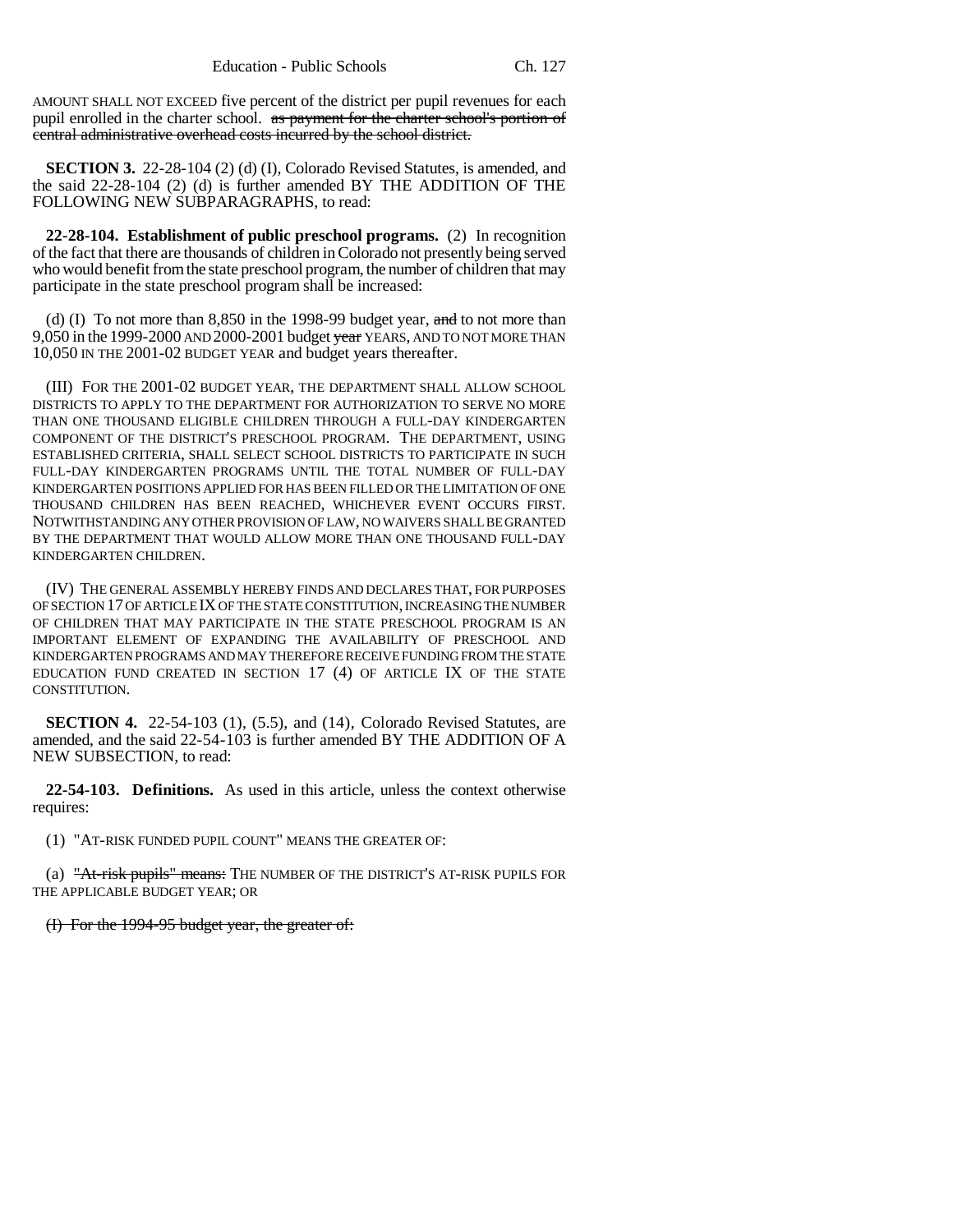AMOUNT SHALL NOT EXCEED five percent of the district per pupil revenues for each pupil enrolled in the charter school. ~~as payment for the charter school's portion of central administrative overhead costs incurred by the school district.~~

**SECTION 3.** 22-28-104 (2) (d) (I), Colorado Revised Statutes, is amended, and the said 22-28-104 (2) (d) is further amended BY THE ADDITION OF THE FOLLOWING NEW SUBPARAGRAPHS, to read:

**22-28-104. Establishment of public preschool programs.** (2) In recognition of the fact that there are thousands of children in Colorado not presently being served who would benefit from the state preschool program, the number of children that may participate in the state preschool program shall be increased:

(d) (I) To not more than 8,850 in the 1998-99 budget year, ~~and~~ to not more than 9,050 in the 1999-2000 AND 2000-2001 budget ~~year~~ YEARS, AND TO NOT MORE THAN 10,050 IN THE 2001-02 BUDGET YEAR and budget years thereafter.

(III) FOR THE 2001-02 BUDGET YEAR, THE DEPARTMENT SHALL ALLOW SCHOOL DISTRICTS TO APPLY TO THE DEPARTMENT FOR AUTHORIZATION TO SERVE NO MORE THAN ONE THOUSAND ELIGIBLE CHILDREN THROUGH A FULL-DAY KINDERGARTEN COMPONENT OF THE DISTRICT'S PRESCHOOL PROGRAM. THE DEPARTMENT, USING ESTABLISHED CRITERIA, SHALL SELECT SCHOOL DISTRICTS TO PARTICIPATE IN SUCH FULL-DAY KINDERGARTEN PROGRAMS UNTIL THE TOTAL NUMBER OF FULL-DAY KINDERGARTEN POSITIONS APPLIED FOR HAS BEEN FILLED OR THE LIMITATION OF ONE THOUSAND CHILDREN HAS BEEN REACHED, WHICHEVER EVENT OCCURS FIRST. NOTWITHSTANDING ANY OTHER PROVISION OF LAW, NO WAIVERS SHALL BE GRANTED BY THE DEPARTMENT THAT WOULD ALLOW MORE THAN ONE THOUSAND FULL-DAY KINDERGARTEN CHILDREN.

(IV) THE GENERAL ASSEMBLY HEREBY FINDS AND DECLARES THAT, FOR PURPOSES OF SECTION 17 OF ARTICLE IX OF THE STATE CONSTITUTION, INCREASING THE NUMBER OF CHILDREN THAT MAY PARTICIPATE IN THE STATE PRESCHOOL PROGRAM IS AN IMPORTANT ELEMENT OF EXPANDING THE AVAILABILITY OF PRESCHOOL AND KINDERGARTEN PROGRAMS AND MAY THEREFORE RECEIVE FUNDING FROM THE STATE EDUCATION FUND CREATED IN SECTION 17 (4) OF ARTICLE IX OF THE STATE CONSTITUTION.

**SECTION 4.** 22-54-103 (1), (5.5), and (14), Colorado Revised Statutes, are amended, and the said 22-54-103 is further amended BY THE ADDITION OF A NEW SUBSECTION, to read:

**22-54-103. Definitions.** As used in this article, unless the context otherwise requires:

(1) "AT-RISK FUNDED PUPIL COUNT" MEANS THE GREATER OF:

(a) ~~"At-risk pupils" means:~~ THE NUMBER OF THE DISTRICT'S AT-RISK PUPILS FOR THE APPLICABLE BUDGET YEAR; OR

~~(I) For the 1994-95 budget year, the greater of:~~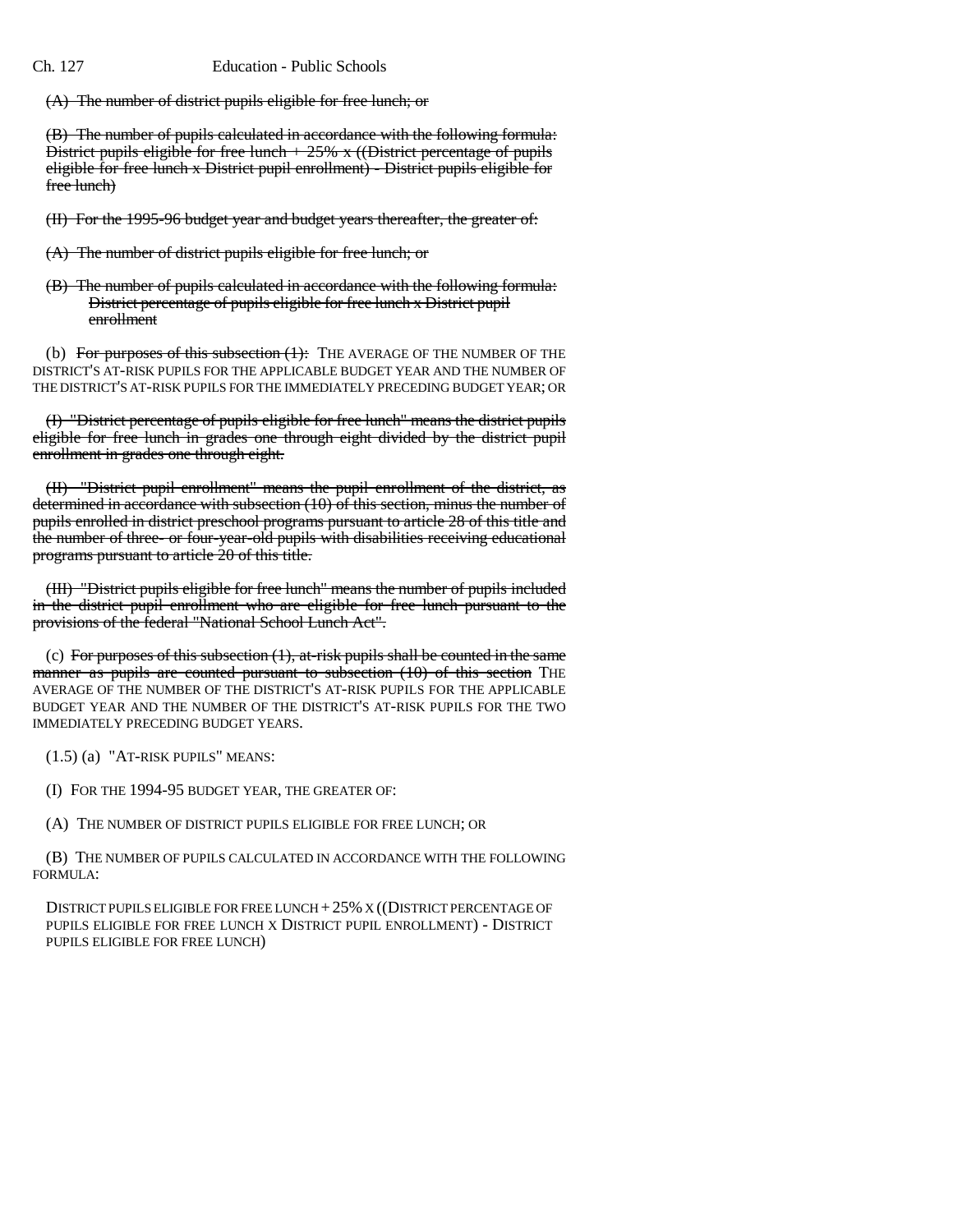~~(A) The number of district pupils eligible for free lunch; or~~

~~(B) The number of pupils calculated in accordance with the following formula: District pupils eligible for free lunch + 25% x ((District percentage of pupils eligible for free lunch x District pupil enrollment) - District pupils eligible for free lunch)~~

~~(II) For the 1995-96 budget year and budget years thereafter, the greater of:~~

~~(A) The number of district pupils eligible for free lunch; or~~

~~(B) The number of pupils calculated in accordance with the following formula: District percentage of pupils eligible for free lunch x District pupil enrollment~~

(b) ~~For purposes of this subsection (1):~~ THE AVERAGE OF THE NUMBER OF THE DISTRICT'S AT-RISK PUPILS FOR THE APPLICABLE BUDGET YEAR AND THE NUMBER OF THE DISTRICT'S AT-RISK PUPILS FOR THE IMMEDIATELY PRECEDING BUDGET YEAR; OR

~~(I) "District percentage of pupils eligible for free lunch" means the district pupils eligible for free lunch in grades one through eight divided by the district pupil enrollment in grades one through eight.~~

~~(II) "District pupil enrollment" means the pupil enrollment of the district, as determined in accordance with subsection (10) of this section, minus the number of pupils enrolled in district preschool programs pursuant to article 28 of this title and the number of three- or four-year-old pupils with disabilities receiving educational programs pursuant to article 20 of this title.~~

~~(III) "District pupils eligible for free lunch" means the number of pupils included in the district pupil enrollment who are eligible for free lunch pursuant to the provisions of the federal "National School Lunch Act".~~

(c) ~~For purposes of this subsection (1), at-risk pupils shall be counted in the same manner as pupils are counted pursuant to subsection (10) of this section~~ THE AVERAGE OF THE NUMBER OF THE DISTRICT'S AT-RISK PUPILS FOR THE APPLICABLE BUDGET YEAR AND THE NUMBER OF THE DISTRICT'S AT-RISK PUPILS FOR THE TWO IMMEDIATELY PRECEDING BUDGET YEARS.

(1.5) (a) "AT-RISK PUPILS" MEANS:

(I) FOR THE 1994-95 BUDGET YEAR, THE GREATER OF:

(A) THE NUMBER OF DISTRICT PUPILS ELIGIBLE FOR FREE LUNCH; OR

(B) THE NUMBER OF PUPILS CALCULATED IN ACCORDANCE WITH THE FOLLOWING FORMULA:

DISTRICT PUPILS ELIGIBLE FOR FREE LUNCH + 25% X ((DISTRICT PERCENTAGE OF PUPILS ELIGIBLE FOR FREE LUNCH X DISTRICT PUPIL ENROLLMENT) - DISTRICT PUPILS ELIGIBLE FOR FREE LUNCH)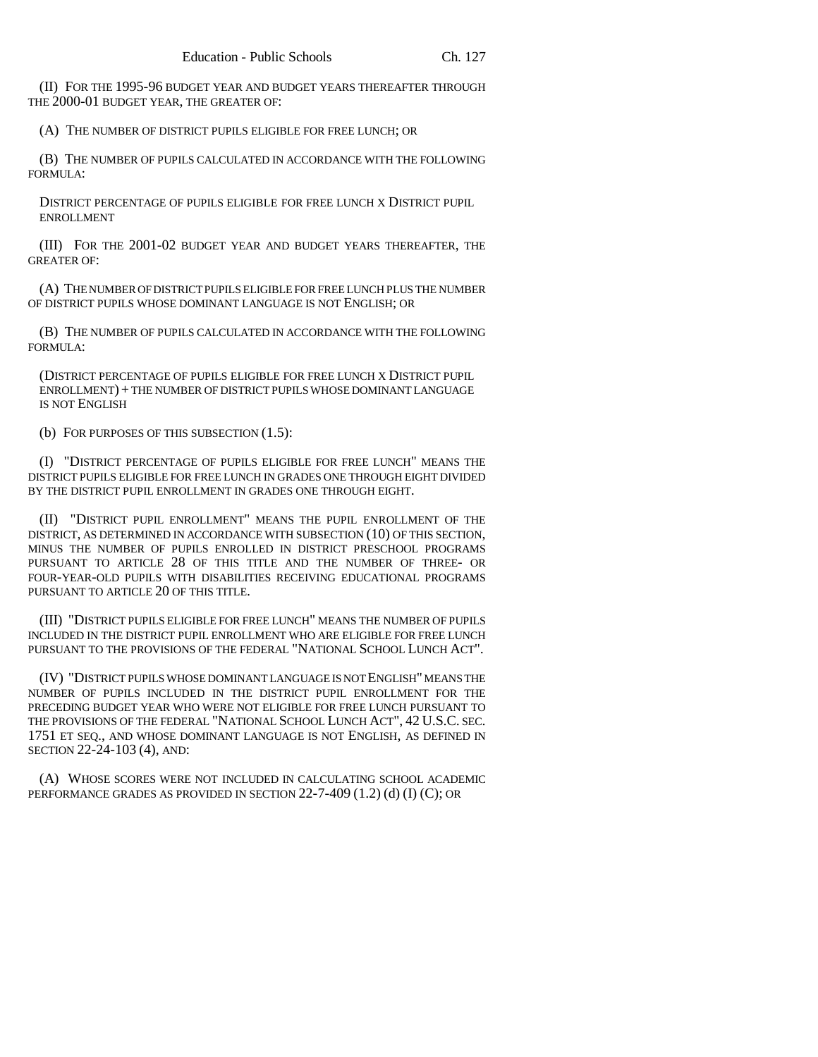(II) FOR THE 1995-96 BUDGET YEAR AND BUDGET YEARS THEREAFTER THROUGH THE 2000-01 BUDGET YEAR, THE GREATER OF:

(A) THE NUMBER OF DISTRICT PUPILS ELIGIBLE FOR FREE LUNCH; OR

(B) THE NUMBER OF PUPILS CALCULATED IN ACCORDANCE WITH THE FOLLOWING FORMULA:

DISTRICT PERCENTAGE OF PUPILS ELIGIBLE FOR FREE LUNCH X DISTRICT PUPIL ENROLLMENT

(III) FOR THE 2001-02 BUDGET YEAR AND BUDGET YEARS THEREAFTER, THE GREATER OF:

(A) THE NUMBER OF DISTRICT PUPILS ELIGIBLE FOR FREE LUNCH PLUS THE NUMBER OF DISTRICT PUPILS WHOSE DOMINANT LANGUAGE IS NOT ENGLISH; OR

(B) THE NUMBER OF PUPILS CALCULATED IN ACCORDANCE WITH THE FOLLOWING FORMULA:

(DISTRICT PERCENTAGE OF PUPILS ELIGIBLE FOR FREE LUNCH X DISTRICT PUPIL ENROLLMENT) + THE NUMBER OF DISTRICT PUPILS WHOSE DOMINANT LANGUAGE IS NOT ENGLISH

(b) FOR PURPOSES OF THIS SUBSECTION (1.5):

(I) "DISTRICT PERCENTAGE OF PUPILS ELIGIBLE FOR FREE LUNCH" MEANS THE DISTRICT PUPILS ELIGIBLE FOR FREE LUNCH IN GRADES ONE THROUGH EIGHT DIVIDED BY THE DISTRICT PUPIL ENROLLMENT IN GRADES ONE THROUGH EIGHT.

(II) "DISTRICT PUPIL ENROLLMENT" MEANS THE PUPIL ENROLLMENT OF THE DISTRICT, AS DETERMINED IN ACCORDANCE WITH SUBSECTION (10) OF THIS SECTION, MINUS THE NUMBER OF PUPILS ENROLLED IN DISTRICT PRESCHOOL PROGRAMS PURSUANT TO ARTICLE 28 OF THIS TITLE AND THE NUMBER OF THREE- OR FOUR-YEAR-OLD PUPILS WITH DISABILITIES RECEIVING EDUCATIONAL PROGRAMS PURSUANT TO ARTICLE 20 OF THIS TITLE.

(III) "DISTRICT PUPILS ELIGIBLE FOR FREE LUNCH" MEANS THE NUMBER OF PUPILS INCLUDED IN THE DISTRICT PUPIL ENROLLMENT WHO ARE ELIGIBLE FOR FREE LUNCH PURSUANT TO THE PROVISIONS OF THE FEDERAL "NATIONAL SCHOOL LUNCH ACT".

(IV) "DISTRICT PUPILS WHOSE DOMINANT LANGUAGE IS NOT ENGLISH" MEANS THE NUMBER OF PUPILS INCLUDED IN THE DISTRICT PUPIL ENROLLMENT FOR THE PRECEDING BUDGET YEAR WHO WERE NOT ELIGIBLE FOR FREE LUNCH PURSUANT TO THE PROVISIONS OF THE FEDERAL "NATIONAL SCHOOL LUNCH ACT", 42 U.S.C. SEC. 1751 ET SEQ., AND WHOSE DOMINANT LANGUAGE IS NOT ENGLISH, AS DEFINED IN SECTION 22-24-103 (4), AND:

(A) WHOSE SCORES WERE NOT INCLUDED IN CALCULATING SCHOOL ACADEMIC PERFORMANCE GRADES AS PROVIDED IN SECTION 22-7-409 (1.2) (d) (I) (C); OR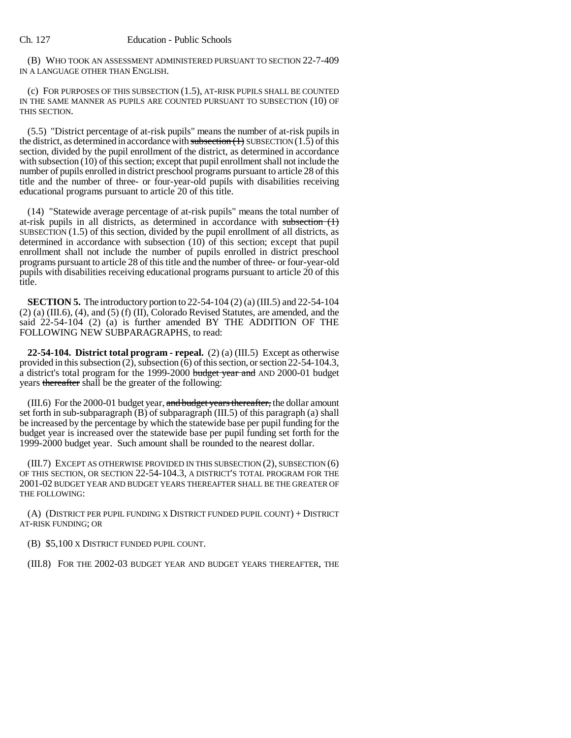(B) WHO TOOK AN ASSESSMENT ADMINISTERED PURSUANT TO SECTION 22-7-409 IN A LANGUAGE OTHER THAN ENGLISH.

(c) FOR PURPOSES OF THIS SUBSECTION (1.5), AT-RISK PUPILS SHALL BE COUNTED IN THE SAME MANNER AS PUPILS ARE COUNTED PURSUANT TO SUBSECTION (10) OF THIS SECTION.

(5.5) "District percentage of at-risk pupils" means the number of at-risk pupils in the district, as determined in accordance with ~~subsection (1)~~ SUBSECTION (1.5) of this section, divided by the pupil enrollment of the district, as determined in accordance with subsection (10) of this section; except that pupil enrollment shall not include the number of pupils enrolled in district preschool programs pursuant to article 28 of this title and the number of three- or four-year-old pupils with disabilities receiving educational programs pursuant to article 20 of this title.

(14) "Statewide average percentage of at-risk pupils" means the total number of at-risk pupils in all districts, as determined in accordance with ~~subsection (1)~~ SUBSECTION (1.5) of this section, divided by the pupil enrollment of all districts, as determined in accordance with subsection (10) of this section; except that pupil enrollment shall not include the number of pupils enrolled in district preschool programs pursuant to article 28 of this title and the number of three- or four-year-old pupils with disabilities receiving educational programs pursuant to article 20 of this title.

**SECTION 5.** The introductory portion to 22-54-104 (2) (a) (III.5) and 22-54-104 (2) (a) (III.6), (4), and (5) (f) (II), Colorado Revised Statutes, are amended, and the said 22-54-104 (2) (a) is further amended BY THE ADDITION OF THE FOLLOWING NEW SUBPARAGRAPHS, to read:

**22-54-104. District total program - repeal.** (2) (a) (III.5) Except as otherwise provided in this subsection (2), subsection (6) of this section, or section 22-54-104.3, a district's total program for the 1999-2000 ~~budget year and~~ AND 2000-01 budget years ~~thereafter~~ shall be the greater of the following:

(III.6) For the 2000-01 budget year, ~~and budget years thereafter,~~ the dollar amount set forth in sub-subparagraph (B) of subparagraph (III.5) of this paragraph (a) shall be increased by the percentage by which the statewide base per pupil funding for the budget year is increased over the statewide base per pupil funding set forth for the 1999-2000 budget year. Such amount shall be rounded to the nearest dollar.

(III.7) EXCEPT AS OTHERWISE PROVIDED IN THIS SUBSECTION (2), SUBSECTION (6) OF THIS SECTION, OR SECTION 22-54-104.3, A DISTRICT'S TOTAL PROGRAM FOR THE 2001-02 BUDGET YEAR AND BUDGET YEARS THEREAFTER SHALL BE THE GREATER OF THE FOLLOWING:

(A) (DISTRICT PER PUPIL FUNDING X DISTRICT FUNDED PUPIL COUNT) + DISTRICT AT-RISK FUNDING; OR

(B) $5,100 X DISTRICT FUNDED PUPIL COUNT.

(III.8) FOR THE 2002-03 BUDGET YEAR AND BUDGET YEARS THEREAFTER, THE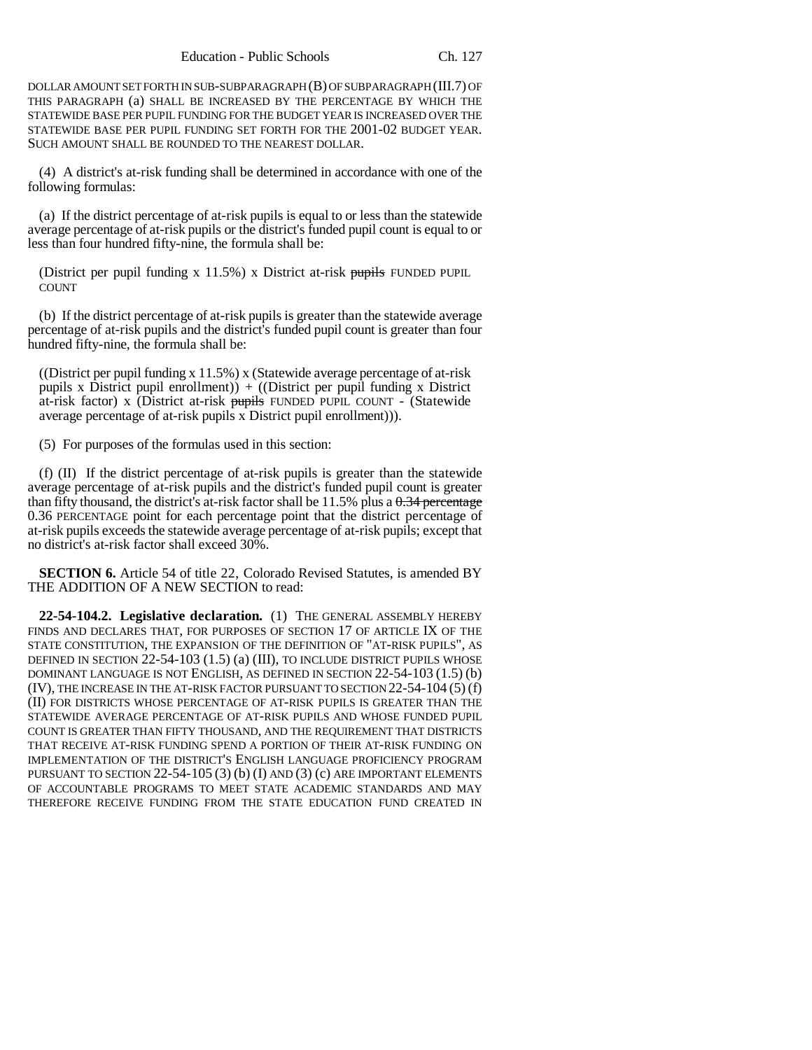DOLLAR AMOUNT SET FORTH IN SUB-SUBPARAGRAPH (B) OF SUBPARAGRAPH (III.7) OF THIS PARAGRAPH (a) SHALL BE INCREASED BY THE PERCENTAGE BY WHICH THE STATEWIDE BASE PER PUPIL FUNDING FOR THE BUDGET YEAR IS INCREASED OVER THE STATEWIDE BASE PER PUPIL FUNDING SET FORTH FOR THE 2001-02 BUDGET YEAR. SUCH AMOUNT SHALL BE ROUNDED TO THE NEAREST DOLLAR.

(4) A district's at-risk funding shall be determined in accordance with one of the following formulas:

(a) If the district percentage of at-risk pupils is equal to or less than the statewide average percentage of at-risk pupils or the district's funded pupil count is equal to or less than four hundred fifty-nine, the formula shall be:

(District per pupil funding x 11.5%) x District at-risk ~~pupils~~ FUNDED PUPIL COUNT

(b) If the district percentage of at-risk pupils is greater than the statewide average percentage of at-risk pupils and the district's funded pupil count is greater than four hundred fifty-nine, the formula shall be:

((District per pupil funding x 11.5%) x (Statewide average percentage of at-risk pupils x District pupil enrollment)) + ((District per pupil funding x District at-risk factor) x (District at-risk ~~pupils~~ FUNDED PUPIL COUNT - (Statewide average percentage of at-risk pupils x District pupil enrollment))).

(5) For purposes of the formulas used in this section:

(f) (II) If the district percentage of at-risk pupils is greater than the statewide average percentage of at-risk pupils and the district's funded pupil count is greater than fifty thousand, the district's at-risk factor shall be 11.5% plus a ~~0.34 percentage~~ 0.36 PERCENTAGE point for each percentage point that the district percentage of at-risk pupils exceeds the statewide average percentage of at-risk pupils; except that no district's at-risk factor shall exceed 30%.

**SECTION 6.** Article 54 of title 22, Colorado Revised Statutes, is amended BY THE ADDITION OF A NEW SECTION to read:

**22-54-104.2. Legislative declaration.** (1) THE GENERAL ASSEMBLY HEREBY FINDS AND DECLARES THAT, FOR PURPOSES OF SECTION 17 OF ARTICLE IX OF THE STATE CONSTITUTION, THE EXPANSION OF THE DEFINITION OF "AT-RISK PUPILS", AS DEFINED IN SECTION 22-54-103 (1.5) (a) (III), TO INCLUDE DISTRICT PUPILS WHOSE DOMINANT LANGUAGE IS NOT ENGLISH, AS DEFINED IN SECTION 22-54-103 (1.5) (b) (IV), THE INCREASE IN THE AT-RISK FACTOR PURSUANT TO SECTION 22-54-104 (5) (f) (II) FOR DISTRICTS WHOSE PERCENTAGE OF AT-RISK PUPILS IS GREATER THAN THE STATEWIDE AVERAGE PERCENTAGE OF AT-RISK PUPILS AND WHOSE FUNDED PUPIL COUNT IS GREATER THAN FIFTY THOUSAND, AND THE REQUIREMENT THAT DISTRICTS THAT RECEIVE AT-RISK FUNDING SPEND A PORTION OF THEIR AT-RISK FUNDING ON IMPLEMENTATION OF THE DISTRICT'S ENGLISH LANGUAGE PROFICIENCY PROGRAM PURSUANT TO SECTION 22-54-105 (3) (b) (I) AND (3) (c) ARE IMPORTANT ELEMENTS OF ACCOUNTABLE PROGRAMS TO MEET STATE ACADEMIC STANDARDS AND MAY THEREFORE RECEIVE FUNDING FROM THE STATE EDUCATION FUND CREATED IN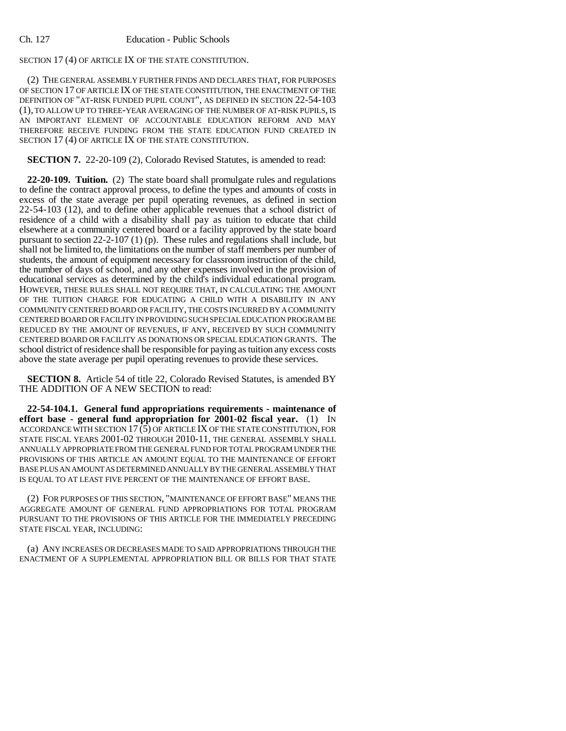SECTION 17 (4) OF ARTICLE IX OF THE STATE CONSTITUTION.

(2) THE GENERAL ASSEMBLY FURTHER FINDS AND DECLARES THAT, FOR PURPOSES OF SECTION 17 OF ARTICLE IX OF THE STATE CONSTITUTION, THE ENACTMENT OF THE DEFINITION OF "AT-RISK FUNDED PUPIL COUNT", AS DEFINED IN SECTION 22-54-103 (1), TO ALLOW UP TO THREE-YEAR AVERAGING OF THE NUMBER OF AT-RISK PUPILS, IS AN IMPORTANT ELEMENT OF ACCOUNTABLE EDUCATION REFORM AND MAY THEREFORE RECEIVE FUNDING FROM THE STATE EDUCATION FUND CREATED IN SECTION 17 (4) OF ARTICLE IX OF THE STATE CONSTITUTION.

**SECTION 7.** 22-20-109 (2), Colorado Revised Statutes, is amended to read:

**22-20-109. Tuition.** (2) The state board shall promulgate rules and regulations to define the contract approval process, to define the types and amounts of costs in excess of the state average per pupil operating revenues, as defined in section 22-54-103 (12), and to define other applicable revenues that a school district of residence of a child with a disability shall pay as tuition to educate that child elsewhere at a community centered board or a facility approved by the state board pursuant to section 22-2-107 (1) (p). These rules and regulations shall include, but shall not be limited to, the limitations on the number of staff members per number of students, the amount of equipment necessary for classroom instruction of the child, the number of days of school, and any other expenses involved in the provision of educational services as determined by the child's individual educational program. HOWEVER, THESE RULES SHALL NOT REQUIRE THAT, IN CALCULATING THE AMOUNT OF THE TUITION CHARGE FOR EDUCATING A CHILD WITH A DISABILITY IN ANY COMMUNITY CENTERED BOARD OR FACILITY, THE COSTS INCURRED BY A COMMUNITY CENTERED BOARD OR FACILITY IN PROVIDING SUCH SPECIAL EDUCATION PROGRAM BE REDUCED BY THE AMOUNT OF REVENUES, IF ANY, RECEIVED BY SUCH COMMUNITY CENTERED BOARD OR FACILITY AS DONATIONS OR SPECIAL EDUCATION GRANTS. The school district of residence shall be responsible for paying as tuition any excess costs above the state average per pupil operating revenues to provide these services.

**SECTION 8.** Article 54 of title 22, Colorado Revised Statutes, is amended BY THE ADDITION OF A NEW SECTION to read:

**22-54-104.1. General fund appropriations requirements - maintenance of effort base - general fund appropriation for 2001-02 fiscal year.** (1) IN ACCORDANCE WITH SECTION 17 (5) OF ARTICLE IX OF THE STATE CONSTITUTION, FOR STATE FISCAL YEARS 2001-02 THROUGH 2010-11, THE GENERAL ASSEMBLY SHALL ANNUALLY APPROPRIATE FROM THE GENERAL FUND FOR TOTAL PROGRAM UNDER THE PROVISIONS OF THIS ARTICLE AN AMOUNT EQUAL TO THE MAINTENANCE OF EFFORT BASE PLUS AN AMOUNT AS DETERMINED ANNUALLY BY THE GENERAL ASSEMBLY THAT IS EQUAL TO AT LEAST FIVE PERCENT OF THE MAINTENANCE OF EFFORT BASE.

(2) FOR PURPOSES OF THIS SECTION, "MAINTENANCE OF EFFORT BASE" MEANS THE AGGREGATE AMOUNT OF GENERAL FUND APPROPRIATIONS FOR TOTAL PROGRAM PURSUANT TO THE PROVISIONS OF THIS ARTICLE FOR THE IMMEDIATELY PRECEDING STATE FISCAL YEAR, INCLUDING:

(a) ANY INCREASES OR DECREASES MADE TO SAID APPROPRIATIONS THROUGH THE ENACTMENT OF A SUPPLEMENTAL APPROPRIATION BILL OR BILLS FOR THAT STATE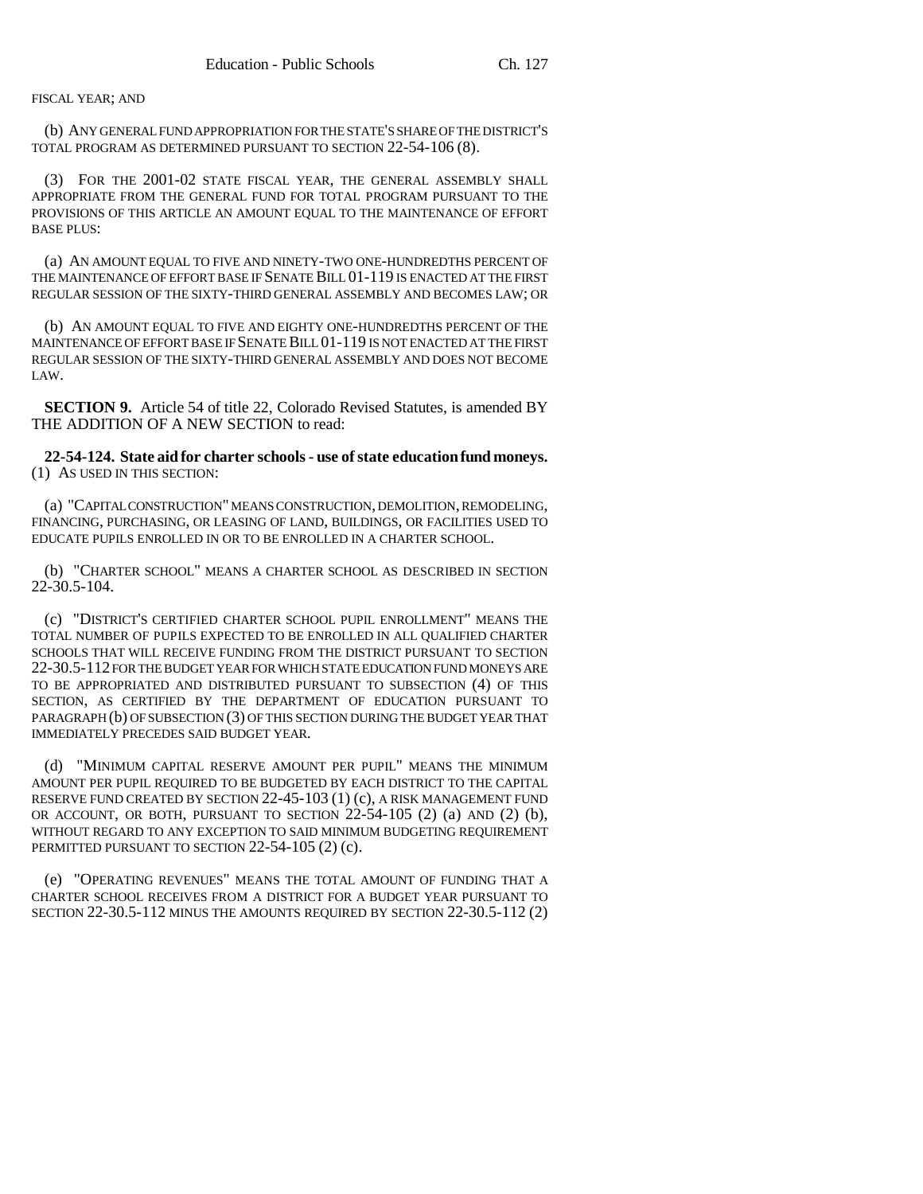FISCAL YEAR; AND

(b) ANY GENERAL FUND APPROPRIATION FOR THE STATE'S SHARE OF THE DISTRICT'S TOTAL PROGRAM AS DETERMINED PURSUANT TO SECTION 22-54-106 (8).

(3) FOR THE 2001-02 STATE FISCAL YEAR, THE GENERAL ASSEMBLY SHALL APPROPRIATE FROM THE GENERAL FUND FOR TOTAL PROGRAM PURSUANT TO THE PROVISIONS OF THIS ARTICLE AN AMOUNT EQUAL TO THE MAINTENANCE OF EFFORT BASE PLUS:

(a) AN AMOUNT EQUAL TO FIVE AND NINETY-TWO ONE-HUNDREDTHS PERCENT OF THE MAINTENANCE OF EFFORT BASE IF SENATE BILL 01-119 IS ENACTED AT THE FIRST REGULAR SESSION OF THE SIXTY-THIRD GENERAL ASSEMBLY AND BECOMES LAW; OR

(b) AN AMOUNT EQUAL TO FIVE AND EIGHTY ONE-HUNDREDTHS PERCENT OF THE MAINTENANCE OF EFFORT BASE IF SENATE BILL 01-119 IS NOT ENACTED AT THE FIRST REGULAR SESSION OF THE SIXTY-THIRD GENERAL ASSEMBLY AND DOES NOT BECOME LAW.

**SECTION 9.** Article 54 of title 22, Colorado Revised Statutes, is amended BY THE ADDITION OF A NEW SECTION to read:

**22-54-124. State aid for charter schools - use of state education fund moneys.** (1) AS USED IN THIS SECTION:

(a) "CAPITAL CONSTRUCTION" MEANS CONSTRUCTION, DEMOLITION, REMODELING, FINANCING, PURCHASING, OR LEASING OF LAND, BUILDINGS, OR FACILITIES USED TO EDUCATE PUPILS ENROLLED IN OR TO BE ENROLLED IN A CHARTER SCHOOL.

(b) "CHARTER SCHOOL" MEANS A CHARTER SCHOOL AS DESCRIBED IN SECTION 22-30.5-104.

(c) "DISTRICT'S CERTIFIED CHARTER SCHOOL PUPIL ENROLLMENT" MEANS THE TOTAL NUMBER OF PUPILS EXPECTED TO BE ENROLLED IN ALL QUALIFIED CHARTER SCHOOLS THAT WILL RECEIVE FUNDING FROM THE DISTRICT PURSUANT TO SECTION 22-30.5-112 FOR THE BUDGET YEAR FOR WHICH STATE EDUCATION FUND MONEYS ARE TO BE APPROPRIATED AND DISTRIBUTED PURSUANT TO SUBSECTION (4) OF THIS SECTION, AS CERTIFIED BY THE DEPARTMENT OF EDUCATION PURSUANT TO PARAGRAPH (b) OF SUBSECTION (3) OF THIS SECTION DURING THE BUDGET YEAR THAT IMMEDIATELY PRECEDES SAID BUDGET YEAR.

(d) "MINIMUM CAPITAL RESERVE AMOUNT PER PUPIL" MEANS THE MINIMUM AMOUNT PER PUPIL REQUIRED TO BE BUDGETED BY EACH DISTRICT TO THE CAPITAL RESERVE FUND CREATED BY SECTION 22-45-103 (1) (c), A RISK MANAGEMENT FUND OR ACCOUNT, OR BOTH, PURSUANT TO SECTION 22-54-105 (2) (a) AND (2) (b), WITHOUT REGARD TO ANY EXCEPTION TO SAID MINIMUM BUDGETING REQUIREMENT PERMITTED PURSUANT TO SECTION 22-54-105 (2) (c).

(e) "OPERATING REVENUES" MEANS THE TOTAL AMOUNT OF FUNDING THAT A CHARTER SCHOOL RECEIVES FROM A DISTRICT FOR A BUDGET YEAR PURSUANT TO SECTION 22-30.5-112 MINUS THE AMOUNTS REQUIRED BY SECTION 22-30.5-112 (2)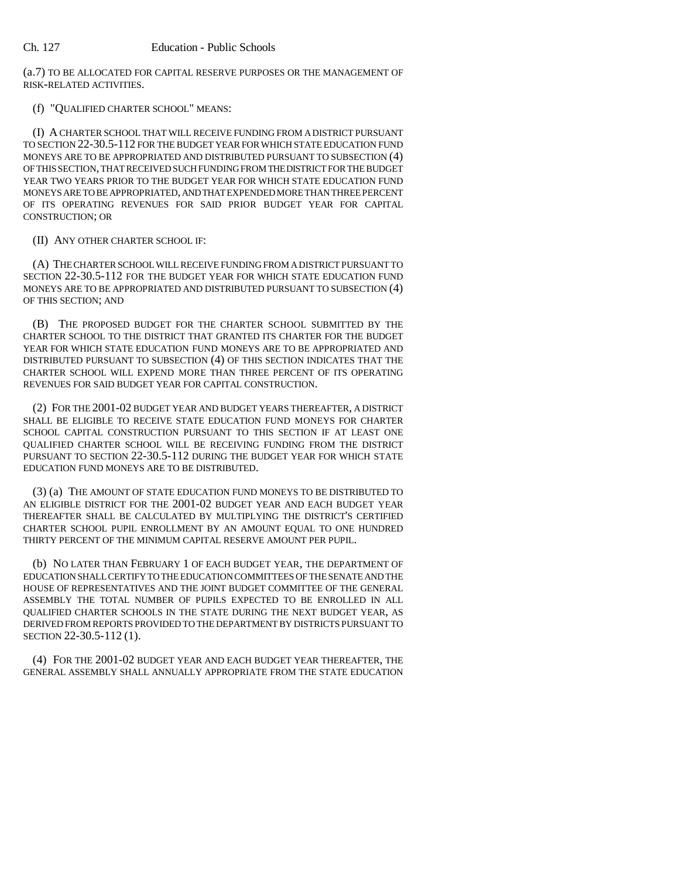(a.7) TO BE ALLOCATED FOR CAPITAL RESERVE PURPOSES OR THE MANAGEMENT OF RISK-RELATED ACTIVITIES.

(f) "QUALIFIED CHARTER SCHOOL" MEANS:

(I) A CHARTER SCHOOL THAT WILL RECEIVE FUNDING FROM A DISTRICT PURSUANT TO SECTION 22-30.5-112 FOR THE BUDGET YEAR FOR WHICH STATE EDUCATION FUND MONEYS ARE TO BE APPROPRIATED AND DISTRIBUTED PURSUANT TO SUBSECTION (4) OF THIS SECTION, THAT RECEIVED SUCH FUNDING FROM THE DISTRICT FOR THE BUDGET YEAR TWO YEARS PRIOR TO THE BUDGET YEAR FOR WHICH STATE EDUCATION FUND MONEYS ARE TO BE APPROPRIATED, AND THAT EXPENDED MORE THAN THREE PERCENT OF ITS OPERATING REVENUES FOR SAID PRIOR BUDGET YEAR FOR CAPITAL CONSTRUCTION; OR

(II) ANY OTHER CHARTER SCHOOL IF:

(A) THE CHARTER SCHOOL WILL RECEIVE FUNDING FROM A DISTRICT PURSUANT TO SECTION 22-30.5-112 FOR THE BUDGET YEAR FOR WHICH STATE EDUCATION FUND MONEYS ARE TO BE APPROPRIATED AND DISTRIBUTED PURSUANT TO SUBSECTION (4) OF THIS SECTION; AND

(B) THE PROPOSED BUDGET FOR THE CHARTER SCHOOL SUBMITTED BY THE CHARTER SCHOOL TO THE DISTRICT THAT GRANTED ITS CHARTER FOR THE BUDGET YEAR FOR WHICH STATE EDUCATION FUND MONEYS ARE TO BE APPROPRIATED AND DISTRIBUTED PURSUANT TO SUBSECTION (4) OF THIS SECTION INDICATES THAT THE CHARTER SCHOOL WILL EXPEND MORE THAN THREE PERCENT OF ITS OPERATING REVENUES FOR SAID BUDGET YEAR FOR CAPITAL CONSTRUCTION.

(2) FOR THE 2001-02 BUDGET YEAR AND BUDGET YEARS THEREAFTER, A DISTRICT SHALL BE ELIGIBLE TO RECEIVE STATE EDUCATION FUND MONEYS FOR CHARTER SCHOOL CAPITAL CONSTRUCTION PURSUANT TO THIS SECTION IF AT LEAST ONE QUALIFIED CHARTER SCHOOL WILL BE RECEIVING FUNDING FROM THE DISTRICT PURSUANT TO SECTION 22-30.5-112 DURING THE BUDGET YEAR FOR WHICH STATE EDUCATION FUND MONEYS ARE TO BE DISTRIBUTED.

(3) (a) THE AMOUNT OF STATE EDUCATION FUND MONEYS TO BE DISTRIBUTED TO AN ELIGIBLE DISTRICT FOR THE 2001-02 BUDGET YEAR AND EACH BUDGET YEAR THEREAFTER SHALL BE CALCULATED BY MULTIPLYING THE DISTRICT'S CERTIFIED CHARTER SCHOOL PUPIL ENROLLMENT BY AN AMOUNT EQUAL TO ONE HUNDRED THIRTY PERCENT OF THE MINIMUM CAPITAL RESERVE AMOUNT PER PUPIL.

(b) NO LATER THAN FEBRUARY 1 OF EACH BUDGET YEAR, THE DEPARTMENT OF EDUCATION SHALL CERTIFY TO THE EDUCATION COMMITTEES OF THE SENATE AND THE HOUSE OF REPRESENTATIVES AND THE JOINT BUDGET COMMITTEE OF THE GENERAL ASSEMBLY THE TOTAL NUMBER OF PUPILS EXPECTED TO BE ENROLLED IN ALL QUALIFIED CHARTER SCHOOLS IN THE STATE DURING THE NEXT BUDGET YEAR, AS DERIVED FROM REPORTS PROVIDED TO THE DEPARTMENT BY DISTRICTS PURSUANT TO SECTION 22-30.5-112 (1).

(4) FOR THE 2001-02 BUDGET YEAR AND EACH BUDGET YEAR THEREAFTER, THE GENERAL ASSEMBLY SHALL ANNUALLY APPROPRIATE FROM THE STATE EDUCATION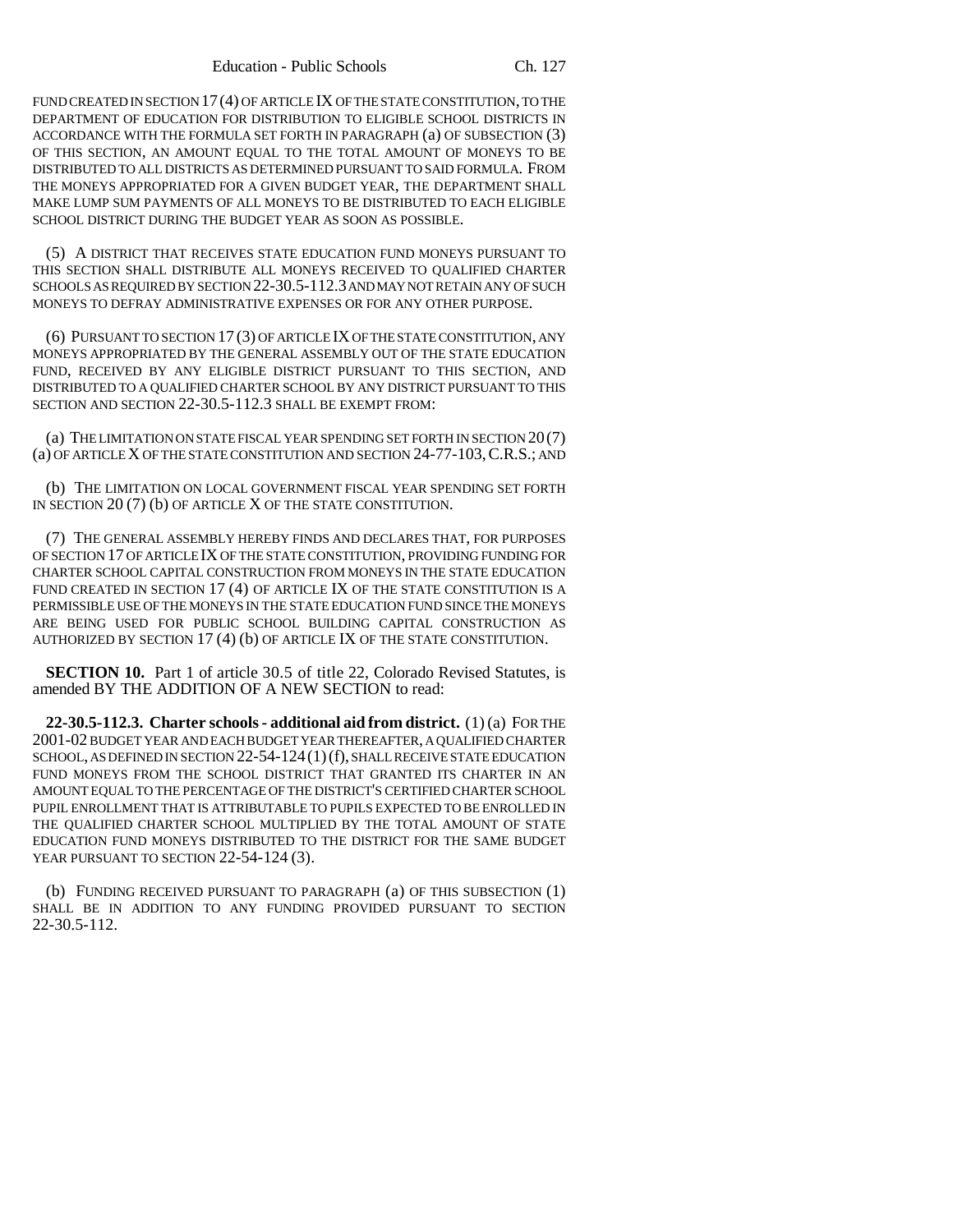FUND CREATED IN SECTION 17 (4) OF ARTICLE IX OF THE STATE CONSTITUTION, TO THE DEPARTMENT OF EDUCATION FOR DISTRIBUTION TO ELIGIBLE SCHOOL DISTRICTS IN ACCORDANCE WITH THE FORMULA SET FORTH IN PARAGRAPH (a) OF SUBSECTION (3) OF THIS SECTION, AN AMOUNT EQUAL TO THE TOTAL AMOUNT OF MONEYS TO BE DISTRIBUTED TO ALL DISTRICTS AS DETERMINED PURSUANT TO SAID FORMULA. FROM THE MONEYS APPROPRIATED FOR A GIVEN BUDGET YEAR, THE DEPARTMENT SHALL MAKE LUMP SUM PAYMENTS OF ALL MONEYS TO BE DISTRIBUTED TO EACH ELIGIBLE SCHOOL DISTRICT DURING THE BUDGET YEAR AS SOON AS POSSIBLE.

(5) A DISTRICT THAT RECEIVES STATE EDUCATION FUND MONEYS PURSUANT TO THIS SECTION SHALL DISTRIBUTE ALL MONEYS RECEIVED TO QUALIFIED CHARTER SCHOOLS AS REQUIRED BY SECTION 22-30.5-112.3 AND MAY NOT RETAIN ANY OF SUCH MONEYS TO DEFRAY ADMINISTRATIVE EXPENSES OR FOR ANY OTHER PURPOSE.

(6) PURSUANT TO SECTION 17 (3) OF ARTICLE IX OF THE STATE CONSTITUTION, ANY MONEYS APPROPRIATED BY THE GENERAL ASSEMBLY OUT OF THE STATE EDUCATION FUND, RECEIVED BY ANY ELIGIBLE DISTRICT PURSUANT TO THIS SECTION, AND DISTRIBUTED TO A QUALIFIED CHARTER SCHOOL BY ANY DISTRICT PURSUANT TO THIS SECTION AND SECTION 22-30.5-112.3 SHALL BE EXEMPT FROM:

(a) THE LIMITATION ON STATE FISCAL YEAR SPENDING SET FORTH IN SECTION 20 (7) (a) OF ARTICLE X OF THE STATE CONSTITUTION AND SECTION 24-77-103, C.R.S.; AND

(b) THE LIMITATION ON LOCAL GOVERNMENT FISCAL YEAR SPENDING SET FORTH IN SECTION 20 (7) (b) OF ARTICLE X OF THE STATE CONSTITUTION.

(7) THE GENERAL ASSEMBLY HEREBY FINDS AND DECLARES THAT, FOR PURPOSES OF SECTION 17 OF ARTICLE IX OF THE STATE CONSTITUTION, PROVIDING FUNDING FOR CHARTER SCHOOL CAPITAL CONSTRUCTION FROM MONEYS IN THE STATE EDUCATION FUND CREATED IN SECTION 17 (4) OF ARTICLE IX OF THE STATE CONSTITUTION IS A PERMISSIBLE USE OF THE MONEYS IN THE STATE EDUCATION FUND SINCE THE MONEYS ARE BEING USED FOR PUBLIC SCHOOL BUILDING CAPITAL CONSTRUCTION AS AUTHORIZED BY SECTION 17 (4) (b) OF ARTICLE IX OF THE STATE CONSTITUTION.

**SECTION 10.** Part 1 of article 30.5 of title 22, Colorado Revised Statutes, is amended BY THE ADDITION OF A NEW SECTION to read:

**22-30.5-112.3. Charter schools - additional aid from district.** (1) (a) FOR THE 2001-02 BUDGET YEAR AND EACH BUDGET YEAR THEREAFTER, A QUALIFIED CHARTER SCHOOL, AS DEFINED IN SECTION 22-54-124 (1) (f), SHALL RECEIVE STATE EDUCATION FUND MONEYS FROM THE SCHOOL DISTRICT THAT GRANTED ITS CHARTER IN AN AMOUNT EQUAL TO THE PERCENTAGE OF THE DISTRICT'S CERTIFIED CHARTER SCHOOL PUPIL ENROLLMENT THAT IS ATTRIBUTABLE TO PUPILS EXPECTED TO BE ENROLLED IN THE QUALIFIED CHARTER SCHOOL MULTIPLIED BY THE TOTAL AMOUNT OF STATE EDUCATION FUND MONEYS DISTRIBUTED TO THE DISTRICT FOR THE SAME BUDGET YEAR PURSUANT TO SECTION 22-54-124 (3).

(b) FUNDING RECEIVED PURSUANT TO PARAGRAPH (a) OF THIS SUBSECTION (1) SHALL BE IN ADDITION TO ANY FUNDING PROVIDED PURSUANT TO SECTION 22-30.5-112.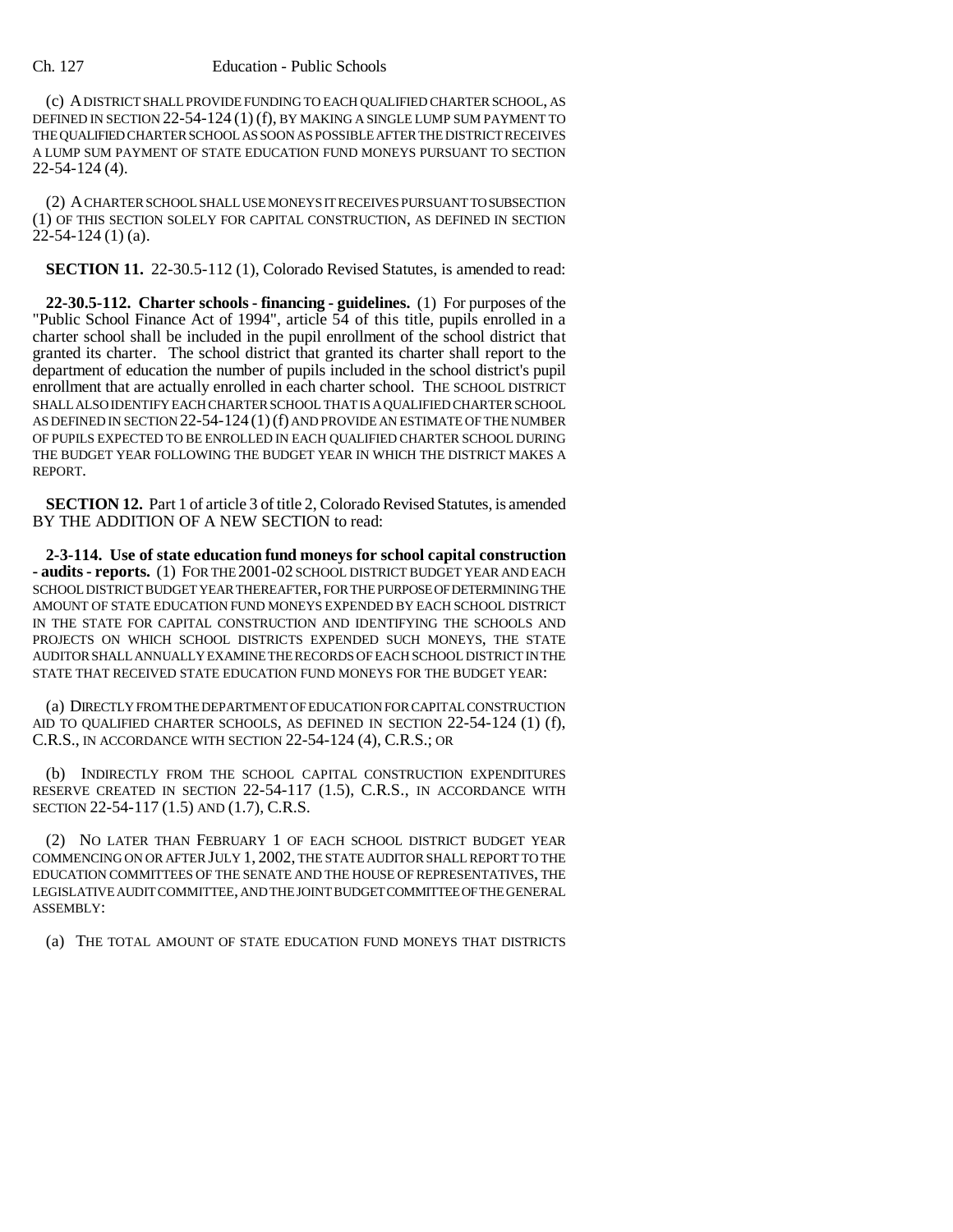(c) A DISTRICT SHALL PROVIDE FUNDING TO EACH QUALIFIED CHARTER SCHOOL, AS DEFINED IN SECTION 22-54-124 (1) (f), BY MAKING A SINGLE LUMP SUM PAYMENT TO THE QUALIFIED CHARTER SCHOOL AS SOON AS POSSIBLE AFTER THE DISTRICT RECEIVES A LUMP SUM PAYMENT OF STATE EDUCATION FUND MONEYS PURSUANT TO SECTION 22-54-124 (4).

(2) A CHARTER SCHOOL SHALL USE MONEYS IT RECEIVES PURSUANT TO SUBSECTION (1) OF THIS SECTION SOLELY FOR CAPITAL CONSTRUCTION, AS DEFINED IN SECTION 22-54-124 (1) (a).

**SECTION 11.** 22-30.5-112 (1), Colorado Revised Statutes, is amended to read:

**22-30.5-112. Charter schools - financing - guidelines.** (1) For purposes of the "Public School Finance Act of 1994", article 54 of this title, pupils enrolled in a charter school shall be included in the pupil enrollment of the school district that granted its charter. The school district that granted its charter shall report to the department of education the number of pupils included in the school district's pupil enrollment that are actually enrolled in each charter school. THE SCHOOL DISTRICT SHALL ALSO IDENTIFY EACH CHARTER SCHOOL THAT IS A QUALIFIED CHARTER SCHOOL AS DEFINED IN SECTION 22-54-124 (1) (f) AND PROVIDE AN ESTIMATE OF THE NUMBER OF PUPILS EXPECTED TO BE ENROLLED IN EACH QUALIFIED CHARTER SCHOOL DURING THE BUDGET YEAR FOLLOWING THE BUDGET YEAR IN WHICH THE DISTRICT MAKES A REPORT.

**SECTION 12.** Part 1 of article 3 of title 2, Colorado Revised Statutes, is amended BY THE ADDITION OF A NEW SECTION to read:

**2-3-114. Use of state education fund moneys for school capital construction - audits - reports.** (1) FOR THE 2001-02 SCHOOL DISTRICT BUDGET YEAR AND EACH SCHOOL DISTRICT BUDGET YEAR THEREAFTER, FOR THE PURPOSE OF DETERMINING THE AMOUNT OF STATE EDUCATION FUND MONEYS EXPENDED BY EACH SCHOOL DISTRICT IN THE STATE FOR CAPITAL CONSTRUCTION AND IDENTIFYING THE SCHOOLS AND PROJECTS ON WHICH SCHOOL DISTRICTS EXPENDED SUCH MONEYS, THE STATE AUDITOR SHALL ANNUALLY EXAMINE THE RECORDS OF EACH SCHOOL DISTRICT IN THE STATE THAT RECEIVED STATE EDUCATION FUND MONEYS FOR THE BUDGET YEAR:

(a) DIRECTLY FROM THE DEPARTMENT OF EDUCATION FOR CAPITAL CONSTRUCTION AID TO QUALIFIED CHARTER SCHOOLS, AS DEFINED IN SECTION 22-54-124 (1) (f), C.R.S., IN ACCORDANCE WITH SECTION 22-54-124 (4), C.R.S.; OR

(b) INDIRECTLY FROM THE SCHOOL CAPITAL CONSTRUCTION EXPENDITURES RESERVE CREATED IN SECTION 22-54-117 (1.5), C.R.S., IN ACCORDANCE WITH SECTION 22-54-117 (1.5) AND (1.7), C.R.S.

(2) NO LATER THAN FEBRUARY 1 OF EACH SCHOOL DISTRICT BUDGET YEAR COMMENCING ON OR AFTER JULY 1, 2002, THE STATE AUDITOR SHALL REPORT TO THE EDUCATION COMMITTEES OF THE SENATE AND THE HOUSE OF REPRESENTATIVES, THE LEGISLATIVE AUDIT COMMITTEE, AND THE JOINT BUDGET COMMITTEE OF THE GENERAL ASSEMBLY:

(a) THE TOTAL AMOUNT OF STATE EDUCATION FUND MONEYS THAT DISTRICTS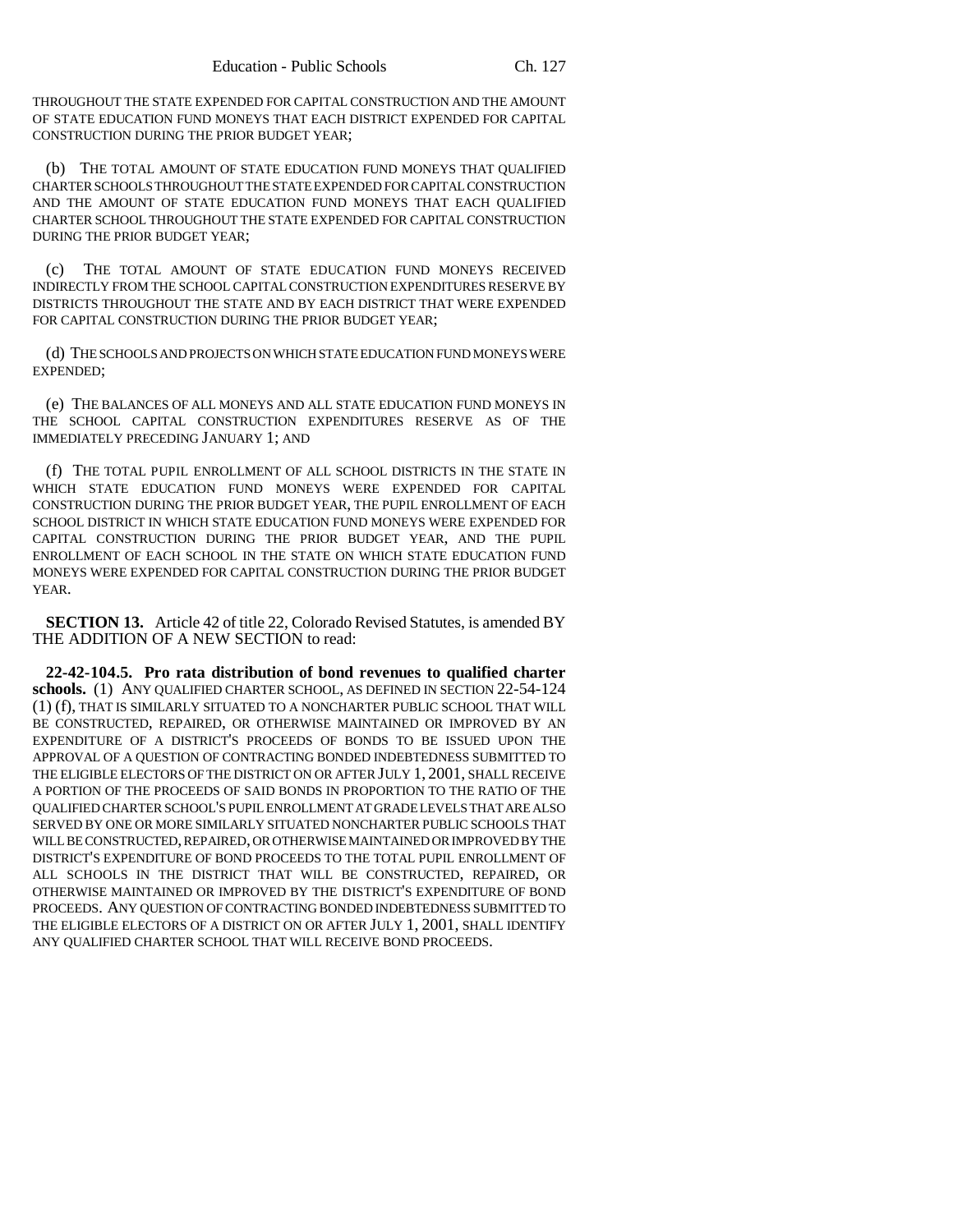THROUGHOUT THE STATE EXPENDED FOR CAPITAL CONSTRUCTION AND THE AMOUNT OF STATE EDUCATION FUND MONEYS THAT EACH DISTRICT EXPENDED FOR CAPITAL CONSTRUCTION DURING THE PRIOR BUDGET YEAR;

(b) THE TOTAL AMOUNT OF STATE EDUCATION FUND MONEYS THAT QUALIFIED CHARTER SCHOOLS THROUGHOUT THE STATE EXPENDED FOR CAPITAL CONSTRUCTION AND THE AMOUNT OF STATE EDUCATION FUND MONEYS THAT EACH QUALIFIED CHARTER SCHOOL THROUGHOUT THE STATE EXPENDED FOR CAPITAL CONSTRUCTION DURING THE PRIOR BUDGET YEAR;

(c) THE TOTAL AMOUNT OF STATE EDUCATION FUND MONEYS RECEIVED INDIRECTLY FROM THE SCHOOL CAPITAL CONSTRUCTION EXPENDITURES RESERVE BY DISTRICTS THROUGHOUT THE STATE AND BY EACH DISTRICT THAT WERE EXPENDED FOR CAPITAL CONSTRUCTION DURING THE PRIOR BUDGET YEAR;

(d) THE SCHOOLS AND PROJECTS ON WHICH STATE EDUCATION FUND MONEYS WERE EXPENDED;

(e) THE BALANCES OF ALL MONEYS AND ALL STATE EDUCATION FUND MONEYS IN THE SCHOOL CAPITAL CONSTRUCTION EXPENDITURES RESERVE AS OF THE IMMEDIATELY PRECEDING JANUARY 1; AND

(f) THE TOTAL PUPIL ENROLLMENT OF ALL SCHOOL DISTRICTS IN THE STATE IN WHICH STATE EDUCATION FUND MONEYS WERE EXPENDED FOR CAPITAL CONSTRUCTION DURING THE PRIOR BUDGET YEAR, THE PUPIL ENROLLMENT OF EACH SCHOOL DISTRICT IN WHICH STATE EDUCATION FUND MONEYS WERE EXPENDED FOR CAPITAL CONSTRUCTION DURING THE PRIOR BUDGET YEAR, AND THE PUPIL ENROLLMENT OF EACH SCHOOL IN THE STATE ON WHICH STATE EDUCATION FUND MONEYS WERE EXPENDED FOR CAPITAL CONSTRUCTION DURING THE PRIOR BUDGET YEAR.

**SECTION 13.** Article 42 of title 22, Colorado Revised Statutes, is amended BY THE ADDITION OF A NEW SECTION to read:

**22-42-104.5. Pro rata distribution of bond revenues to qualified charter schools.** (1) ANY QUALIFIED CHARTER SCHOOL, AS DEFINED IN SECTION 22-54-124 (1) (f), THAT IS SIMILARLY SITUATED TO A NONCHARTER PUBLIC SCHOOL THAT WILL BE CONSTRUCTED, REPAIRED, OR OTHERWISE MAINTAINED OR IMPROVED BY AN EXPENDITURE OF A DISTRICT'S PROCEEDS OF BONDS TO BE ISSUED UPON THE APPROVAL OF A QUESTION OF CONTRACTING BONDED INDEBTEDNESS SUBMITTED TO THE ELIGIBLE ELECTORS OF THE DISTRICT ON OR AFTER JULY 1, 2001, SHALL RECEIVE A PORTION OF THE PROCEEDS OF SAID BONDS IN PROPORTION TO THE RATIO OF THE QUALIFIED CHARTER SCHOOL'S PUPIL ENROLLMENT AT GRADE LEVELS THAT ARE ALSO SERVED BY ONE OR MORE SIMILARLY SITUATED NONCHARTER PUBLIC SCHOOLS THAT WILL BE CONSTRUCTED, REPAIRED, OR OTHERWISE MAINTAINED OR IMPROVED BY THE DISTRICT'S EXPENDITURE OF BOND PROCEEDS TO THE TOTAL PUPIL ENROLLMENT OF ALL SCHOOLS IN THE DISTRICT THAT WILL BE CONSTRUCTED, REPAIRED, OR OTHERWISE MAINTAINED OR IMPROVED BY THE DISTRICT'S EXPENDITURE OF BOND PROCEEDS. ANY QUESTION OF CONTRACTING BONDED INDEBTEDNESS SUBMITTED TO THE ELIGIBLE ELECTORS OF A DISTRICT ON OR AFTER JULY 1, 2001, SHALL IDENTIFY ANY QUALIFIED CHARTER SCHOOL THAT WILL RECEIVE BOND PROCEEDS.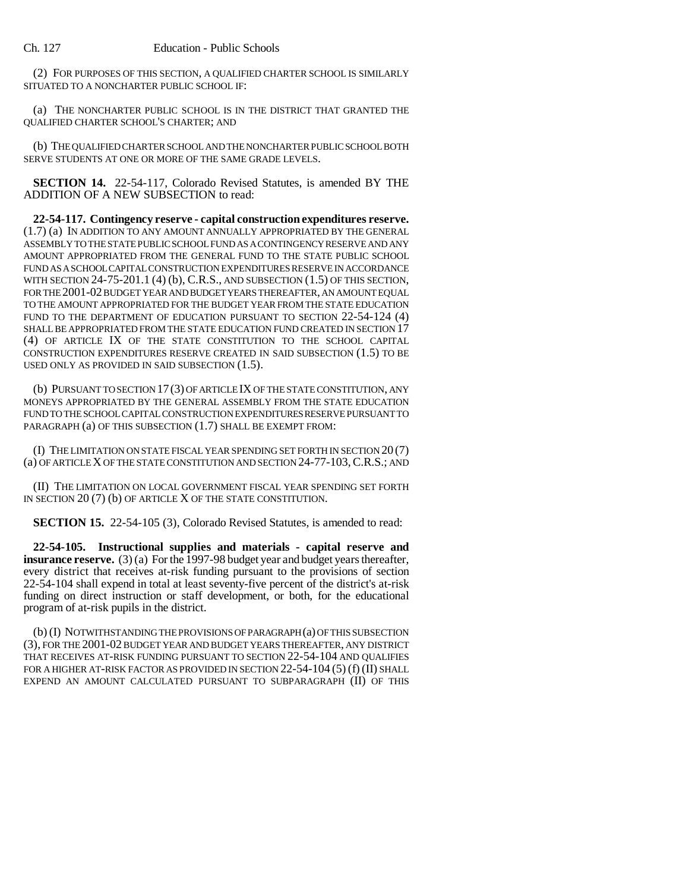(2) FOR PURPOSES OF THIS SECTION, A QUALIFIED CHARTER SCHOOL IS SIMILARLY SITUATED TO A NONCHARTER PUBLIC SCHOOL IF:

(a) THE NONCHARTER PUBLIC SCHOOL IS IN THE DISTRICT THAT GRANTED THE QUALIFIED CHARTER SCHOOL'S CHARTER; AND

(b) THE QUALIFIED CHARTER SCHOOL AND THE NONCHARTER PUBLIC SCHOOL BOTH SERVE STUDENTS AT ONE OR MORE OF THE SAME GRADE LEVELS.

**SECTION 14.** 22-54-117, Colorado Revised Statutes, is amended BY THE ADDITION OF A NEW SUBSECTION to read:

**22-54-117. Contingency reserve - capital construction expenditures reserve.** (1.7) (a) IN ADDITION TO ANY AMOUNT ANNUALLY APPROPRIATED BY THE GENERAL ASSEMBLY TO THE STATE PUBLIC SCHOOL FUND AS A CONTINGENCY RESERVE AND ANY AMOUNT APPROPRIATED FROM THE GENERAL FUND TO THE STATE PUBLIC SCHOOL FUND AS A SCHOOL CAPITAL CONSTRUCTION EXPENDITURES RESERVE IN ACCORDANCE WITH SECTION 24-75-201.1 (4) (b), C.R.S., AND SUBSECTION (1.5) OF THIS SECTION, FOR THE 2001-02 BUDGET YEAR AND BUDGET YEARS THEREAFTER, AN AMOUNT EQUAL TO THE AMOUNT APPROPRIATED FOR THE BUDGET YEAR FROM THE STATE EDUCATION FUND TO THE DEPARTMENT OF EDUCATION PURSUANT TO SECTION 22-54-124 (4) SHALL BE APPROPRIATED FROM THE STATE EDUCATION FUND CREATED IN SECTION 17 (4) OF ARTICLE IX OF THE STATE CONSTITUTION TO THE SCHOOL CAPITAL CONSTRUCTION EXPENDITURES RESERVE CREATED IN SAID SUBSECTION (1.5) TO BE USED ONLY AS PROVIDED IN SAID SUBSECTION (1.5).

(b) PURSUANT TO SECTION 17 (3) OF ARTICLE IX OF THE STATE CONSTITUTION, ANY MONEYS APPROPRIATED BY THE GENERAL ASSEMBLY FROM THE STATE EDUCATION FUND TO THE SCHOOL CAPITAL CONSTRUCTION EXPENDITURES RESERVE PURSUANT TO PARAGRAPH (a) OF THIS SUBSECTION (1.7) SHALL BE EXEMPT FROM:

(I) THE LIMITATION ON STATE FISCAL YEAR SPENDING SET FORTH IN SECTION 20 (7) (a) OF ARTICLE X OF THE STATE CONSTITUTION AND SECTION 24-77-103, C.R.S.; AND

(II) THE LIMITATION ON LOCAL GOVERNMENT FISCAL YEAR SPENDING SET FORTH IN SECTION 20 (7) (b) OF ARTICLE X OF THE STATE CONSTITUTION.

**SECTION 15.** 22-54-105 (3), Colorado Revised Statutes, is amended to read:

**22-54-105. Instructional supplies and materials - capital reserve and insurance reserve.** (3) (a) For the 1997-98 budget year and budget years thereafter, every district that receives at-risk funding pursuant to the provisions of section 22-54-104 shall expend in total at least seventy-five percent of the district's at-risk funding on direct instruction or staff development, or both, for the educational program of at-risk pupils in the district.

(b) (I) NOTWITHSTANDING THE PROVISIONS OF PARAGRAPH (a) OF THIS SUBSECTION (3), FOR THE 2001-02 BUDGET YEAR AND BUDGET YEARS THEREAFTER, ANY DISTRICT THAT RECEIVES AT-RISK FUNDING PURSUANT TO SECTION 22-54-104 AND QUALIFIES FOR A HIGHER AT-RISK FACTOR AS PROVIDED IN SECTION 22-54-104 (5) (f) (II) SHALL EXPEND AN AMOUNT CALCULATED PURSUANT TO SUBPARAGRAPH (II) OF THIS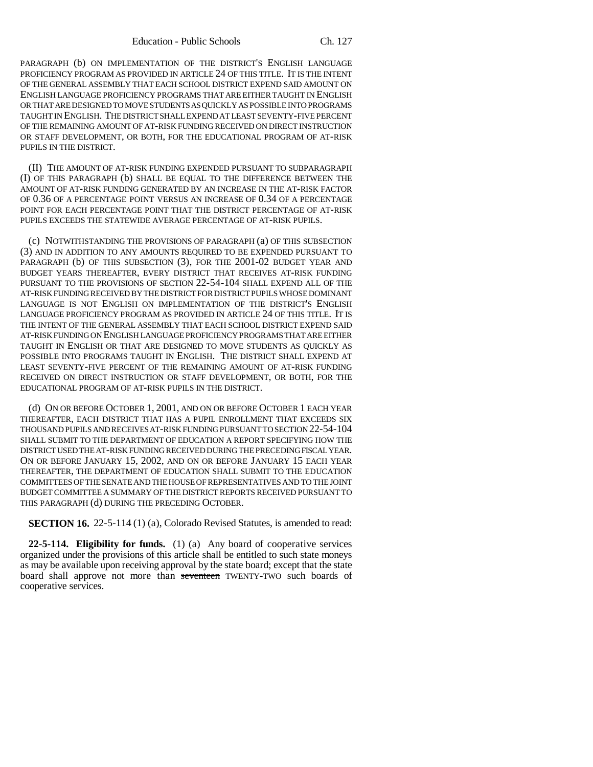PARAGRAPH (b) ON IMPLEMENTATION OF THE DISTRICT'S ENGLISH LANGUAGE PROFICIENCY PROGRAM AS PROVIDED IN ARTICLE 24 OF THIS TITLE. IT IS THE INTENT OF THE GENERAL ASSEMBLY THAT EACH SCHOOL DISTRICT EXPEND SAID AMOUNT ON ENGLISH LANGUAGE PROFICIENCY PROGRAMS THAT ARE EITHER TAUGHT IN ENGLISH OR THAT ARE DESIGNED TO MOVE STUDENTS AS QUICKLY AS POSSIBLE INTO PROGRAMS TAUGHT IN ENGLISH. THE DISTRICT SHALL EXPEND AT LEAST SEVENTY-FIVE PERCENT OF THE REMAINING AMOUNT OF AT-RISK FUNDING RECEIVED ON DIRECT INSTRUCTION OR STAFF DEVELOPMENT, OR BOTH, FOR THE EDUCATIONAL PROGRAM OF AT-RISK PUPILS IN THE DISTRICT.

(II) THE AMOUNT OF AT-RISK FUNDING EXPENDED PURSUANT TO SUBPARAGRAPH (I) OF THIS PARAGRAPH (b) SHALL BE EQUAL TO THE DIFFERENCE BETWEEN THE AMOUNT OF AT-RISK FUNDING GENERATED BY AN INCREASE IN THE AT-RISK FACTOR OF 0.36 OF A PERCENTAGE POINT VERSUS AN INCREASE OF 0.34 OF A PERCENTAGE POINT FOR EACH PERCENTAGE POINT THAT THE DISTRICT PERCENTAGE OF AT-RISK PUPILS EXCEEDS THE STATEWIDE AVERAGE PERCENTAGE OF AT-RISK PUPILS.

(c) NOTWITHSTANDING THE PROVISIONS OF PARAGRAPH (a) OF THIS SUBSECTION (3) AND IN ADDITION TO ANY AMOUNTS REQUIRED TO BE EXPENDED PURSUANT TO PARAGRAPH (b) OF THIS SUBSECTION (3), FOR THE 2001-02 BUDGET YEAR AND BUDGET YEARS THEREAFTER, EVERY DISTRICT THAT RECEIVES AT-RISK FUNDING PURSUANT TO THE PROVISIONS OF SECTION 22-54-104 SHALL EXPEND ALL OF THE AT-RISK FUNDING RECEIVED BY THE DISTRICT FOR DISTRICT PUPILS WHOSE DOMINANT LANGUAGE IS NOT ENGLISH ON IMPLEMENTATION OF THE DISTRICT'S ENGLISH LANGUAGE PROFICIENCY PROGRAM AS PROVIDED IN ARTICLE 24 OF THIS TITLE. IT IS THE INTENT OF THE GENERAL ASSEMBLY THAT EACH SCHOOL DISTRICT EXPEND SAID AT-RISK FUNDING ON ENGLISH LANGUAGE PROFICIENCY PROGRAMS THAT ARE EITHER TAUGHT IN ENGLISH OR THAT ARE DESIGNED TO MOVE STUDENTS AS QUICKLY AS POSSIBLE INTO PROGRAMS TAUGHT IN ENGLISH. THE DISTRICT SHALL EXPEND AT LEAST SEVENTY-FIVE PERCENT OF THE REMAINING AMOUNT OF AT-RISK FUNDING RECEIVED ON DIRECT INSTRUCTION OR STAFF DEVELOPMENT, OR BOTH, FOR THE EDUCATIONAL PROGRAM OF AT-RISK PUPILS IN THE DISTRICT.

(d) ON OR BEFORE OCTOBER 1, 2001, AND ON OR BEFORE OCTOBER 1 EACH YEAR THEREAFTER, EACH DISTRICT THAT HAS A PUPIL ENROLLMENT THAT EXCEEDS SIX THOUSAND PUPILS AND RECEIVES AT-RISK FUNDING PURSUANT TO SECTION 22-54-104 SHALL SUBMIT TO THE DEPARTMENT OF EDUCATION A REPORT SPECIFYING HOW THE DISTRICT USED THE AT-RISK FUNDING RECEIVED DURING THE PRECEDING FISCAL YEAR. ON OR BEFORE JANUARY 15, 2002, AND ON OR BEFORE JANUARY 15 EACH YEAR THEREAFTER, THE DEPARTMENT OF EDUCATION SHALL SUBMIT TO THE EDUCATION COMMITTEES OF THE SENATE AND THE HOUSE OF REPRESENTATIVES AND TO THE JOINT BUDGET COMMITTEE A SUMMARY OF THE DISTRICT REPORTS RECEIVED PURSUANT TO THIS PARAGRAPH (d) DURING THE PRECEDING OCTOBER.

**SECTION 16.** 22-5-114 (1) (a), Colorado Revised Statutes, is amended to read:

**22-5-114. Eligibility for funds.** (1) (a) Any board of cooperative services organized under the provisions of this article shall be entitled to such state moneys as may be available upon receiving approval by the state board; except that the state board shall approve not more than ~~seventeen~~ TWENTY-TWO such boards of cooperative services.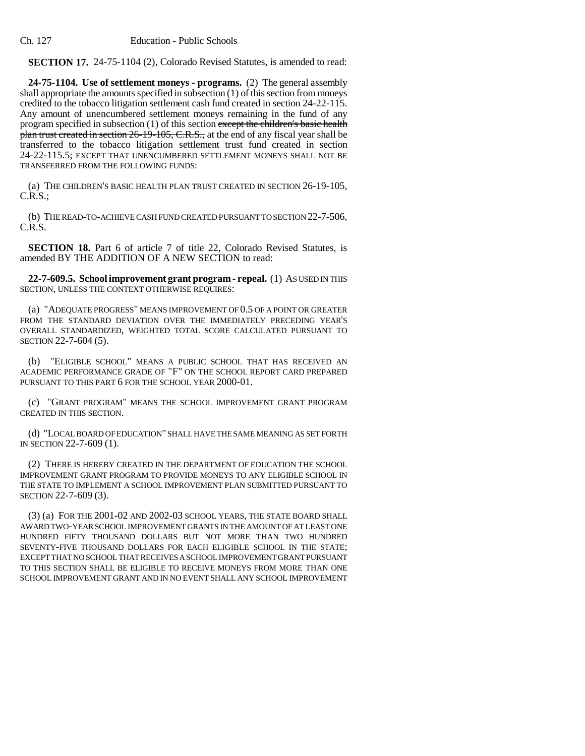**SECTION 17.** 24-75-1104 (2), Colorado Revised Statutes, is amended to read:

**24-75-1104. Use of settlement moneys - programs.** (2) The general assembly shall appropriate the amounts specified in subsection (1) of this section from moneys credited to the tobacco litigation settlement cash fund created in section 24-22-115. Any amount of unencumbered settlement moneys remaining in the fund of any program specified in subsection (1) of this section ~~except the children's basic health plan trust created in section 26-19-105, C.R.S.,~~ at the end of any fiscal year shall be transferred to the tobacco litigation settlement trust fund created in section 24-22-115.5; EXCEPT THAT UNENCUMBERED SETTLEMENT MONEYS SHALL NOT BE TRANSFERRED FROM THE FOLLOWING FUNDS:

(a) THE CHILDREN'S BASIC HEALTH PLAN TRUST CREATED IN SECTION 26-19-105, C.R.S.;

(b) THE READ-TO-ACHIEVE CASH FUND CREATED PURSUANT TO SECTION 22-7-506, C.R.S.

**SECTION 18.** Part 6 of article 7 of title 22, Colorado Revised Statutes, is amended BY THE ADDITION OF A NEW SECTION to read:

**22-7-609.5. School improvement grant program - repeal.** (1) AS USED IN THIS SECTION, UNLESS THE CONTEXT OTHERWISE REQUIRES:

(a) "ADEQUATE PROGRESS" MEANS IMPROVEMENT OF 0.5 OF A POINT OR GREATER FROM THE STANDARD DEVIATION OVER THE IMMEDIATELY PRECEDING YEAR'S OVERALL STANDARDIZED, WEIGHTED TOTAL SCORE CALCULATED PURSUANT TO SECTION 22-7-604 (5).

(b) "ELIGIBLE SCHOOL" MEANS A PUBLIC SCHOOL THAT HAS RECEIVED AN ACADEMIC PERFORMANCE GRADE OF "F" ON THE SCHOOL REPORT CARD PREPARED PURSUANT TO THIS PART 6 FOR THE SCHOOL YEAR 2000-01.

(c) "GRANT PROGRAM" MEANS THE SCHOOL IMPROVEMENT GRANT PROGRAM CREATED IN THIS SECTION.

(d) "LOCAL BOARD OF EDUCATION" SHALL HAVE THE SAME MEANING AS SET FORTH IN SECTION 22-7-609 (1).

(2) THERE IS HEREBY CREATED IN THE DEPARTMENT OF EDUCATION THE SCHOOL IMPROVEMENT GRANT PROGRAM TO PROVIDE MONEYS TO ANY ELIGIBLE SCHOOL IN THE STATE TO IMPLEMENT A SCHOOL IMPROVEMENT PLAN SUBMITTED PURSUANT TO SECTION 22-7-609 (3).

(3) (a) FOR THE 2001-02 AND 2002-03 SCHOOL YEARS, THE STATE BOARD SHALL AWARD TWO-YEAR SCHOOL IMPROVEMENT GRANTS IN THE AMOUNT OF AT LEAST ONE HUNDRED FIFTY THOUSAND DOLLARS BUT NOT MORE THAN TWO HUNDRED SEVENTY-FIVE THOUSAND DOLLARS FOR EACH ELIGIBLE SCHOOL IN THE STATE; EXCEPT THAT NO SCHOOL THAT RECEIVES A SCHOOL IMPROVEMENT GRANT PURSUANT TO THIS SECTION SHALL BE ELIGIBLE TO RECEIVE MONEYS FROM MORE THAN ONE SCHOOL IMPROVEMENT GRANT AND IN NO EVENT SHALL ANY SCHOOL IMPROVEMENT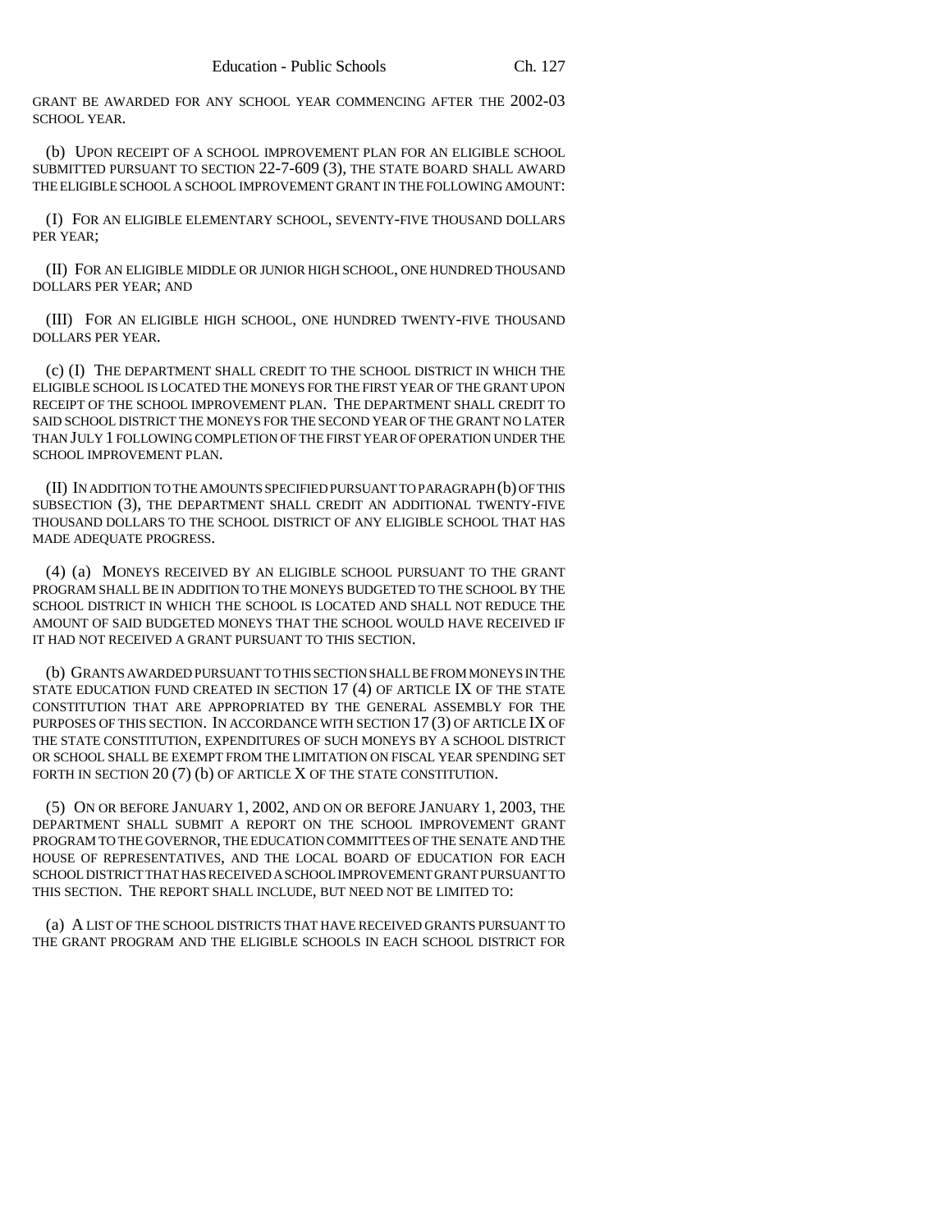GRANT BE AWARDED FOR ANY SCHOOL YEAR COMMENCING AFTER THE 2002-03 SCHOOL YEAR.

(b) UPON RECEIPT OF A SCHOOL IMPROVEMENT PLAN FOR AN ELIGIBLE SCHOOL SUBMITTED PURSUANT TO SECTION 22-7-609 (3), THE STATE BOARD SHALL AWARD THE ELIGIBLE SCHOOL A SCHOOL IMPROVEMENT GRANT IN THE FOLLOWING AMOUNT:

(I) FOR AN ELIGIBLE ELEMENTARY SCHOOL, SEVENTY-FIVE THOUSAND DOLLARS PER YEAR;

(II) FOR AN ELIGIBLE MIDDLE OR JUNIOR HIGH SCHOOL, ONE HUNDRED THOUSAND DOLLARS PER YEAR; AND

(III) FOR AN ELIGIBLE HIGH SCHOOL, ONE HUNDRED TWENTY-FIVE THOUSAND DOLLARS PER YEAR.

(c) (I) THE DEPARTMENT SHALL CREDIT TO THE SCHOOL DISTRICT IN WHICH THE ELIGIBLE SCHOOL IS LOCATED THE MONEYS FOR THE FIRST YEAR OF THE GRANT UPON RECEIPT OF THE SCHOOL IMPROVEMENT PLAN. THE DEPARTMENT SHALL CREDIT TO SAID SCHOOL DISTRICT THE MONEYS FOR THE SECOND YEAR OF THE GRANT NO LATER THAN JULY 1 FOLLOWING COMPLETION OF THE FIRST YEAR OF OPERATION UNDER THE SCHOOL IMPROVEMENT PLAN.

(II) IN ADDITION TO THE AMOUNTS SPECIFIED PURSUANT TO PARAGRAPH (b) OF THIS SUBSECTION (3), THE DEPARTMENT SHALL CREDIT AN ADDITIONAL TWENTY-FIVE THOUSAND DOLLARS TO THE SCHOOL DISTRICT OF ANY ELIGIBLE SCHOOL THAT HAS MADE ADEQUATE PROGRESS.

(4) (a) MONEYS RECEIVED BY AN ELIGIBLE SCHOOL PURSUANT TO THE GRANT PROGRAM SHALL BE IN ADDITION TO THE MONEYS BUDGETED TO THE SCHOOL BY THE SCHOOL DISTRICT IN WHICH THE SCHOOL IS LOCATED AND SHALL NOT REDUCE THE AMOUNT OF SAID BUDGETED MONEYS THAT THE SCHOOL WOULD HAVE RECEIVED IF IT HAD NOT RECEIVED A GRANT PURSUANT TO THIS SECTION.

(b) GRANTS AWARDED PURSUANT TO THIS SECTION SHALL BE FROM MONEYS IN THE STATE EDUCATION FUND CREATED IN SECTION 17 (4) OF ARTICLE IX OF THE STATE CONSTITUTION THAT ARE APPROPRIATED BY THE GENERAL ASSEMBLY FOR THE PURPOSES OF THIS SECTION. IN ACCORDANCE WITH SECTION 17 (3) OF ARTICLE IX OF THE STATE CONSTITUTION, EXPENDITURES OF SUCH MONEYS BY A SCHOOL DISTRICT OR SCHOOL SHALL BE EXEMPT FROM THE LIMITATION ON FISCAL YEAR SPENDING SET FORTH IN SECTION 20 (7) (b) OF ARTICLE X OF THE STATE CONSTITUTION.

(5) ON OR BEFORE JANUARY 1, 2002, AND ON OR BEFORE JANUARY 1, 2003, THE DEPARTMENT SHALL SUBMIT A REPORT ON THE SCHOOL IMPROVEMENT GRANT PROGRAM TO THE GOVERNOR, THE EDUCATION COMMITTEES OF THE SENATE AND THE HOUSE OF REPRESENTATIVES, AND THE LOCAL BOARD OF EDUCATION FOR EACH SCHOOL DISTRICT THAT HAS RECEIVED A SCHOOL IMPROVEMENT GRANT PURSUANT TO THIS SECTION. THE REPORT SHALL INCLUDE, BUT NEED NOT BE LIMITED TO:

(a) A LIST OF THE SCHOOL DISTRICTS THAT HAVE RECEIVED GRANTS PURSUANT TO THE GRANT PROGRAM AND THE ELIGIBLE SCHOOLS IN EACH SCHOOL DISTRICT FOR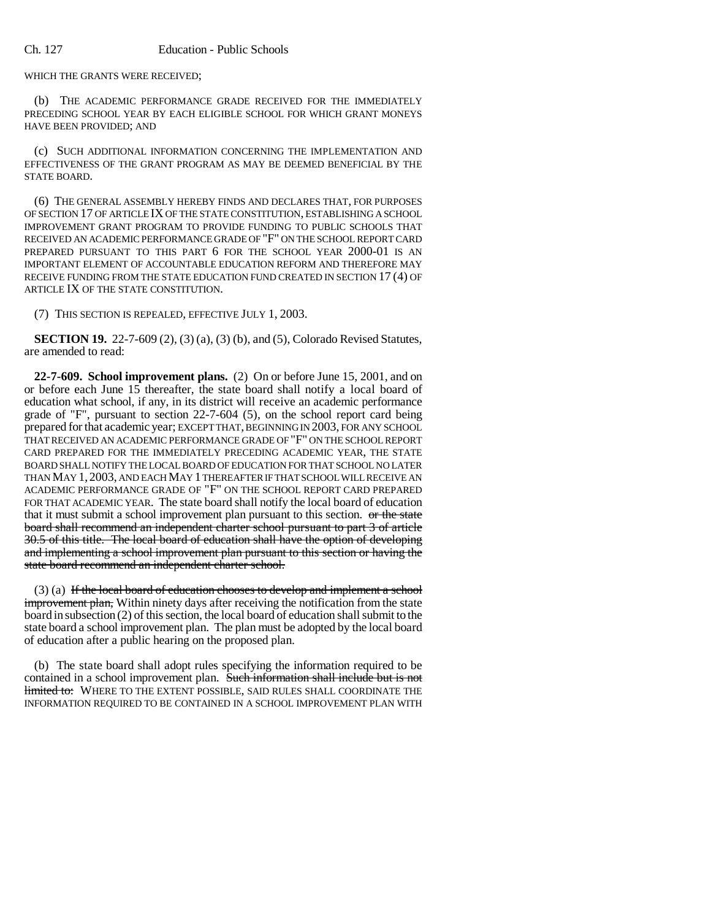WHICH THE GRANTS WERE RECEIVED;

(b) THE ACADEMIC PERFORMANCE GRADE RECEIVED FOR THE IMMEDIATELY PRECEDING SCHOOL YEAR BY EACH ELIGIBLE SCHOOL FOR WHICH GRANT MONEYS HAVE BEEN PROVIDED; AND

(c) SUCH ADDITIONAL INFORMATION CONCERNING THE IMPLEMENTATION AND EFFECTIVENESS OF THE GRANT PROGRAM AS MAY BE DEEMED BENEFICIAL BY THE STATE BOARD.

(6) THE GENERAL ASSEMBLY HEREBY FINDS AND DECLARES THAT, FOR PURPOSES OF SECTION 17 OF ARTICLE IX OF THE STATE CONSTITUTION, ESTABLISHING A SCHOOL IMPROVEMENT GRANT PROGRAM TO PROVIDE FUNDING TO PUBLIC SCHOOLS THAT RECEIVED AN ACADEMIC PERFORMANCE GRADE OF "F" ON THE SCHOOL REPORT CARD PREPARED PURSUANT TO THIS PART 6 FOR THE SCHOOL YEAR 2000-01 IS AN IMPORTANT ELEMENT OF ACCOUNTABLE EDUCATION REFORM AND THEREFORE MAY RECEIVE FUNDING FROM THE STATE EDUCATION FUND CREATED IN SECTION 17 (4) OF ARTICLE IX OF THE STATE CONSTITUTION.

(7) THIS SECTION IS REPEALED, EFFECTIVE JULY 1, 2003.

**SECTION 19.** 22-7-609 (2), (3) (a), (3) (b), and (5), Colorado Revised Statutes, are amended to read:

**22-7-609. School improvement plans.** (2) On or before June 15, 2001, and on or before each June 15 thereafter, the state board shall notify a local board of education what school, if any, in its district will receive an academic performance grade of "F", pursuant to section 22-7-604 (5), on the school report card being prepared for that academic year; EXCEPT THAT, BEGINNING IN 2003, FOR ANY SCHOOL THAT RECEIVED AN ACADEMIC PERFORMANCE GRADE OF "F" ON THE SCHOOL REPORT CARD PREPARED FOR THE IMMEDIATELY PRECEDING ACADEMIC YEAR, THE STATE BOARD SHALL NOTIFY THE LOCAL BOARD OF EDUCATION FOR THAT SCHOOL NO LATER THAN MAY 1, 2003, AND EACH MAY 1 THEREAFTER IF THAT SCHOOL WILL RECEIVE AN ACADEMIC PERFORMANCE GRADE OF "F" ON THE SCHOOL REPORT CARD PREPARED FOR THAT ACADEMIC YEAR. The state board shall notify the local board of education that it must submit a school improvement plan pursuant to this section. ~~or the state board shall recommend an independent charter school pursuant to part 3 of article 30.5 of this title. The local board of education shall have the option of developing and implementing a school improvement plan pursuant to this section or having the state board recommend an independent charter school.~~

(3) (a) ~~If the local board of education chooses to develop and implement a school improvement plan,~~ Within ninety days after receiving the notification from the state board in subsection (2) of this section, the local board of education shall submit to the state board a school improvement plan. The plan must be adopted by the local board of education after a public hearing on the proposed plan.

(b) The state board shall adopt rules specifying the information required to be contained in a school improvement plan. ~~Such information shall include but is not limited to:~~ WHERE TO THE EXTENT POSSIBLE, SAID RULES SHALL COORDINATE THE INFORMATION REQUIRED TO BE CONTAINED IN A SCHOOL IMPROVEMENT PLAN WITH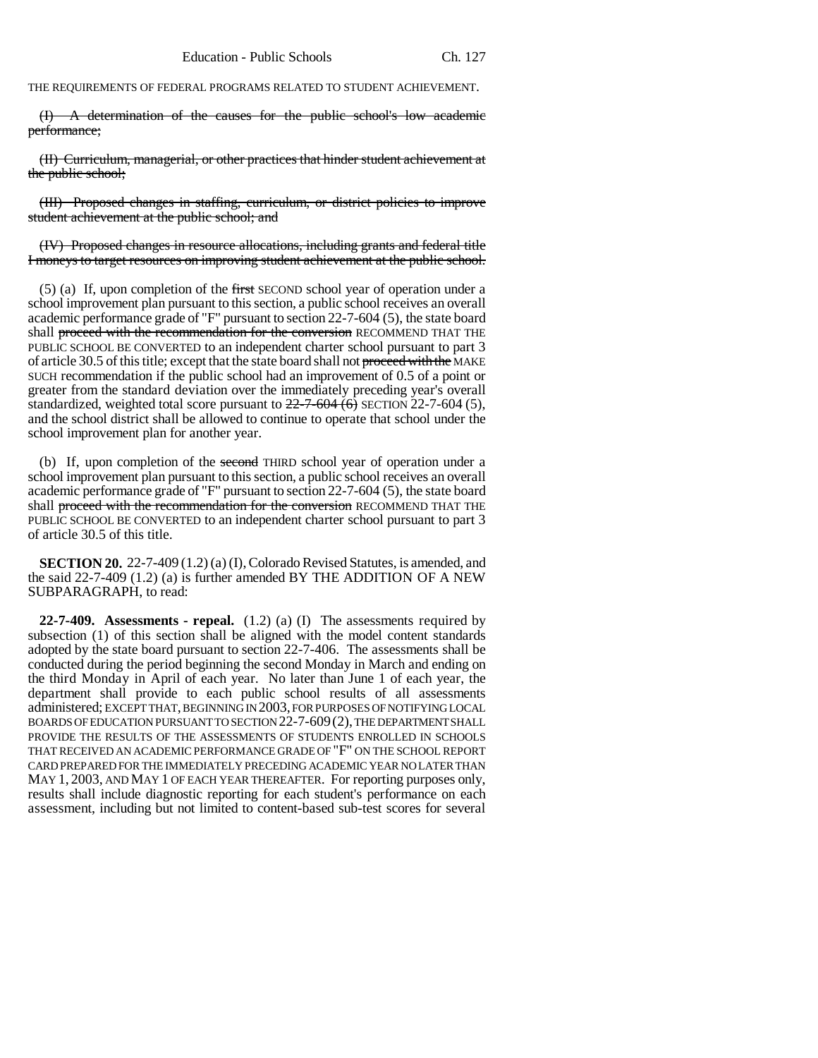THE REQUIREMENTS OF FEDERAL PROGRAMS RELATED TO STUDENT ACHIEVEMENT.

~~(I) A determination of the causes for the public school's low academic performance;~~

~~(II) Curriculum, managerial, or other practices that hinder student achievement at the public school;~~

~~(III) Proposed changes in staffing, curriculum, or district policies to improve student achievement at the public school; and~~

~~(IV) Proposed changes in resource allocations, including grants and federal title I moneys to target resources on improving student achievement at the public school.~~

(5) (a) If, upon completion of the ~~first~~ SECOND school year of operation under a school improvement plan pursuant to this section, a public school receives an overall academic performance grade of "F" pursuant to section 22-7-604 (5), the state board shall ~~proceed with the recommendation for the conversion~~ RECOMMEND THAT THE PUBLIC SCHOOL BE CONVERTED to an independent charter school pursuant to part 3 of article 30.5 of this title; except that the state board shall not ~~proceed with the~~ MAKE SUCH recommendation if the public school had an improvement of 0.5 of a point or greater from the standard deviation over the immediately preceding year's overall standardized, weighted total score pursuant to ~~22-7-604 (6)~~ SECTION 22-7-604 (5), and the school district shall be allowed to continue to operate that school under the school improvement plan for another year.

(b) If, upon completion of the ~~second~~ THIRD school year of operation under a school improvement plan pursuant to this section, a public school receives an overall academic performance grade of "F" pursuant to section 22-7-604 (5), the state board shall ~~proceed with the recommendation for the conversion~~ RECOMMEND THAT THE PUBLIC SCHOOL BE CONVERTED to an independent charter school pursuant to part 3 of article 30.5 of this title.

**SECTION 20.** 22-7-409 (1.2) (a) (I), Colorado Revised Statutes, is amended, and the said 22-7-409 (1.2) (a) is further amended BY THE ADDITION OF A NEW SUBPARAGRAPH, to read:

**22-7-409. Assessments - repeal.** (1.2) (a) (I) The assessments required by subsection (1) of this section shall be aligned with the model content standards adopted by the state board pursuant to section 22-7-406. The assessments shall be conducted during the period beginning the second Monday in March and ending on the third Monday in April of each year. No later than June 1 of each year, the department shall provide to each public school results of all assessments administered; EXCEPT THAT, BEGINNING IN 2003, FOR PURPOSES OF NOTIFYING LOCAL BOARDS OF EDUCATION PURSUANT TO SECTION 22-7-609 (2), THE DEPARTMENT SHALL PROVIDE THE RESULTS OF THE ASSESSMENTS OF STUDENTS ENROLLED IN SCHOOLS THAT RECEIVED AN ACADEMIC PERFORMANCE GRADE OF "F" ON THE SCHOOL REPORT CARD PREPARED FOR THE IMMEDIATELY PRECEDING ACADEMIC YEAR NO LATER THAN MAY 1, 2003, AND MAY 1 OF EACH YEAR THEREAFTER. For reporting purposes only, results shall include diagnostic reporting for each student's performance on each assessment, including but not limited to content-based sub-test scores for several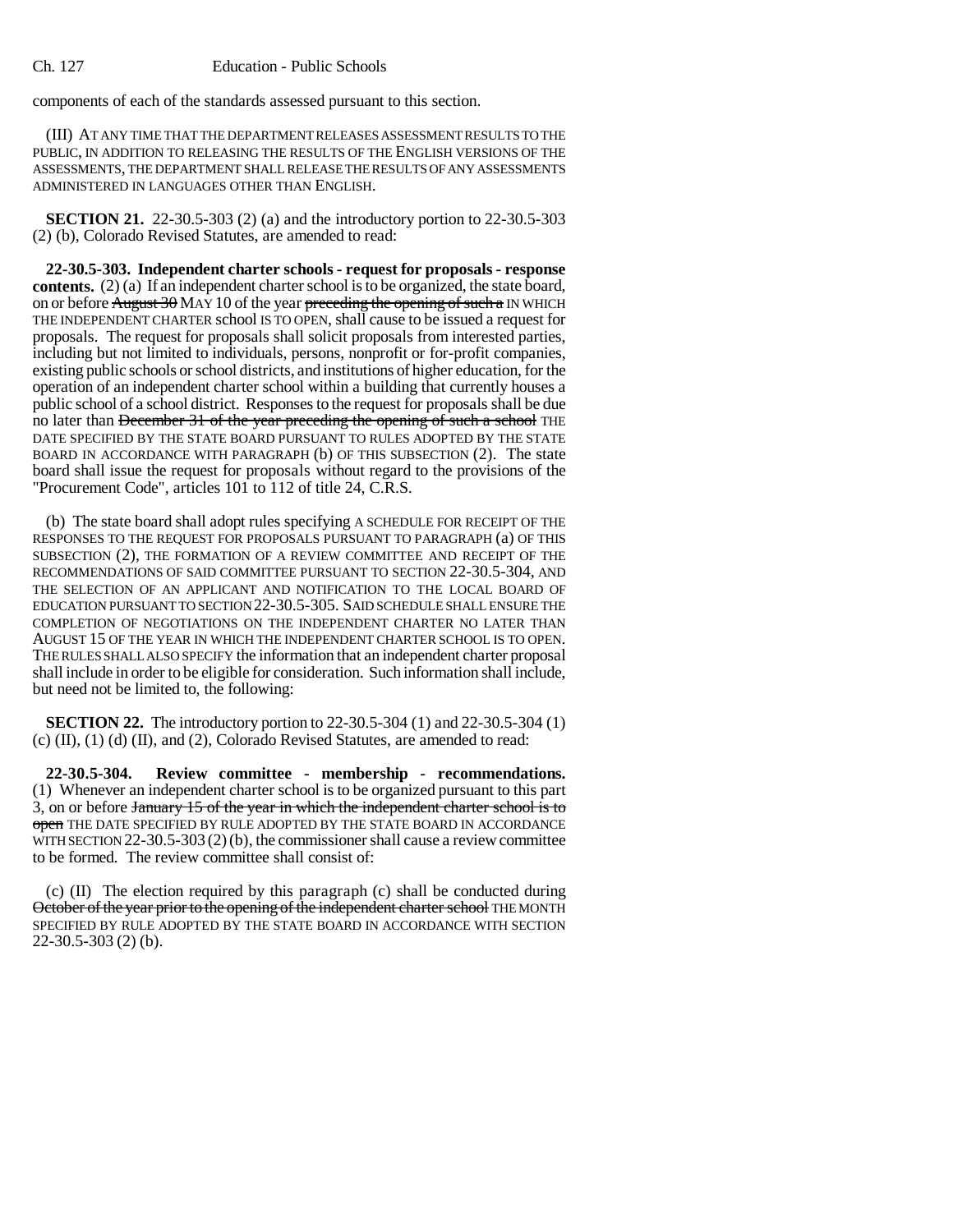components of each of the standards assessed pursuant to this section.

(III) AT ANY TIME THAT THE DEPARTMENT RELEASES ASSESSMENT RESULTS TO THE PUBLIC, IN ADDITION TO RELEASING THE RESULTS OF THE ENGLISH VERSIONS OF THE ASSESSMENTS, THE DEPARTMENT SHALL RELEASE THE RESULTS OF ANY ASSESSMENTS ADMINISTERED IN LANGUAGES OTHER THAN ENGLISH.

**SECTION 21.** 22-30.5-303 (2) (a) and the introductory portion to 22-30.5-303 (2) (b), Colorado Revised Statutes, are amended to read:

**22-30.5-303. Independent charter schools - request for proposals - response contents.** (2) (a) If an independent charter school is to be organized, the state board, on or before ~~August 30~~ MAY 10 of the year ~~preceding the opening of such a~~ IN WHICH THE INDEPENDENT CHARTER school IS TO OPEN, shall cause to be issued a request for proposals. The request for proposals shall solicit proposals from interested parties, including but not limited to individuals, persons, nonprofit or for-profit companies, existing public schools or school districts, and institutions of higher education, for the operation of an independent charter school within a building that currently houses a public school of a school district. Responses to the request for proposals shall be due no later than ~~December 31 of the year preceding the opening of such a school~~ THE DATE SPECIFIED BY THE STATE BOARD PURSUANT TO RULES ADOPTED BY THE STATE BOARD IN ACCORDANCE WITH PARAGRAPH (b) OF THIS SUBSECTION (2). The state board shall issue the request for proposals without regard to the provisions of the "Procurement Code", articles 101 to 112 of title 24, C.R.S.

(b) The state board shall adopt rules specifying A SCHEDULE FOR RECEIPT OF THE RESPONSES TO THE REQUEST FOR PROPOSALS PURSUANT TO PARAGRAPH (a) OF THIS SUBSECTION (2), THE FORMATION OF A REVIEW COMMITTEE AND RECEIPT OF THE RECOMMENDATIONS OF SAID COMMITTEE PURSUANT TO SECTION 22-30.5-304, AND THE SELECTION OF AN APPLICANT AND NOTIFICATION TO THE LOCAL BOARD OF EDUCATION PURSUANT TO SECTION 22-30.5-305. SAID SCHEDULE SHALL ENSURE THE COMPLETION OF NEGOTIATIONS ON THE INDEPENDENT CHARTER NO LATER THAN AUGUST 15 OF THE YEAR IN WHICH THE INDEPENDENT CHARTER SCHOOL IS TO OPEN. THE RULES SHALL ALSO SPECIFY the information that an independent charter proposal shall include in order to be eligible for consideration. Such information shall include, but need not be limited to, the following:

**SECTION 22.** The introductory portion to 22-30.5-304 (1) and 22-30.5-304 (1) (c) (II), (1) (d) (II), and (2), Colorado Revised Statutes, are amended to read:

**22-30.5-304. Review committee - membership - recommendations.** (1) Whenever an independent charter school is to be organized pursuant to this part 3, on or before ~~January 15 of the year in which the independent charter school is to open~~ THE DATE SPECIFIED BY RULE ADOPTED BY THE STATE BOARD IN ACCORDANCE WITH SECTION 22-30.5-303 (2) (b), the commissioner shall cause a review committee to be formed. The review committee shall consist of:

(c) (II) The election required by this paragraph (c) shall be conducted during ~~October of the year prior to the opening of the independent charter school~~ THE MONTH SPECIFIED BY RULE ADOPTED BY THE STATE BOARD IN ACCORDANCE WITH SECTION 22-30.5-303 (2) (b).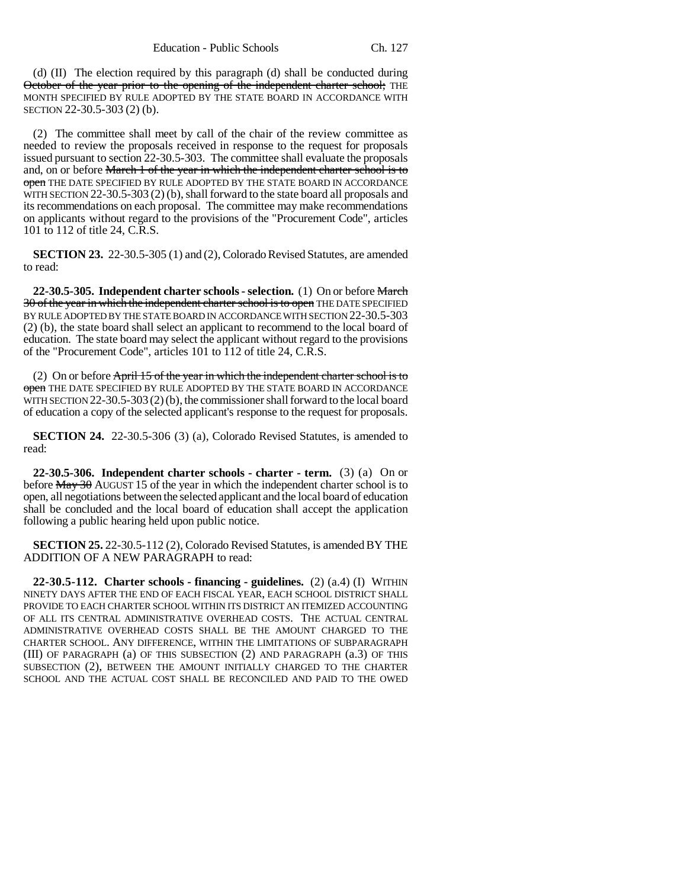(d) (II) The election required by this paragraph (d) shall be conducted during ~~October of the year prior to the opening of the independent charter school;~~ THE MONTH SPECIFIED BY RULE ADOPTED BY THE STATE BOARD IN ACCORDANCE WITH SECTION 22-30.5-303 (2) (b).

(2) The committee shall meet by call of the chair of the review committee as needed to review the proposals received in response to the request for proposals issued pursuant to section 22-30.5-303. The committee shall evaluate the proposals and, on or before ~~March 1 of the year in which the independent charter school is to open~~ THE DATE SPECIFIED BY RULE ADOPTED BY THE STATE BOARD IN ACCORDANCE WITH SECTION 22-30.5-303 (2) (b), shall forward to the state board all proposals and its recommendations on each proposal. The committee may make recommendations on applicants without regard to the provisions of the "Procurement Code", articles 101 to 112 of title 24, C.R.S.

**SECTION 23.** 22-30.5-305 (1) and (2), Colorado Revised Statutes, are amended to read:

**22-30.5-305. Independent charter schools - selection.** (1) On or before ~~March 30 of the year in which the independent charter school is to open~~ THE DATE SPECIFIED BY RULE ADOPTED BY THE STATE BOARD IN ACCORDANCE WITH SECTION 22-30.5-303 (2) (b), the state board shall select an applicant to recommend to the local board of education. The state board may select the applicant without regard to the provisions of the "Procurement Code", articles 101 to 112 of title 24, C.R.S.

(2) On or before ~~April 15 of the year in which the independent charter school is to open~~ THE DATE SPECIFIED BY RULE ADOPTED BY THE STATE BOARD IN ACCORDANCE WITH SECTION 22-30.5-303 (2) (b), the commissioner shall forward to the local board of education a copy of the selected applicant's response to the request for proposals.

**SECTION 24.** 22-30.5-306 (3) (a), Colorado Revised Statutes, is amended to read:

**22-30.5-306. Independent charter schools - charter - term.** (3) (a) On or before ~~May 30~~ AUGUST 15 of the year in which the independent charter school is to open, all negotiations between the selected applicant and the local board of education shall be concluded and the local board of education shall accept the application following a public hearing held upon public notice.

**SECTION 25.** 22-30.5-112 (2), Colorado Revised Statutes, is amended BY THE ADDITION OF A NEW PARAGRAPH to read:

**22-30.5-112. Charter schools - financing - guidelines.** (2) (a.4) (I) WITHIN NINETY DAYS AFTER THE END OF EACH FISCAL YEAR, EACH SCHOOL DISTRICT SHALL PROVIDE TO EACH CHARTER SCHOOL WITHIN ITS DISTRICT AN ITEMIZED ACCOUNTING OF ALL ITS CENTRAL ADMINISTRATIVE OVERHEAD COSTS. THE ACTUAL CENTRAL ADMINISTRATIVE OVERHEAD COSTS SHALL BE THE AMOUNT CHARGED TO THE CHARTER SCHOOL. ANY DIFFERENCE, WITHIN THE LIMITATIONS OF SUBPARAGRAPH (III) OF PARAGRAPH (a) OF THIS SUBSECTION (2) AND PARAGRAPH (a.3) OF THIS SUBSECTION (2), BETWEEN THE AMOUNT INITIALLY CHARGED TO THE CHARTER SCHOOL AND THE ACTUAL COST SHALL BE RECONCILED AND PAID TO THE OWED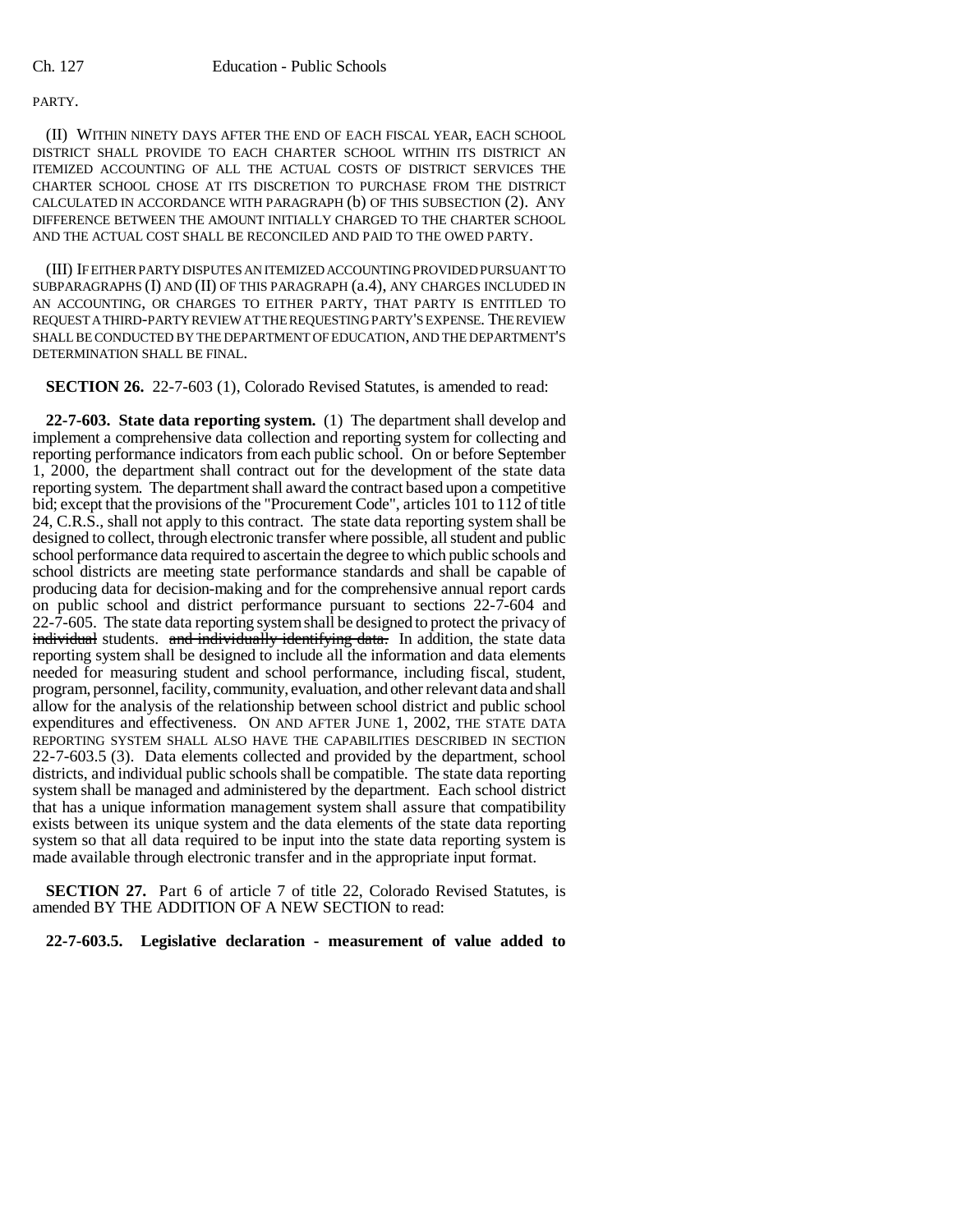PARTY.

(II) WITHIN NINETY DAYS AFTER THE END OF EACH FISCAL YEAR, EACH SCHOOL DISTRICT SHALL PROVIDE TO EACH CHARTER SCHOOL WITHIN ITS DISTRICT AN ITEMIZED ACCOUNTING OF ALL THE ACTUAL COSTS OF DISTRICT SERVICES THE CHARTER SCHOOL CHOSE AT ITS DISCRETION TO PURCHASE FROM THE DISTRICT CALCULATED IN ACCORDANCE WITH PARAGRAPH (b) OF THIS SUBSECTION (2). ANY DIFFERENCE BETWEEN THE AMOUNT INITIALLY CHARGED TO THE CHARTER SCHOOL AND THE ACTUAL COST SHALL BE RECONCILED AND PAID TO THE OWED PARTY.

(III) IF EITHER PARTY DISPUTES AN ITEMIZED ACCOUNTING PROVIDED PURSUANT TO SUBPARAGRAPHS (I) AND (II) OF THIS PARAGRAPH (a.4), ANY CHARGES INCLUDED IN AN ACCOUNTING, OR CHARGES TO EITHER PARTY, THAT PARTY IS ENTITLED TO REQUEST A THIRD-PARTY REVIEW AT THE REQUESTING PARTY'S EXPENSE. THE REVIEW SHALL BE CONDUCTED BY THE DEPARTMENT OF EDUCATION, AND THE DEPARTMENT'S DETERMINATION SHALL BE FINAL.

**SECTION 26.** 22-7-603 (1), Colorado Revised Statutes, is amended to read:

**22-7-603. State data reporting system.** (1) The department shall develop and implement a comprehensive data collection and reporting system for collecting and reporting performance indicators from each public school. On or before September 1, 2000, the department shall contract out for the development of the state data reporting system. The department shall award the contract based upon a competitive bid; except that the provisions of the "Procurement Code", articles 101 to 112 of title 24, C.R.S., shall not apply to this contract. The state data reporting system shall be designed to collect, through electronic transfer where possible, all student and public school performance data required to ascertain the degree to which public schools and school districts are meeting state performance standards and shall be capable of producing data for decision-making and for the comprehensive annual report cards on public school and district performance pursuant to sections 22-7-604 and 22-7-605. The state data reporting system shall be designed to protect the privacy of ~~individual~~ students. ~~and individually identifying data.~~ In addition, the state data reporting system shall be designed to include all the information and data elements needed for measuring student and school performance, including fiscal, student, program, personnel, facility, community, evaluation, and other relevant data and shall allow for the analysis of the relationship between school district and public school expenditures and effectiveness. ON AND AFTER JUNE 1, 2002, THE STATE DATA REPORTING SYSTEM SHALL ALSO HAVE THE CAPABILITIES DESCRIBED IN SECTION 22-7-603.5 (3). Data elements collected and provided by the department, school districts, and individual public schools shall be compatible. The state data reporting system shall be managed and administered by the department. Each school district that has a unique information management system shall assure that compatibility exists between its unique system and the data elements of the state data reporting system so that all data required to be input into the state data reporting system is made available through electronic transfer and in the appropriate input format.

**SECTION 27.** Part 6 of article 7 of title 22, Colorado Revised Statutes, is amended BY THE ADDITION OF A NEW SECTION to read:

**22-7-603.5. Legislative declaration - measurement of value added to**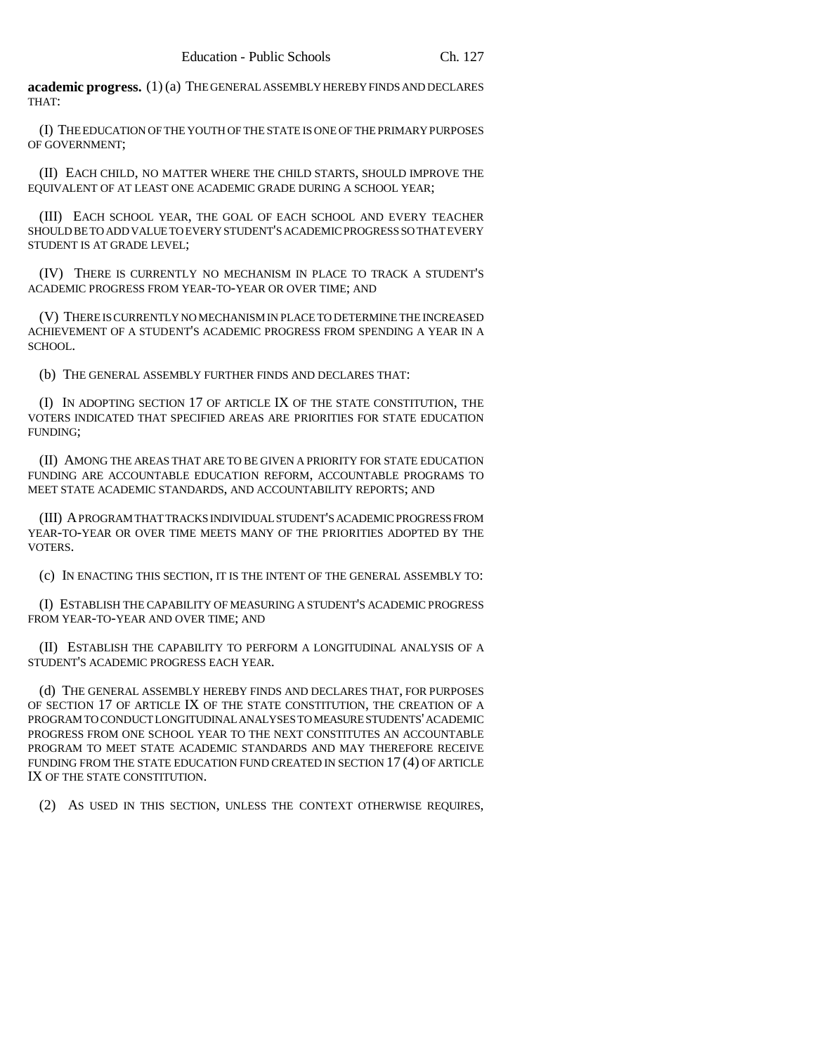**academic progress.** (1) (a) THE GENERAL ASSEMBLY HEREBY FINDS AND DECLARES THAT:

(I) THE EDUCATION OF THE YOUTH OF THE STATE IS ONE OF THE PRIMARY PURPOSES OF GOVERNMENT;

(II) EACH CHILD, NO MATTER WHERE THE CHILD STARTS, SHOULD IMPROVE THE EQUIVALENT OF AT LEAST ONE ACADEMIC GRADE DURING A SCHOOL YEAR;

(III) EACH SCHOOL YEAR, THE GOAL OF EACH SCHOOL AND EVERY TEACHER SHOULD BE TO ADD VALUE TO EVERY STUDENT'S ACADEMIC PROGRESS SO THAT EVERY STUDENT IS AT GRADE LEVEL;

(IV) THERE IS CURRENTLY NO MECHANISM IN PLACE TO TRACK A STUDENT'S ACADEMIC PROGRESS FROM YEAR-TO-YEAR OR OVER TIME; AND

(V) THERE IS CURRENTLY NO MECHANISM IN PLACE TO DETERMINE THE INCREASED ACHIEVEMENT OF A STUDENT'S ACADEMIC PROGRESS FROM SPENDING A YEAR IN A SCHOOL.

(b) THE GENERAL ASSEMBLY FURTHER FINDS AND DECLARES THAT:

(I) IN ADOPTING SECTION 17 OF ARTICLE IX OF THE STATE CONSTITUTION, THE VOTERS INDICATED THAT SPECIFIED AREAS ARE PRIORITIES FOR STATE EDUCATION FUNDING;

(II) AMONG THE AREAS THAT ARE TO BE GIVEN A PRIORITY FOR STATE EDUCATION FUNDING ARE ACCOUNTABLE EDUCATION REFORM, ACCOUNTABLE PROGRAMS TO MEET STATE ACADEMIC STANDARDS, AND ACCOUNTABILITY REPORTS; AND

(III) A PROGRAM THAT TRACKS INDIVIDUAL STUDENT'S ACADEMIC PROGRESS FROM YEAR-TO-YEAR OR OVER TIME MEETS MANY OF THE PRIORITIES ADOPTED BY THE VOTERS.

(c) IN ENACTING THIS SECTION, IT IS THE INTENT OF THE GENERAL ASSEMBLY TO:

(I) ESTABLISH THE CAPABILITY OF MEASURING A STUDENT'S ACADEMIC PROGRESS FROM YEAR-TO-YEAR AND OVER TIME; AND

(II) ESTABLISH THE CAPABILITY TO PERFORM A LONGITUDINAL ANALYSIS OF A STUDENT'S ACADEMIC PROGRESS EACH YEAR.

(d) THE GENERAL ASSEMBLY HEREBY FINDS AND DECLARES THAT, FOR PURPOSES OF SECTION 17 OF ARTICLE IX OF THE STATE CONSTITUTION, THE CREATION OF A PROGRAM TO CONDUCT LONGITUDINAL ANALYSES TO MEASURE STUDENTS' ACADEMIC PROGRESS FROM ONE SCHOOL YEAR TO THE NEXT CONSTITUTES AN ACCOUNTABLE PROGRAM TO MEET STATE ACADEMIC STANDARDS AND MAY THEREFORE RECEIVE FUNDING FROM THE STATE EDUCATION FUND CREATED IN SECTION 17 (4) OF ARTICLE IX OF THE STATE CONSTITUTION.

(2) AS USED IN THIS SECTION, UNLESS THE CONTEXT OTHERWISE REQUIRES,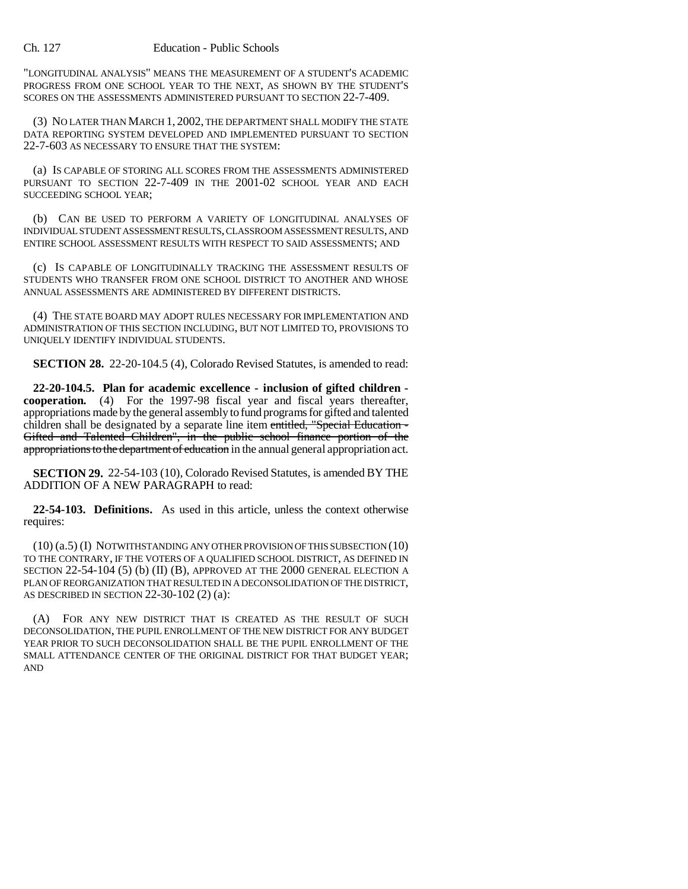"LONGITUDINAL ANALYSIS" MEANS THE MEASUREMENT OF A STUDENT'S ACADEMIC PROGRESS FROM ONE SCHOOL YEAR TO THE NEXT, AS SHOWN BY THE STUDENT'S SCORES ON THE ASSESSMENTS ADMINISTERED PURSUANT TO SECTION 22-7-409.

(3) NO LATER THAN MARCH 1, 2002, THE DEPARTMENT SHALL MODIFY THE STATE DATA REPORTING SYSTEM DEVELOPED AND IMPLEMENTED PURSUANT TO SECTION 22-7-603 AS NECESSARY TO ENSURE THAT THE SYSTEM:

(a) IS CAPABLE OF STORING ALL SCORES FROM THE ASSESSMENTS ADMINISTERED PURSUANT TO SECTION 22-7-409 IN THE 2001-02 SCHOOL YEAR AND EACH SUCCEEDING SCHOOL YEAR;

(b) CAN BE USED TO PERFORM A VARIETY OF LONGITUDINAL ANALYSES OF INDIVIDUAL STUDENT ASSESSMENT RESULTS, CLASSROOM ASSESSMENT RESULTS, AND ENTIRE SCHOOL ASSESSMENT RESULTS WITH RESPECT TO SAID ASSESSMENTS; AND

(c) IS CAPABLE OF LONGITUDINALLY TRACKING THE ASSESSMENT RESULTS OF STUDENTS WHO TRANSFER FROM ONE SCHOOL DISTRICT TO ANOTHER AND WHOSE ANNUAL ASSESSMENTS ARE ADMINISTERED BY DIFFERENT DISTRICTS.

(4) THE STATE BOARD MAY ADOPT RULES NECESSARY FOR IMPLEMENTATION AND ADMINISTRATION OF THIS SECTION INCLUDING, BUT NOT LIMITED TO, PROVISIONS TO UNIQUELY IDENTIFY INDIVIDUAL STUDENTS.

**SECTION 28.** 22-20-104.5 (4), Colorado Revised Statutes, is amended to read:

**22-20-104.5. Plan for academic excellence - inclusion of gifted children - cooperation.** (4) For the 1997-98 fiscal year and fiscal years thereafter, appropriations made by the general assembly to fund programs for gifted and talented children shall be designated by a separate line item ~~entitled, "Special Education - Gifted and Talented Children", in the public school finance portion of the appropriations to the department of education~~ in the annual general appropriation act.

**SECTION 29.** 22-54-103 (10), Colorado Revised Statutes, is amended BY THE ADDITION OF A NEW PARAGRAPH to read:

**22-54-103. Definitions.** As used in this article, unless the context otherwise requires:

(10) (a.5) (I) NOTWITHSTANDING ANY OTHER PROVISION OF THIS SUBSECTION (10) TO THE CONTRARY, IF THE VOTERS OF A QUALIFIED SCHOOL DISTRICT, AS DEFINED IN SECTION 22-54-104 (5) (b) (II) (B), APPROVED AT THE 2000 GENERAL ELECTION A PLAN OF REORGANIZATION THAT RESULTED IN A DECONSOLIDATION OF THE DISTRICT, AS DESCRIBED IN SECTION 22-30-102 (2) (a):

(A) FOR ANY NEW DISTRICT THAT IS CREATED AS THE RESULT OF SUCH DECONSOLIDATION, THE PUPIL ENROLLMENT OF THE NEW DISTRICT FOR ANY BUDGET YEAR PRIOR TO SUCH DECONSOLIDATION SHALL BE THE PUPIL ENROLLMENT OF THE SMALL ATTENDANCE CENTER OF THE ORIGINAL DISTRICT FOR THAT BUDGET YEAR; AND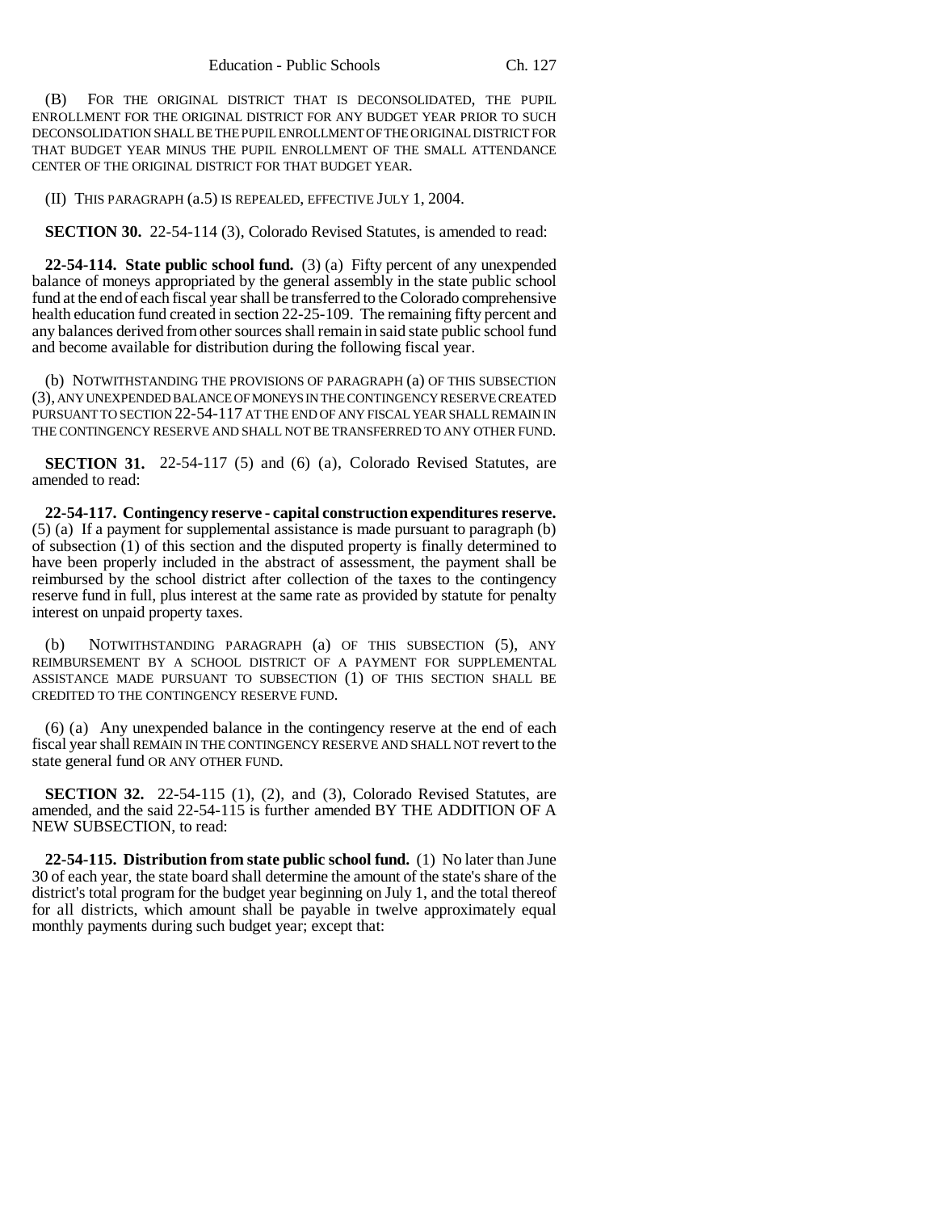(B) FOR THE ORIGINAL DISTRICT THAT IS DECONSOLIDATED, THE PUPIL ENROLLMENT FOR THE ORIGINAL DISTRICT FOR ANY BUDGET YEAR PRIOR TO SUCH DECONSOLIDATION SHALL BE THE PUPIL ENROLLMENT OF THE ORIGINAL DISTRICT FOR THAT BUDGET YEAR MINUS THE PUPIL ENROLLMENT OF THE SMALL ATTENDANCE CENTER OF THE ORIGINAL DISTRICT FOR THAT BUDGET YEAR.

(II) THIS PARAGRAPH (a.5) IS REPEALED, EFFECTIVE JULY 1, 2004.

**SECTION 30.** 22-54-114 (3), Colorado Revised Statutes, is amended to read:

**22-54-114. State public school fund.** (3) (a) Fifty percent of any unexpended balance of moneys appropriated by the general assembly in the state public school fund at the end of each fiscal year shall be transferred to the Colorado comprehensive health education fund created in section 22-25-109. The remaining fifty percent and any balances derived from other sources shall remain in said state public school fund and become available for distribution during the following fiscal year.

(b) NOTWITHSTANDING THE PROVISIONS OF PARAGRAPH (a) OF THIS SUBSECTION (3), ANY UNEXPENDED BALANCE OF MONEYS IN THE CONTINGENCY RESERVE CREATED PURSUANT TO SECTION 22-54-117 AT THE END OF ANY FISCAL YEAR SHALL REMAIN IN THE CONTINGENCY RESERVE AND SHALL NOT BE TRANSFERRED TO ANY OTHER FUND.

**SECTION 31.** 22-54-117 (5) and (6) (a), Colorado Revised Statutes, are amended to read:

**22-54-117. Contingency reserve - capital construction expenditures reserve.** (5) (a) If a payment for supplemental assistance is made pursuant to paragraph (b) of subsection (1) of this section and the disputed property is finally determined to have been properly included in the abstract of assessment, the payment shall be reimbursed by the school district after collection of the taxes to the contingency reserve fund in full, plus interest at the same rate as provided by statute for penalty interest on unpaid property taxes.

(b) NOTWITHSTANDING PARAGRAPH (a) OF THIS SUBSECTION (5), ANY REIMBURSEMENT BY A SCHOOL DISTRICT OF A PAYMENT FOR SUPPLEMENTAL ASSISTANCE MADE PURSUANT TO SUBSECTION (1) OF THIS SECTION SHALL BE CREDITED TO THE CONTINGENCY RESERVE FUND.

(6) (a) Any unexpended balance in the contingency reserve at the end of each fiscal year shall REMAIN IN THE CONTINGENCY RESERVE AND SHALL NOT revert to the state general fund OR ANY OTHER FUND.

**SECTION 32.** 22-54-115 (1), (2), and (3), Colorado Revised Statutes, are amended, and the said 22-54-115 is further amended BY THE ADDITION OF A NEW SUBSECTION, to read:

**22-54-115. Distribution from state public school fund.** (1) No later than June 30 of each year, the state board shall determine the amount of the state's share of the district's total program for the budget year beginning on July 1, and the total thereof for all districts, which amount shall be payable in twelve approximately equal monthly payments during such budget year; except that: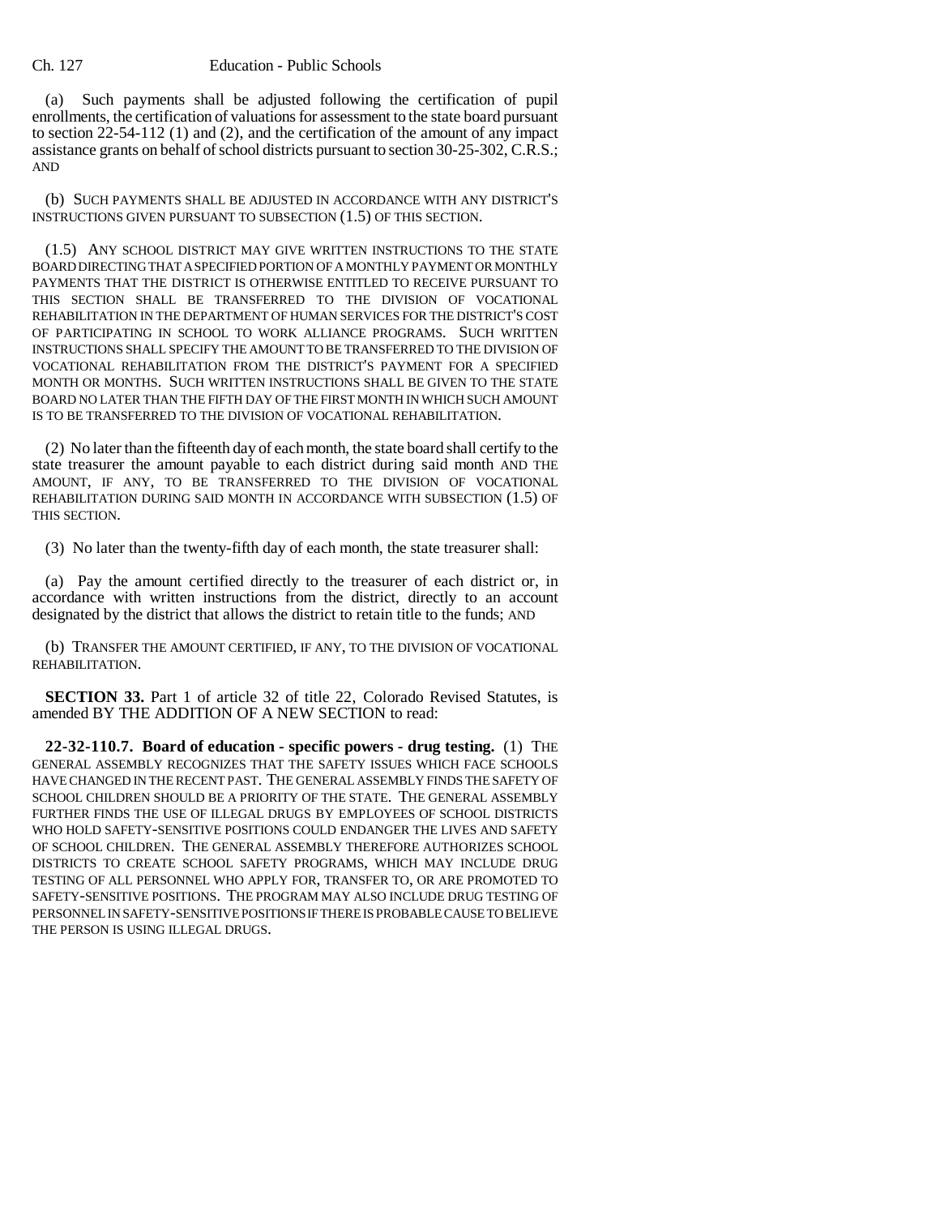(a) Such payments shall be adjusted following the certification of pupil enrollments, the certification of valuations for assessment to the state board pursuant to section 22-54-112 (1) and (2), and the certification of the amount of any impact assistance grants on behalf of school districts pursuant to section 30-25-302, C.R.S.; AND

(b) SUCH PAYMENTS SHALL BE ADJUSTED IN ACCORDANCE WITH ANY DISTRICT'S INSTRUCTIONS GIVEN PURSUANT TO SUBSECTION (1.5) OF THIS SECTION.

(1.5) ANY SCHOOL DISTRICT MAY GIVE WRITTEN INSTRUCTIONS TO THE STATE BOARD DIRECTING THAT A SPECIFIED PORTION OF A MONTHLY PAYMENT OR MONTHLY PAYMENTS THAT THE DISTRICT IS OTHERWISE ENTITLED TO RECEIVE PURSUANT TO THIS SECTION SHALL BE TRANSFERRED TO THE DIVISION OF VOCATIONAL REHABILITATION IN THE DEPARTMENT OF HUMAN SERVICES FOR THE DISTRICT'S COST OF PARTICIPATING IN SCHOOL TO WORK ALLIANCE PROGRAMS. SUCH WRITTEN INSTRUCTIONS SHALL SPECIFY THE AMOUNT TO BE TRANSFERRED TO THE DIVISION OF VOCATIONAL REHABILITATION FROM THE DISTRICT'S PAYMENT FOR A SPECIFIED MONTH OR MONTHS. SUCH WRITTEN INSTRUCTIONS SHALL BE GIVEN TO THE STATE BOARD NO LATER THAN THE FIFTH DAY OF THE FIRST MONTH IN WHICH SUCH AMOUNT IS TO BE TRANSFERRED TO THE DIVISION OF VOCATIONAL REHABILITATION.

(2) No later than the fifteenth day of each month, the state board shall certify to the state treasurer the amount payable to each district during said month AND THE AMOUNT, IF ANY, TO BE TRANSFERRED TO THE DIVISION OF VOCATIONAL REHABILITATION DURING SAID MONTH IN ACCORDANCE WITH SUBSECTION (1.5) OF THIS SECTION.

(3) No later than the twenty-fifth day of each month, the state treasurer shall:

(a) Pay the amount certified directly to the treasurer of each district or, in accordance with written instructions from the district, directly to an account designated by the district that allows the district to retain title to the funds; AND

(b) TRANSFER THE AMOUNT CERTIFIED, IF ANY, TO THE DIVISION OF VOCATIONAL REHABILITATION.

**SECTION 33.** Part 1 of article 32 of title 22, Colorado Revised Statutes, is amended BY THE ADDITION OF A NEW SECTION to read:

**22-32-110.7. Board of education - specific powers - drug testing.** (1) THE GENERAL ASSEMBLY RECOGNIZES THAT THE SAFETY ISSUES WHICH FACE SCHOOLS HAVE CHANGED IN THE RECENT PAST. THE GENERAL ASSEMBLY FINDS THE SAFETY OF SCHOOL CHILDREN SHOULD BE A PRIORITY OF THE STATE. THE GENERAL ASSEMBLY FURTHER FINDS THE USE OF ILLEGAL DRUGS BY EMPLOYEES OF SCHOOL DISTRICTS WHO HOLD SAFETY-SENSITIVE POSITIONS COULD ENDANGER THE LIVES AND SAFETY OF SCHOOL CHILDREN. THE GENERAL ASSEMBLY THEREFORE AUTHORIZES SCHOOL DISTRICTS TO CREATE SCHOOL SAFETY PROGRAMS, WHICH MAY INCLUDE DRUG TESTING OF ALL PERSONNEL WHO APPLY FOR, TRANSFER TO, OR ARE PROMOTED TO SAFETY-SENSITIVE POSITIONS. THE PROGRAM MAY ALSO INCLUDE DRUG TESTING OF PERSONNEL IN SAFETY-SENSITIVE POSITIONS IF THERE IS PROBABLE CAUSE TO BELIEVE THE PERSON IS USING ILLEGAL DRUGS.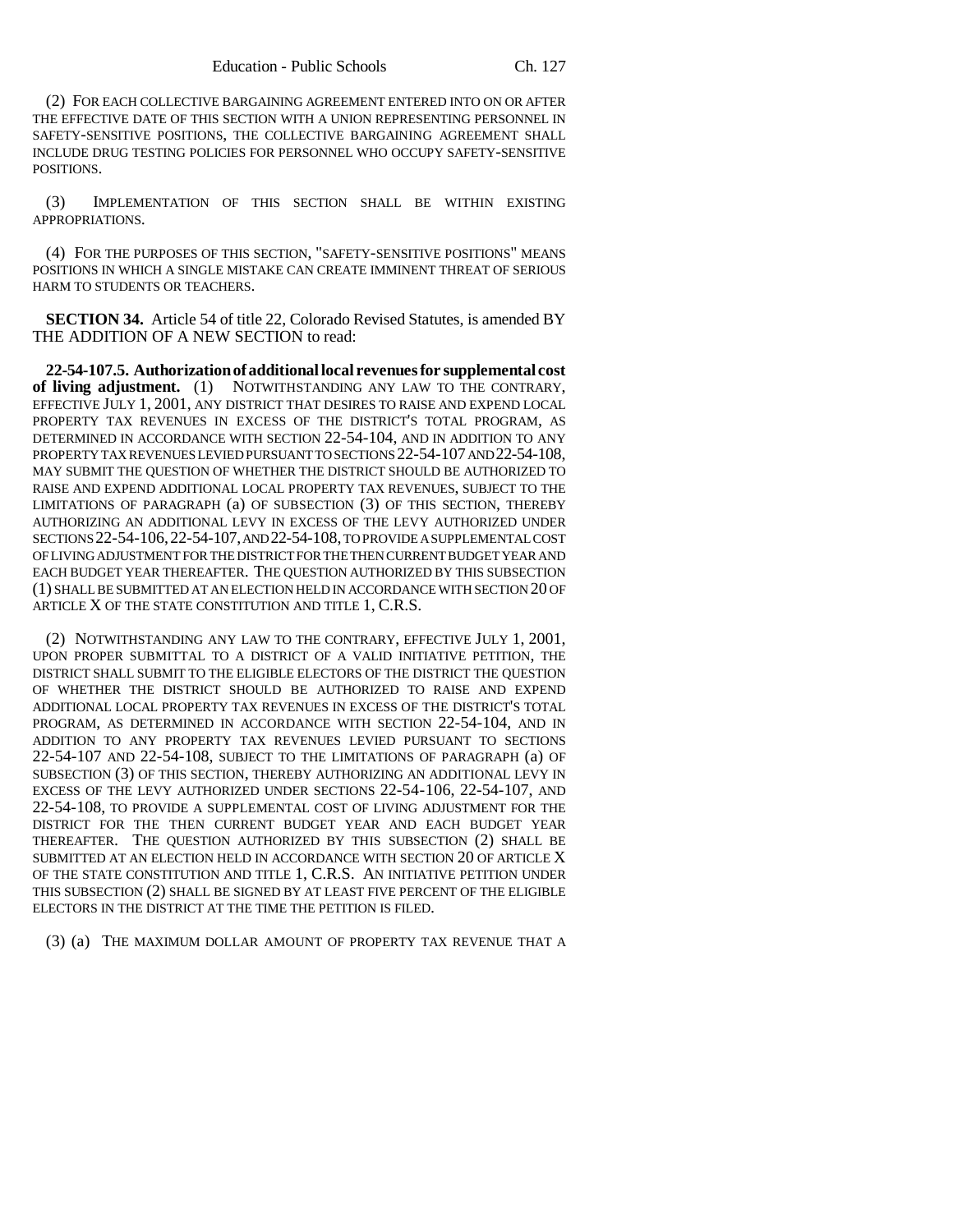(2) FOR EACH COLLECTIVE BARGAINING AGREEMENT ENTERED INTO ON OR AFTER THE EFFECTIVE DATE OF THIS SECTION WITH A UNION REPRESENTING PERSONNEL IN SAFETY-SENSITIVE POSITIONS, THE COLLECTIVE BARGAINING AGREEMENT SHALL INCLUDE DRUG TESTING POLICIES FOR PERSONNEL WHO OCCUPY SAFETY-SENSITIVE POSITIONS.

(3) IMPLEMENTATION OF THIS SECTION SHALL BE WITHIN EXISTING APPROPRIATIONS.

(4) FOR THE PURPOSES OF THIS SECTION, "SAFETY-SENSITIVE POSITIONS" MEANS POSITIONS IN WHICH A SINGLE MISTAKE CAN CREATE IMMINENT THREAT OF SERIOUS HARM TO STUDENTS OR TEACHERS.

**SECTION 34.** Article 54 of title 22, Colorado Revised Statutes, is amended BY THE ADDITION OF A NEW SECTION to read:

**22-54-107.5. Authorization of additional local revenues for supplemental cost of living adjustment.** (1) NOTWITHSTANDING ANY LAW TO THE CONTRARY, EFFECTIVE JULY 1, 2001, ANY DISTRICT THAT DESIRES TO RAISE AND EXPEND LOCAL PROPERTY TAX REVENUES IN EXCESS OF THE DISTRICT'S TOTAL PROGRAM, AS DETERMINED IN ACCORDANCE WITH SECTION 22-54-104, AND IN ADDITION TO ANY PROPERTY TAX REVENUES LEVIED PURSUANT TO SECTIONS 22-54-107 AND 22-54-108, MAY SUBMIT THE QUESTION OF WHETHER THE DISTRICT SHOULD BE AUTHORIZED TO RAISE AND EXPEND ADDITIONAL LOCAL PROPERTY TAX REVENUES, SUBJECT TO THE LIMITATIONS OF PARAGRAPH (a) OF SUBSECTION (3) OF THIS SECTION, THEREBY AUTHORIZING AN ADDITIONAL LEVY IN EXCESS OF THE LEVY AUTHORIZED UNDER SECTIONS 22-54-106, 22-54-107, AND 22-54-108, TO PROVIDE A SUPPLEMENTAL COST OF LIVING ADJUSTMENT FOR THE DISTRICT FOR THE THEN CURRENT BUDGET YEAR AND EACH BUDGET YEAR THEREAFTER. THE QUESTION AUTHORIZED BY THIS SUBSECTION (1) SHALL BE SUBMITTED AT AN ELECTION HELD IN ACCORDANCE WITH SECTION 20 OF ARTICLE X OF THE STATE CONSTITUTION AND TITLE 1, C.R.S.

(2) NOTWITHSTANDING ANY LAW TO THE CONTRARY, EFFECTIVE JULY 1, 2001, UPON PROPER SUBMITTAL TO A DISTRICT OF A VALID INITIATIVE PETITION, THE DISTRICT SHALL SUBMIT TO THE ELIGIBLE ELECTORS OF THE DISTRICT THE QUESTION OF WHETHER THE DISTRICT SHOULD BE AUTHORIZED TO RAISE AND EXPEND ADDITIONAL LOCAL PROPERTY TAX REVENUES IN EXCESS OF THE DISTRICT'S TOTAL PROGRAM, AS DETERMINED IN ACCORDANCE WITH SECTION 22-54-104, AND IN ADDITION TO ANY PROPERTY TAX REVENUES LEVIED PURSUANT TO SECTIONS 22-54-107 AND 22-54-108, SUBJECT TO THE LIMITATIONS OF PARAGRAPH (a) OF SUBSECTION (3) OF THIS SECTION, THEREBY AUTHORIZING AN ADDITIONAL LEVY IN EXCESS OF THE LEVY AUTHORIZED UNDER SECTIONS 22-54-106, 22-54-107, AND 22-54-108, TO PROVIDE A SUPPLEMENTAL COST OF LIVING ADJUSTMENT FOR THE DISTRICT FOR THE THEN CURRENT BUDGET YEAR AND EACH BUDGET YEAR THEREAFTER. THE QUESTION AUTHORIZED BY THIS SUBSECTION (2) SHALL BE SUBMITTED AT AN ELECTION HELD IN ACCORDANCE WITH SECTION 20 OF ARTICLE X OF THE STATE CONSTITUTION AND TITLE 1, C.R.S. AN INITIATIVE PETITION UNDER THIS SUBSECTION (2) SHALL BE SIGNED BY AT LEAST FIVE PERCENT OF THE ELIGIBLE ELECTORS IN THE DISTRICT AT THE TIME THE PETITION IS FILED.

(3) (a) THE MAXIMUM DOLLAR AMOUNT OF PROPERTY TAX REVENUE THAT A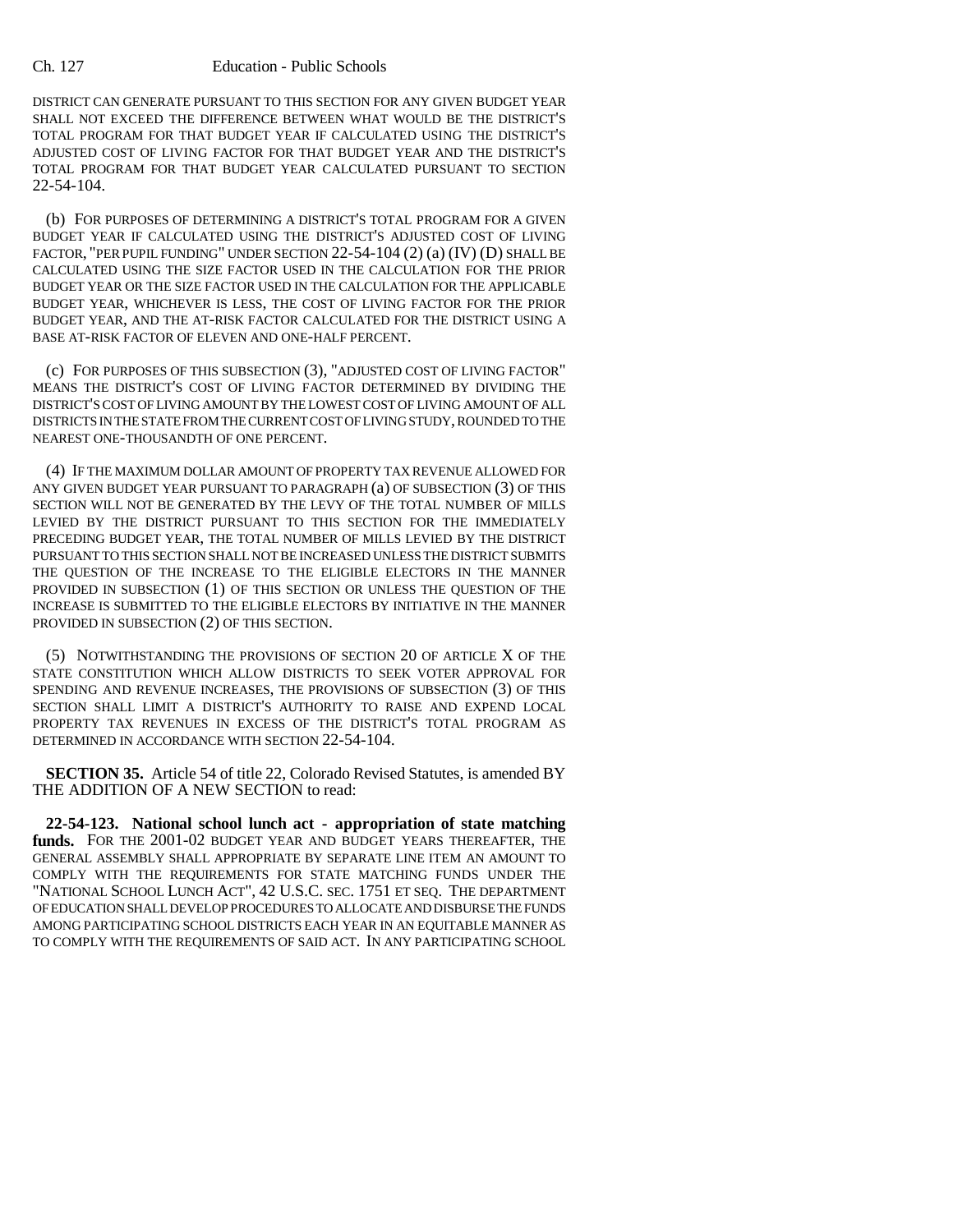DISTRICT CAN GENERATE PURSUANT TO THIS SECTION FOR ANY GIVEN BUDGET YEAR SHALL NOT EXCEED THE DIFFERENCE BETWEEN WHAT WOULD BE THE DISTRICT'S TOTAL PROGRAM FOR THAT BUDGET YEAR IF CALCULATED USING THE DISTRICT'S ADJUSTED COST OF LIVING FACTOR FOR THAT BUDGET YEAR AND THE DISTRICT'S TOTAL PROGRAM FOR THAT BUDGET YEAR CALCULATED PURSUANT TO SECTION 22-54-104.

(b) FOR PURPOSES OF DETERMINING A DISTRICT'S TOTAL PROGRAM FOR A GIVEN BUDGET YEAR IF CALCULATED USING THE DISTRICT'S ADJUSTED COST OF LIVING FACTOR, "PER PUPIL FUNDING" UNDER SECTION 22-54-104 (2) (a) (IV) (D) SHALL BE CALCULATED USING THE SIZE FACTOR USED IN THE CALCULATION FOR THE PRIOR BUDGET YEAR OR THE SIZE FACTOR USED IN THE CALCULATION FOR THE APPLICABLE BUDGET YEAR, WHICHEVER IS LESS, THE COST OF LIVING FACTOR FOR THE PRIOR BUDGET YEAR, AND THE AT-RISK FACTOR CALCULATED FOR THE DISTRICT USING A BASE AT-RISK FACTOR OF ELEVEN AND ONE-HALF PERCENT.

(c) FOR PURPOSES OF THIS SUBSECTION (3), "ADJUSTED COST OF LIVING FACTOR" MEANS THE DISTRICT'S COST OF LIVING FACTOR DETERMINED BY DIVIDING THE DISTRICT'S COST OF LIVING AMOUNT BY THE LOWEST COST OF LIVING AMOUNT OF ALL DISTRICTS IN THE STATE FROM THE CURRENT COST OF LIVING STUDY, ROUNDED TO THE NEAREST ONE-THOUSANDTH OF ONE PERCENT.

(4) IF THE MAXIMUM DOLLAR AMOUNT OF PROPERTY TAX REVENUE ALLOWED FOR ANY GIVEN BUDGET YEAR PURSUANT TO PARAGRAPH (a) OF SUBSECTION (3) OF THIS SECTION WILL NOT BE GENERATED BY THE LEVY OF THE TOTAL NUMBER OF MILLS LEVIED BY THE DISTRICT PURSUANT TO THIS SECTION FOR THE IMMEDIATELY PRECEDING BUDGET YEAR, THE TOTAL NUMBER OF MILLS LEVIED BY THE DISTRICT PURSUANT TO THIS SECTION SHALL NOT BE INCREASED UNLESS THE DISTRICT SUBMITS THE QUESTION OF THE INCREASE TO THE ELIGIBLE ELECTORS IN THE MANNER PROVIDED IN SUBSECTION (1) OF THIS SECTION OR UNLESS THE QUESTION OF THE INCREASE IS SUBMITTED TO THE ELIGIBLE ELECTORS BY INITIATIVE IN THE MANNER PROVIDED IN SUBSECTION (2) OF THIS SECTION.

(5) NOTWITHSTANDING THE PROVISIONS OF SECTION 20 OF ARTICLE X OF THE STATE CONSTITUTION WHICH ALLOW DISTRICTS TO SEEK VOTER APPROVAL FOR SPENDING AND REVENUE INCREASES, THE PROVISIONS OF SUBSECTION (3) OF THIS SECTION SHALL LIMIT A DISTRICT'S AUTHORITY TO RAISE AND EXPEND LOCAL PROPERTY TAX REVENUES IN EXCESS OF THE DISTRICT'S TOTAL PROGRAM AS DETERMINED IN ACCORDANCE WITH SECTION 22-54-104.

**SECTION 35.** Article 54 of title 22, Colorado Revised Statutes, is amended BY THE ADDITION OF A NEW SECTION to read:

**22-54-123. National school lunch act - appropriation of state matching funds.** FOR THE 2001-02 BUDGET YEAR AND BUDGET YEARS THEREAFTER, THE GENERAL ASSEMBLY SHALL APPROPRIATE BY SEPARATE LINE ITEM AN AMOUNT TO COMPLY WITH THE REQUIREMENTS FOR STATE MATCHING FUNDS UNDER THE "NATIONAL SCHOOL LUNCH ACT", 42 U.S.C. SEC. 1751 ET SEQ. THE DEPARTMENT OF EDUCATION SHALL DEVELOP PROCEDURES TO ALLOCATE AND DISBURSE THE FUNDS AMONG PARTICIPATING SCHOOL DISTRICTS EACH YEAR IN AN EQUITABLE MANNER AS TO COMPLY WITH THE REQUIREMENTS OF SAID ACT. IN ANY PARTICIPATING SCHOOL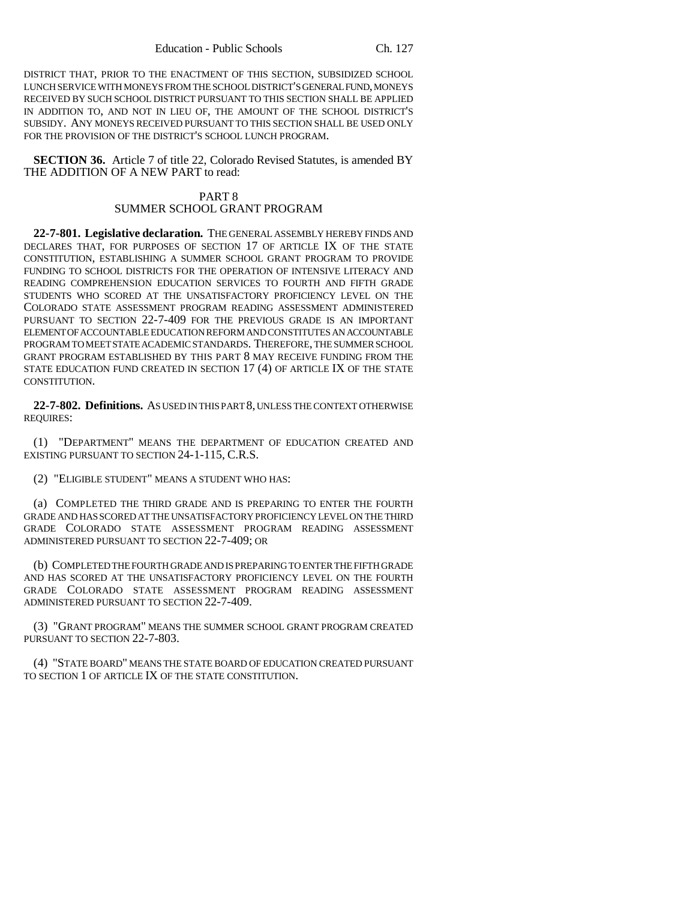DISTRICT THAT, PRIOR TO THE ENACTMENT OF THIS SECTION, SUBSIDIZED SCHOOL LUNCH SERVICE WITH MONEYS FROM THE SCHOOL DISTRICT'S GENERAL FUND, MONEYS RECEIVED BY SUCH SCHOOL DISTRICT PURSUANT TO THIS SECTION SHALL BE APPLIED IN ADDITION TO, AND NOT IN LIEU OF, THE AMOUNT OF THE SCHOOL DISTRICT'S SUBSIDY. ANY MONEYS RECEIVED PURSUANT TO THIS SECTION SHALL BE USED ONLY FOR THE PROVISION OF THE DISTRICT'S SCHOOL LUNCH PROGRAM.

**SECTION 36.** Article 7 of title 22, Colorado Revised Statutes, is amended BY THE ADDITION OF A NEW PART to read:

PART 8
SUMMER SCHOOL GRANT PROGRAM

**22-7-801. Legislative declaration.** THE GENERAL ASSEMBLY HEREBY FINDS AND DECLARES THAT, FOR PURPOSES OF SECTION 17 OF ARTICLE IX OF THE STATE CONSTITUTION, ESTABLISHING A SUMMER SCHOOL GRANT PROGRAM TO PROVIDE FUNDING TO SCHOOL DISTRICTS FOR THE OPERATION OF INTENSIVE LITERACY AND READING COMPREHENSION EDUCATION SERVICES TO FOURTH AND FIFTH GRADE STUDENTS WHO SCORED AT THE UNSATISFACTORY PROFICIENCY LEVEL ON THE COLORADO STATE ASSESSMENT PROGRAM READING ASSESSMENT ADMINISTERED PURSUANT TO SECTION 22-7-409 FOR THE PREVIOUS GRADE IS AN IMPORTANT ELEMENT OF ACCOUNTABLE EDUCATION REFORM AND CONSTITUTES AN ACCOUNTABLE PROGRAM TO MEET STATE ACADEMIC STANDARDS. THEREFORE, THE SUMMER SCHOOL GRANT PROGRAM ESTABLISHED BY THIS PART 8 MAY RECEIVE FUNDING FROM THE STATE EDUCATION FUND CREATED IN SECTION 17 (4) OF ARTICLE IX OF THE STATE CONSTITUTION.

**22-7-802. Definitions.** AS USED IN THIS PART 8, UNLESS THE CONTEXT OTHERWISE REQUIRES:

(1) "DEPARTMENT" MEANS THE DEPARTMENT OF EDUCATION CREATED AND EXISTING PURSUANT TO SECTION 24-1-115, C.R.S.

(2) "ELIGIBLE STUDENT" MEANS A STUDENT WHO HAS:

(a) COMPLETED THE THIRD GRADE AND IS PREPARING TO ENTER THE FOURTH GRADE AND HAS SCORED AT THE UNSATISFACTORY PROFICIENCY LEVEL ON THE THIRD GRADE COLORADO STATE ASSESSMENT PROGRAM READING ASSESSMENT ADMINISTERED PURSUANT TO SECTION 22-7-409; OR

(b) COMPLETED THE FOURTH GRADE AND IS PREPARING TO ENTER THE FIFTH GRADE AND HAS SCORED AT THE UNSATISFACTORY PROFICIENCY LEVEL ON THE FOURTH GRADE COLORADO STATE ASSESSMENT PROGRAM READING ASSESSMENT ADMINISTERED PURSUANT TO SECTION 22-7-409.

(3) "GRANT PROGRAM" MEANS THE SUMMER SCHOOL GRANT PROGRAM CREATED PURSUANT TO SECTION 22-7-803.

(4) "STATE BOARD" MEANS THE STATE BOARD OF EDUCATION CREATED PURSUANT TO SECTION 1 OF ARTICLE IX OF THE STATE CONSTITUTION.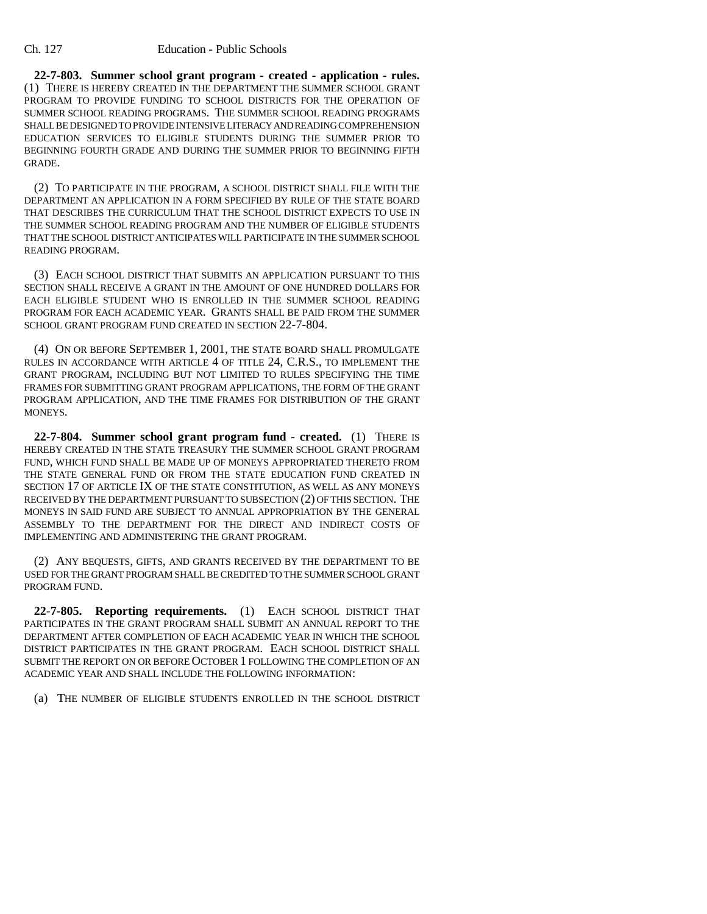**22-7-803. Summer school grant program - created - application - rules.** (1) THERE IS HEREBY CREATED IN THE DEPARTMENT THE SUMMER SCHOOL GRANT PROGRAM TO PROVIDE FUNDING TO SCHOOL DISTRICTS FOR THE OPERATION OF SUMMER SCHOOL READING PROGRAMS. THE SUMMER SCHOOL READING PROGRAMS SHALL BE DESIGNED TO PROVIDE INTENSIVE LITERACY AND READING COMPREHENSION EDUCATION SERVICES TO ELIGIBLE STUDENTS DURING THE SUMMER PRIOR TO BEGINNING FOURTH GRADE AND DURING THE SUMMER PRIOR TO BEGINNING FIFTH GRADE.

(2) TO PARTICIPATE IN THE PROGRAM, A SCHOOL DISTRICT SHALL FILE WITH THE DEPARTMENT AN APPLICATION IN A FORM SPECIFIED BY RULE OF THE STATE BOARD THAT DESCRIBES THE CURRICULUM THAT THE SCHOOL DISTRICT EXPECTS TO USE IN THE SUMMER SCHOOL READING PROGRAM AND THE NUMBER OF ELIGIBLE STUDENTS THAT THE SCHOOL DISTRICT ANTICIPATES WILL PARTICIPATE IN THE SUMMER SCHOOL READING PROGRAM.

(3) EACH SCHOOL DISTRICT THAT SUBMITS AN APPLICATION PURSUANT TO THIS SECTION SHALL RECEIVE A GRANT IN THE AMOUNT OF ONE HUNDRED DOLLARS FOR EACH ELIGIBLE STUDENT WHO IS ENROLLED IN THE SUMMER SCHOOL READING PROGRAM FOR EACH ACADEMIC YEAR. GRANTS SHALL BE PAID FROM THE SUMMER SCHOOL GRANT PROGRAM FUND CREATED IN SECTION 22-7-804.

(4) ON OR BEFORE SEPTEMBER 1, 2001, THE STATE BOARD SHALL PROMULGATE RULES IN ACCORDANCE WITH ARTICLE 4 OF TITLE 24, C.R.S., TO IMPLEMENT THE GRANT PROGRAM, INCLUDING BUT NOT LIMITED TO RULES SPECIFYING THE TIME FRAMES FOR SUBMITTING GRANT PROGRAM APPLICATIONS, THE FORM OF THE GRANT PROGRAM APPLICATION, AND THE TIME FRAMES FOR DISTRIBUTION OF THE GRANT MONEYS.

**22-7-804. Summer school grant program fund - created.** (1) THERE IS HEREBY CREATED IN THE STATE TREASURY THE SUMMER SCHOOL GRANT PROGRAM FUND, WHICH FUND SHALL BE MADE UP OF MONEYS APPROPRIATED THERETO FROM THE STATE GENERAL FUND OR FROM THE STATE EDUCATION FUND CREATED IN SECTION 17 OF ARTICLE IX OF THE STATE CONSTITUTION, AS WELL AS ANY MONEYS RECEIVED BY THE DEPARTMENT PURSUANT TO SUBSECTION (2) OF THIS SECTION. THE MONEYS IN SAID FUND ARE SUBJECT TO ANNUAL APPROPRIATION BY THE GENERAL ASSEMBLY TO THE DEPARTMENT FOR THE DIRECT AND INDIRECT COSTS OF IMPLEMENTING AND ADMINISTERING THE GRANT PROGRAM.

(2) ANY BEQUESTS, GIFTS, AND GRANTS RECEIVED BY THE DEPARTMENT TO BE USED FOR THE GRANT PROGRAM SHALL BE CREDITED TO THE SUMMER SCHOOL GRANT PROGRAM FUND.

**22-7-805. Reporting requirements.** (1) EACH SCHOOL DISTRICT THAT PARTICIPATES IN THE GRANT PROGRAM SHALL SUBMIT AN ANNUAL REPORT TO THE DEPARTMENT AFTER COMPLETION OF EACH ACADEMIC YEAR IN WHICH THE SCHOOL DISTRICT PARTICIPATES IN THE GRANT PROGRAM. EACH SCHOOL DISTRICT SHALL SUBMIT THE REPORT ON OR BEFORE OCTOBER 1 FOLLOWING THE COMPLETION OF AN ACADEMIC YEAR AND SHALL INCLUDE THE FOLLOWING INFORMATION:

(a) THE NUMBER OF ELIGIBLE STUDENTS ENROLLED IN THE SCHOOL DISTRICT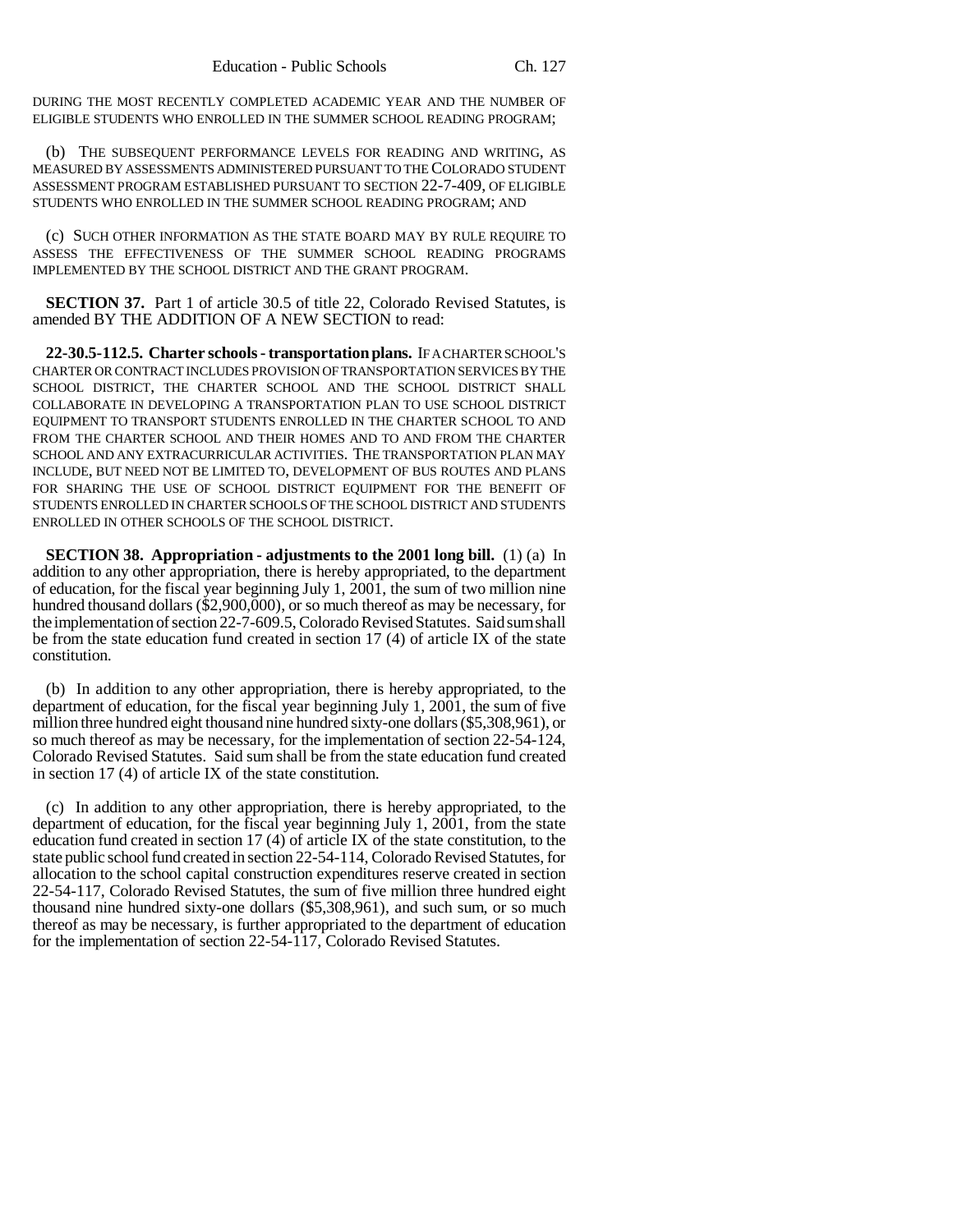DURING THE MOST RECENTLY COMPLETED ACADEMIC YEAR AND THE NUMBER OF ELIGIBLE STUDENTS WHO ENROLLED IN THE SUMMER SCHOOL READING PROGRAM;

(b) THE SUBSEQUENT PERFORMANCE LEVELS FOR READING AND WRITING, AS MEASURED BY ASSESSMENTS ADMINISTERED PURSUANT TO THE COLORADO STUDENT ASSESSMENT PROGRAM ESTABLISHED PURSUANT TO SECTION 22-7-409, OF ELIGIBLE STUDENTS WHO ENROLLED IN THE SUMMER SCHOOL READING PROGRAM; AND

(c) SUCH OTHER INFORMATION AS THE STATE BOARD MAY BY RULE REQUIRE TO ASSESS THE EFFECTIVENESS OF THE SUMMER SCHOOL READING PROGRAMS IMPLEMENTED BY THE SCHOOL DISTRICT AND THE GRANT PROGRAM.

**SECTION 37.** Part 1 of article 30.5 of title 22, Colorado Revised Statutes, is amended BY THE ADDITION OF A NEW SECTION to read:

**22-30.5-112.5. Charter schools - transportation plans.** IF A CHARTER SCHOOL'S CHARTER OR CONTRACT INCLUDES PROVISION OF TRANSPORTATION SERVICES BY THE SCHOOL DISTRICT, THE CHARTER SCHOOL AND THE SCHOOL DISTRICT SHALL COLLABORATE IN DEVELOPING A TRANSPORTATION PLAN TO USE SCHOOL DISTRICT EQUIPMENT TO TRANSPORT STUDENTS ENROLLED IN THE CHARTER SCHOOL TO AND FROM THE CHARTER SCHOOL AND THEIR HOMES AND TO AND FROM THE CHARTER SCHOOL AND ANY EXTRACURRICULAR ACTIVITIES. THE TRANSPORTATION PLAN MAY INCLUDE, BUT NEED NOT BE LIMITED TO, DEVELOPMENT OF BUS ROUTES AND PLANS FOR SHARING THE USE OF SCHOOL DISTRICT EQUIPMENT FOR THE BENEFIT OF STUDENTS ENROLLED IN CHARTER SCHOOLS OF THE SCHOOL DISTRICT AND STUDENTS ENROLLED IN OTHER SCHOOLS OF THE SCHOOL DISTRICT.

**SECTION 38. Appropriation - adjustments to the 2001 long bill.** (1) (a) In addition to any other appropriation, there is hereby appropriated, to the department of education, for the fiscal year beginning July 1, 2001, the sum of two million nine hundred thousand dollars ($2,900,000), or so much thereof as may be necessary, for the implementation of section 22-7-609.5, Colorado Revised Statutes. Said sum shall be from the state education fund created in section 17 (4) of article IX of the state constitution.

(b) In addition to any other appropriation, there is hereby appropriated, to the department of education, for the fiscal year beginning July 1, 2001, the sum of five million three hundred eight thousand nine hundred sixty-one dollars ($5,308,961), or so much thereof as may be necessary, for the implementation of section 22-54-124, Colorado Revised Statutes. Said sum shall be from the state education fund created in section 17 (4) of article IX of the state constitution.

(c) In addition to any other appropriation, there is hereby appropriated, to the department of education, for the fiscal year beginning July 1, 2001, from the state education fund created in section 17 (4) of article IX of the state constitution, to the state public school fund created in section 22-54-114, Colorado Revised Statutes, for allocation to the school capital construction expenditures reserve created in section 22-54-117, Colorado Revised Statutes, the sum of five million three hundred eight thousand nine hundred sixty-one dollars ($5,308,961), and such sum, or so much thereof as may be necessary, is further appropriated to the department of education for the implementation of section 22-54-117, Colorado Revised Statutes.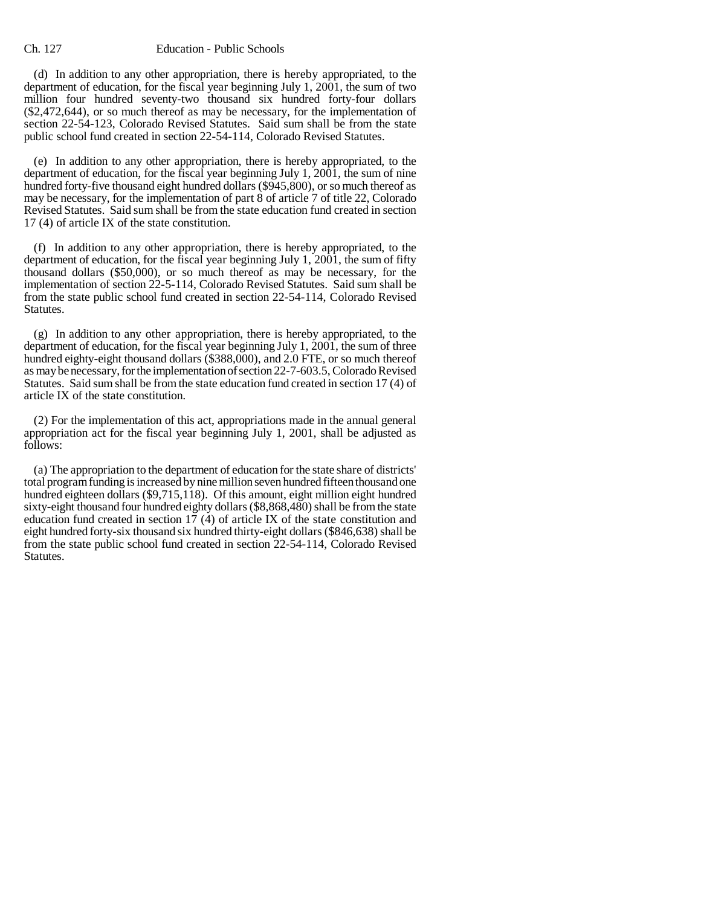(d) In addition to any other appropriation, there is hereby appropriated, to the department of education, for the fiscal year beginning July 1, 2001, the sum of two million four hundred seventy-two thousand six hundred forty-four dollars ($2,472,644), or so much thereof as may be necessary, for the implementation of section 22-54-123, Colorado Revised Statutes. Said sum shall be from the state public school fund created in section 22-54-114, Colorado Revised Statutes.

(e) In addition to any other appropriation, there is hereby appropriated, to the department of education, for the fiscal year beginning July 1, 2001, the sum of nine hundred forty-five thousand eight hundred dollars ($945,800), or so much thereof as may be necessary, for the implementation of part 8 of article 7 of title 22, Colorado Revised Statutes. Said sum shall be from the state education fund created in section 17 (4) of article IX of the state constitution.

(f) In addition to any other appropriation, there is hereby appropriated, to the department of education, for the fiscal year beginning July 1, 2001, the sum of fifty thousand dollars ($50,000), or so much thereof as may be necessary, for the implementation of section 22-5-114, Colorado Revised Statutes. Said sum shall be from the state public school fund created in section 22-54-114, Colorado Revised Statutes.

(g) In addition to any other appropriation, there is hereby appropriated, to the department of education, for the fiscal year beginning July 1, 2001, the sum of three hundred eighty-eight thousand dollars ($388,000), and 2.0 FTE, or so much thereof as may be necessary, for the implementation of section 22-7-603.5, Colorado Revised Statutes. Said sum shall be from the state education fund created in section 17 (4) of article IX of the state constitution.

(2) For the implementation of this act, appropriations made in the annual general appropriation act for the fiscal year beginning July 1, 2001, shall be adjusted as follows:

(a) The appropriation to the department of education for the state share of districts' total program funding is increased by nine million seven hundred fifteen thousand one hundred eighteen dollars ($9,715,118). Of this amount, eight million eight hundred sixty-eight thousand four hundred eighty dollars ($8,868,480) shall be from the state education fund created in section 17 (4) of article IX of the state constitution and eight hundred forty-six thousand six hundred thirty-eight dollars ($846,638) shall be from the state public school fund created in section 22-54-114, Colorado Revised Statutes.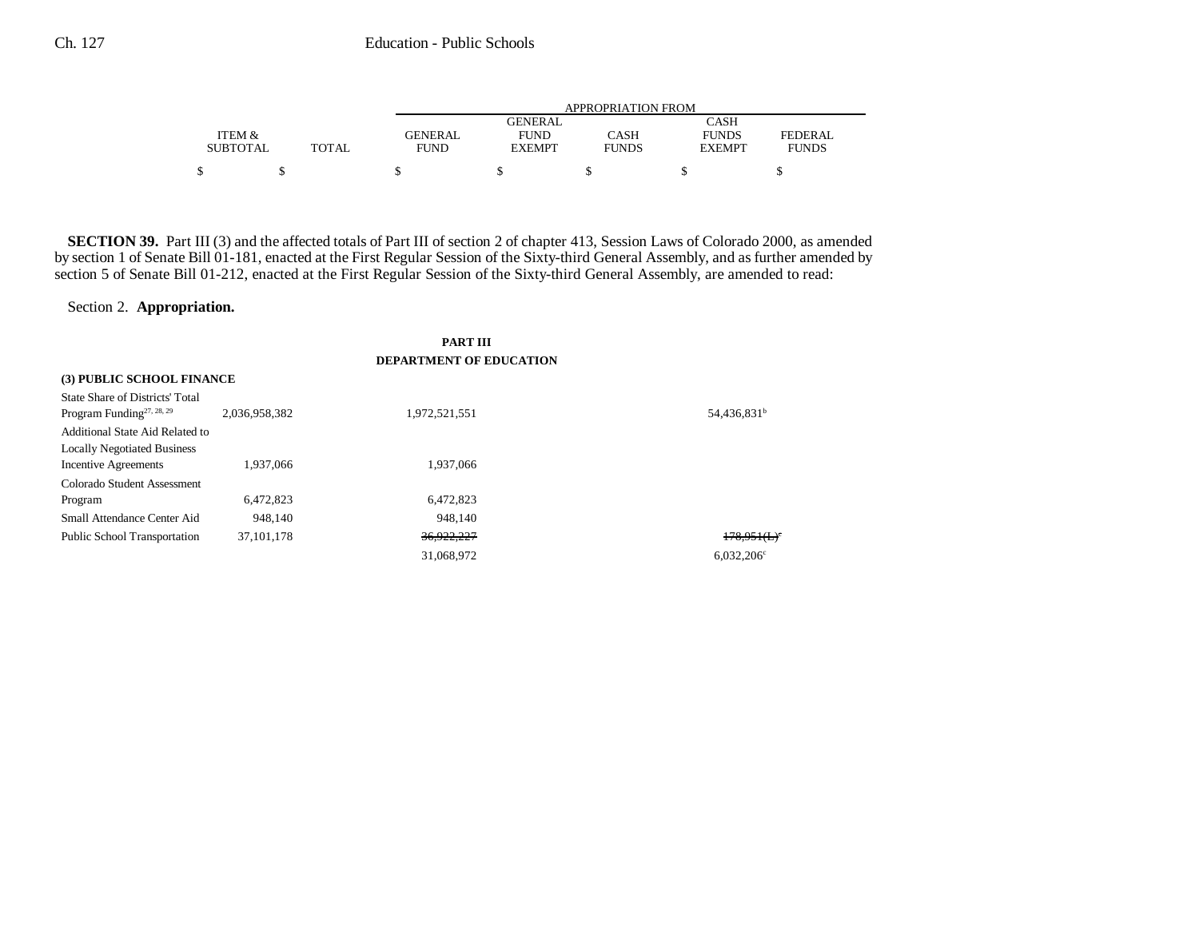**SECTION 39.** Part III (3) and the affected totals of Part III of section 2 of chapter 413, Session Laws of Colorado 2000, as amended by section 1 of Senate Bill 01-181, enacted at the First Regular Session of the Sixty-third General Assembly, and as further amended by section 5 of Senate Bill 01-212, enacted at the First Regular Session of the Sixty-third General Assembly, are amended to read:

Section 2. **Appropriation.**

**PART III**
**DEPARTMENT OF EDUCATION**

| | ITEM & SUBTOTAL | TOTAL | GENERAL FUND | GENERAL FUND EXEMPT | CASH FUNDS | CASH FUNDS EXEMPT | FEDERAL FUNDS |
|---|---|---|---|---|---|---|---|
| | $ | $ | $ | $ | $ | $ | $ |
| **(3) PUBLIC SCHOOL FINANCE** | | | | | | | |
| State Share of Districts' Total Program Funding[27, 28, 29] | 2,036,958,382 | | 1,972,521,551 | | | 54,436,831[b] | |
| Additional State Aid Related to Locally Negotiated Business Incentive Agreements | 1,937,066 | | 1,937,066 | | | | |
| Colorado Student Assessment Program | 6,472,823 | | 6,472,823 | | | | |
| Small Attendance Center Aid | 948,140 | | 948,140 | | | | |
| Public School Transportation | 37,101,178 | | ~~36,922,227~~ | | | ~~178,951(L)~~[c] | |
| | | | 31,068,972 | | | 6,032,206[c] | |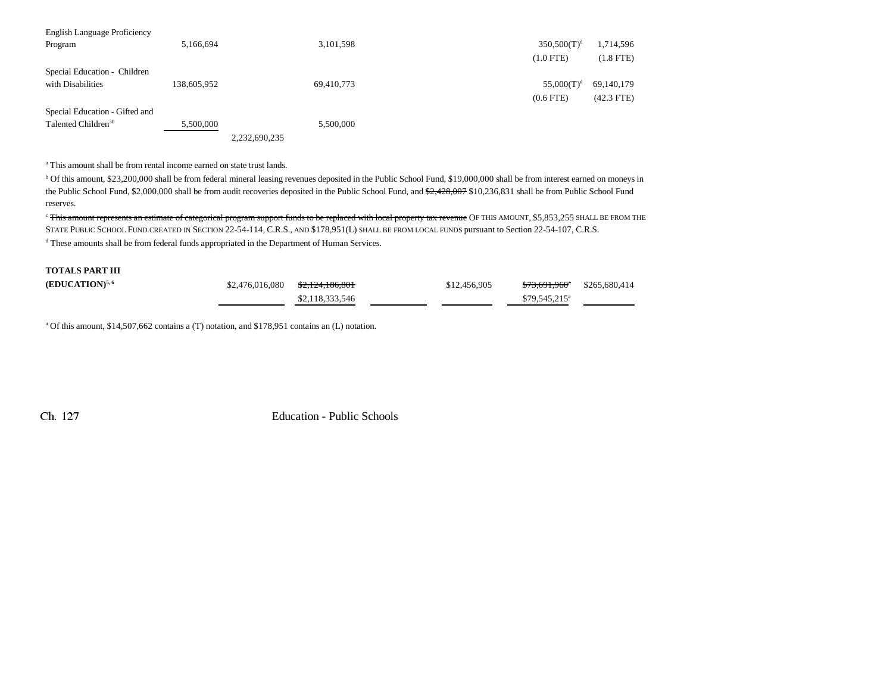| | | | | | | | |
|---|---|---|---|---|---|---|---|
| English Language Proficiency Program | 5,166,694 | | 3,101,598 | | | 350,500(T)[d] (1.0 FTE) | 1,714,596 (1.8 FTE) |
| Special Education - Children with Disabilities | 138,605,952 | | 69,410,773 | | | 55,000(T)[d] (0.6 FTE) | 69,140,179 (42.3 FTE) |
| Special Education - Gifted and Talented Children[30] | 5,500,000 | | 5,500,000 | | | | |
| | | 2,232,690,235 | | | | | |

[a] This amount shall be from rental income earned on state trust lands.

[b] Of this amount, $23,200,000 shall be from federal mineral leasing revenues deposited in the Public School Fund, $19,000,000 shall be from interest earned on moneys in the Public School Fund, $2,000,000 shall be from audit recoveries deposited in the Public School Fund, and ~~$2,428,007~~ $10,236,831 shall be from Public School Fund reserves.

[c] ~~This amount represents an estimate of categorical program support funds to be replaced with local property tax revenue~~ OF THIS AMOUNT, $5,853,255 SHALL BE FROM THE STATE PUBLIC SCHOOL FUND CREATED IN SECTION 22-54-114, C.R.S., AND $178,951(L) SHALL BE FROM LOCAL FUNDS pursuant to Section 22-54-107, C.R.S.

[d] These amounts shall be from federal funds appropriated in the Department of Human Services.

| | | | | | | |
|---|---|---|---|---|---|---|
| **TOTALS PART III (EDUCATION)[5, 6]** | $2,476,016,080 | ~~$2,124,186,801~~ $2,118,333,546 | | $12,456,905 | ~~$73,691,960[a]~~ $79,545,215[a] | $265,680,414 |

[a] Of this amount, $14,507,662 contains a (T) notation, and $178,951 contains an (L) notation.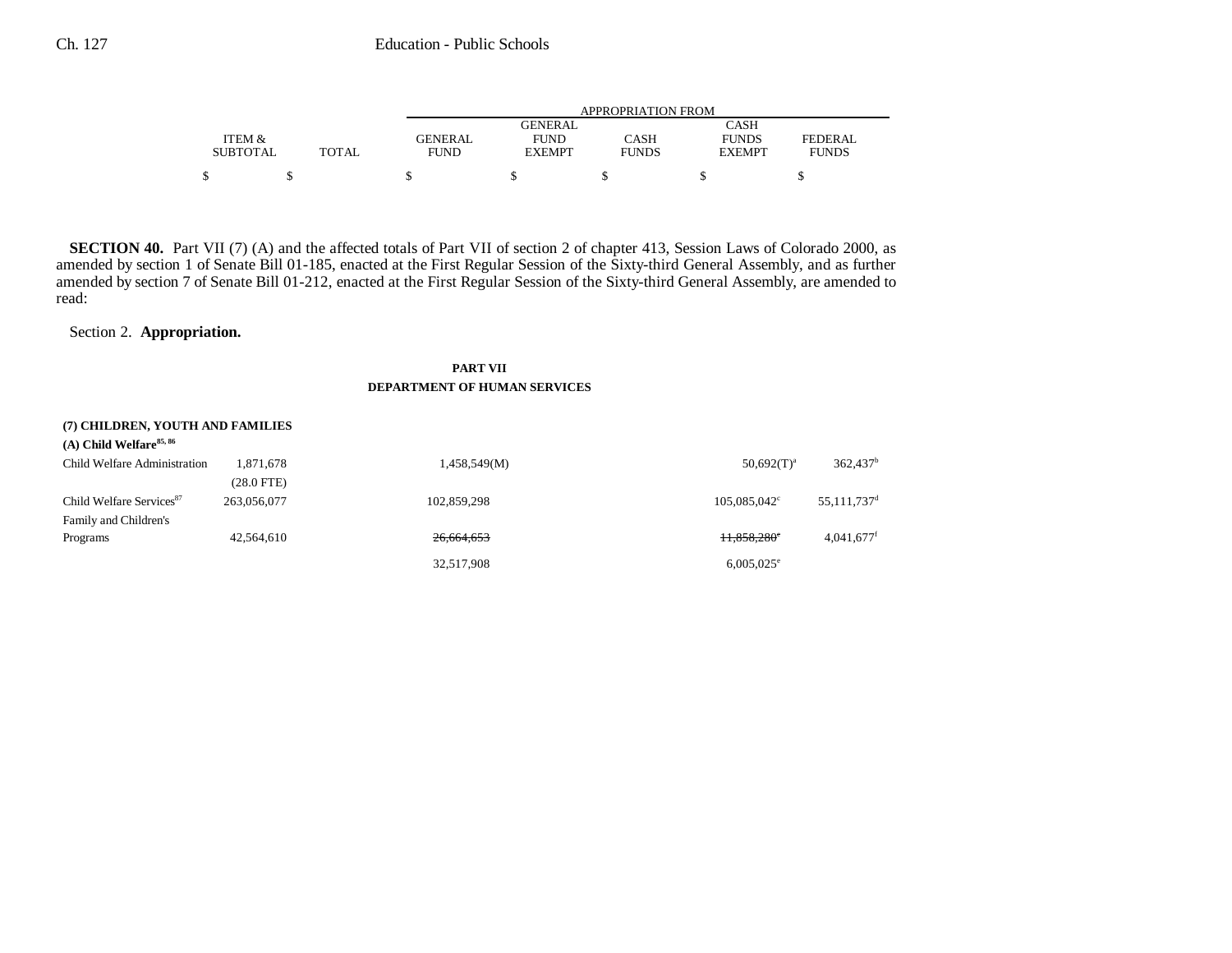| | ITEM & SUBTOTAL | TOTAL | GENERAL FUND | GENERAL FUND EXEMPT | CASH FUNDS | CASH FUNDS EXEMPT | FEDERAL FUNDS |
|---|---|---|---|---|---|---|---|
| | | | APPROPRIATION FROM | | | | |
| | $ | $ | $ | $ | $ | $ | $ |

**SECTION 40.** Part VII (7) (A) and the affected totals of Part VII of section 2 of chapter 413, Session Laws of Colorado 2000, as amended by section 1 of Senate Bill 01-185, enacted at the First Regular Session of the Sixty-third General Assembly, and as further amended by section 7 of Senate Bill 01-212, enacted at the First Regular Session of the Sixty-third General Assembly, are amended to read:

Section 2. **Appropriation.**

**PART VII**
**DEPARTMENT OF HUMAN SERVICES**

| | ITEM & SUBTOTAL | TOTAL | GENERAL FUND | GENERAL FUND EXEMPT | CASH FUNDS | CASH FUNDS EXEMPT | FEDERAL FUNDS |
|---|---|---|---|---|---|---|---|
| **(7) CHILDREN, YOUTH AND FAMILIES** | | | | | | | |
| **(A) Child Welfare**[85, 86] | | | | | | | |
| Child Welfare Administration | 1,871,678 | | 1,458,549(M) | | | 50,692(T)[a] | 362,437[b] |
| | (28.0 FTE) | | | | | | |
| Child Welfare Services[87] | 263,056,077 | | 102,859,298 | | | 105,085,042[c] | 55,111,737[d] |
| Family and Children's Programs | 42,564,610 | | ~~26,664,653~~ | | | ~~11,858,280~~[e] | 4,041,677[f] |
| | | | 32,517,908 | | | 6,005,025[e] | |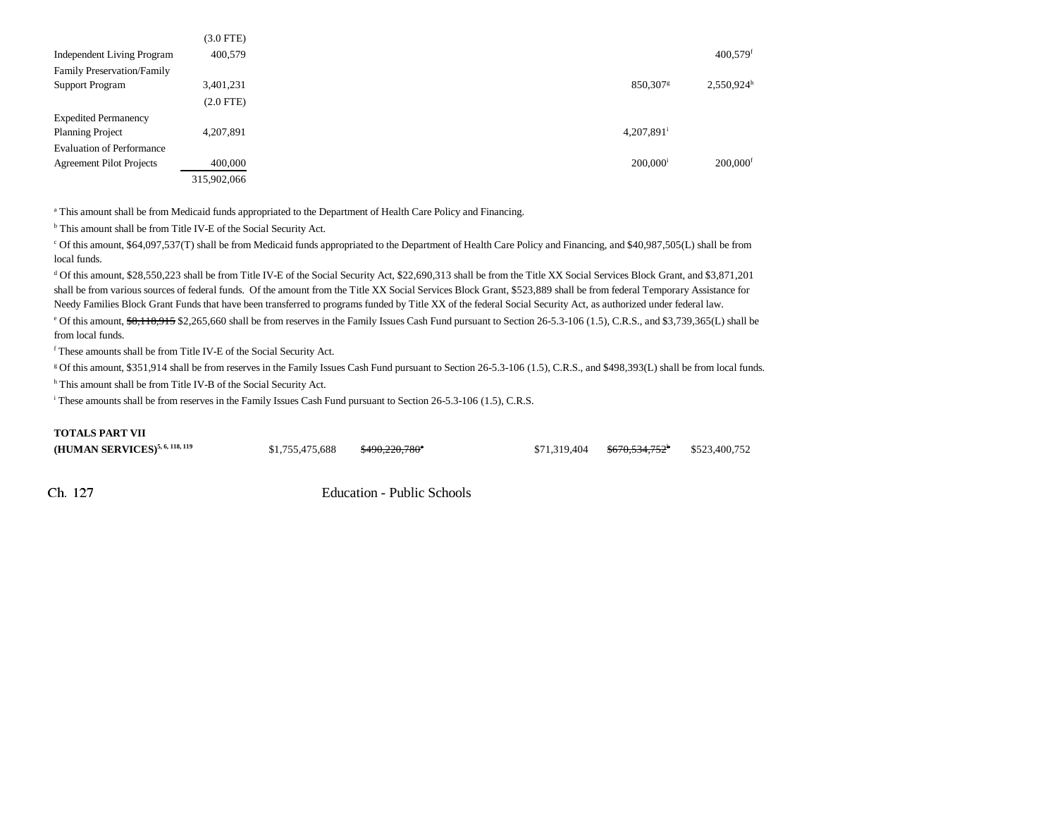| | | | | | | |
|---|---|---|---|---|---|---|
| | (3.0 FTE) | | | | | |
| Independent Living Program | 400,579 | | | | | 400,579[f] |
| Family Preservation/Family Support Program | 3,401,231 | | | | 850,307[g] | 2,550,924[h] |
| | (2.0 FTE) | | | | | |
| Expedited Permanency Planning Project | 4,207,891 | | | | 4,207,891[i] | |
| Evaluation of Performance Agreement Pilot Projects | 400,000 | | | | 200,000[i] | 200,000[f] |
| | 315,902,066 | | | | | |

[a] This amount shall be from Medicaid funds appropriated to the Department of Health Care Policy and Financing.

[b] This amount shall be from Title IV-E of the Social Security Act.

[c] Of this amount, $64,097,537(T) shall be from Medicaid funds appropriated to the Department of Health Care Policy and Financing, and $40,987,505(L) shall be from local funds.

[d] Of this amount, $28,550,223 shall be from Title IV-E of the Social Security Act, $22,690,313 shall be from the Title XX Social Services Block Grant, and $3,871,201 shall be from various sources of federal funds. Of the amount from the Title XX Social Services Block Grant, $523,889 shall be from federal Temporary Assistance for Needy Families Block Grant Funds that have been transferred to programs funded by Title XX of the federal Social Security Act, as authorized under federal law.

[e] Of this amount, ~~$8,118,915~~ $2,265,660 shall be from reserves in the Family Issues Cash Fund pursuant to Section 26-5.3-106 (1.5), C.R.S., and $3,739,365(L) shall be from local funds.

[f] These amounts shall be from Title IV-E of the Social Security Act.

[g] Of this amount, $351,914 shall be from reserves in the Family Issues Cash Fund pursuant to Section 26-5.3-106 (1.5), C.R.S., and $498,393(L) shall be from local funds.

[h] This amount shall be from Title IV-B of the Social Security Act.

[i] These amounts shall be from reserves in the Family Issues Cash Fund pursuant to Section 26-5.3-106 (1.5), C.R.S.

| | | | | | |
|---|---|---|---|---|---|
| **TOTALS PART VII (HUMAN SERVICES)**[5, 6, 118, 119] | $1,755,475,688 | ~~$490,220,780~~[a] | $71,319,404 | ~~$670,534,752~~[b] | $523,400,752 |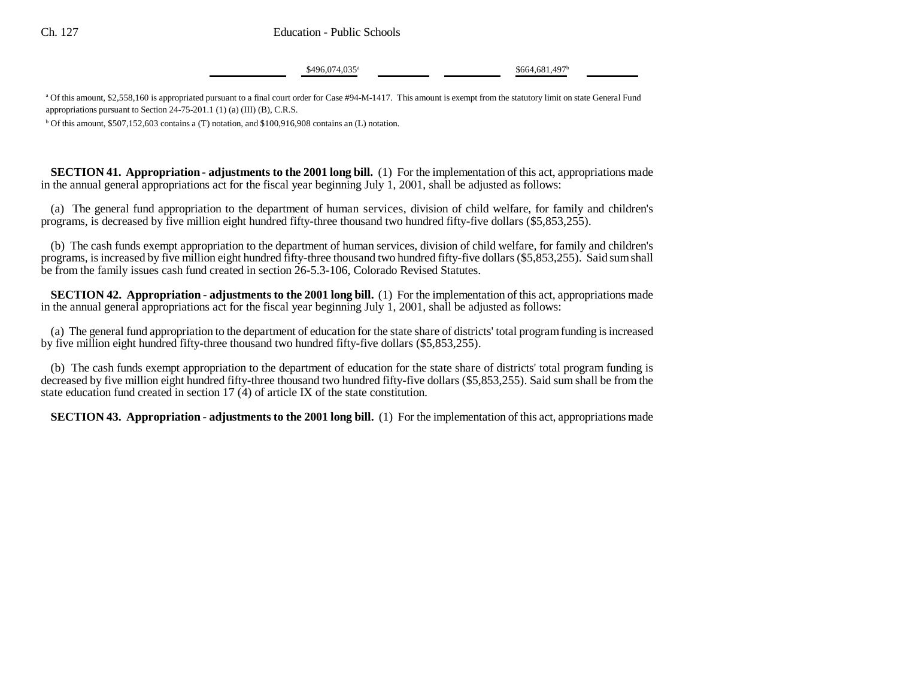| | | | | | |
|---|---|---|---|---|---|
| | $496,074,035[a] | | | $664,681,497[b] | |

[a] Of this amount, $2,558,160 is appropriated pursuant to a final court order for Case #94-M-1417. This amount is exempt from the statutory limit on state General Fund appropriations pursuant to Section 24-75-201.1 (1) (a) (III) (B), C.R.S.

[b] Of this amount, $507,152,603 contains a (T) notation, and $100,916,908 contains an (L) notation.

**SECTION 41. Appropriation - adjustments to the 2001 long bill.** (1) For the implementation of this act, appropriations made in the annual general appropriations act for the fiscal year beginning July 1, 2001, shall be adjusted as follows:

(a) The general fund appropriation to the department of human services, division of child welfare, for family and children's programs, is decreased by five million eight hundred fifty-three thousand two hundred fifty-five dollars ($5,853,255).

(b) The cash funds exempt appropriation to the department of human services, division of child welfare, for family and children's programs, is increased by five million eight hundred fifty-three thousand two hundred fifty-five dollars ($5,853,255). Said sum shall be from the family issues cash fund created in section 26-5.3-106, Colorado Revised Statutes.

**SECTION 42. Appropriation - adjustments to the 2001 long bill.** (1) For the implementation of this act, appropriations made in the annual general appropriations act for the fiscal year beginning July 1, 2001, shall be adjusted as follows:

(a) The general fund appropriation to the department of education for the state share of districts' total program funding is increased by five million eight hundred fifty-three thousand two hundred fifty-five dollars ($5,853,255).

(b) The cash funds exempt appropriation to the department of education for the state share of districts' total program funding is decreased by five million eight hundred fifty-three thousand two hundred fifty-five dollars ($5,853,255). Said sum shall be from the state education fund created in section 17 (4) of article IX of the state constitution.

**SECTION 43. Appropriation - adjustments to the 2001 long bill.** (1) For the implementation of this act, appropriations made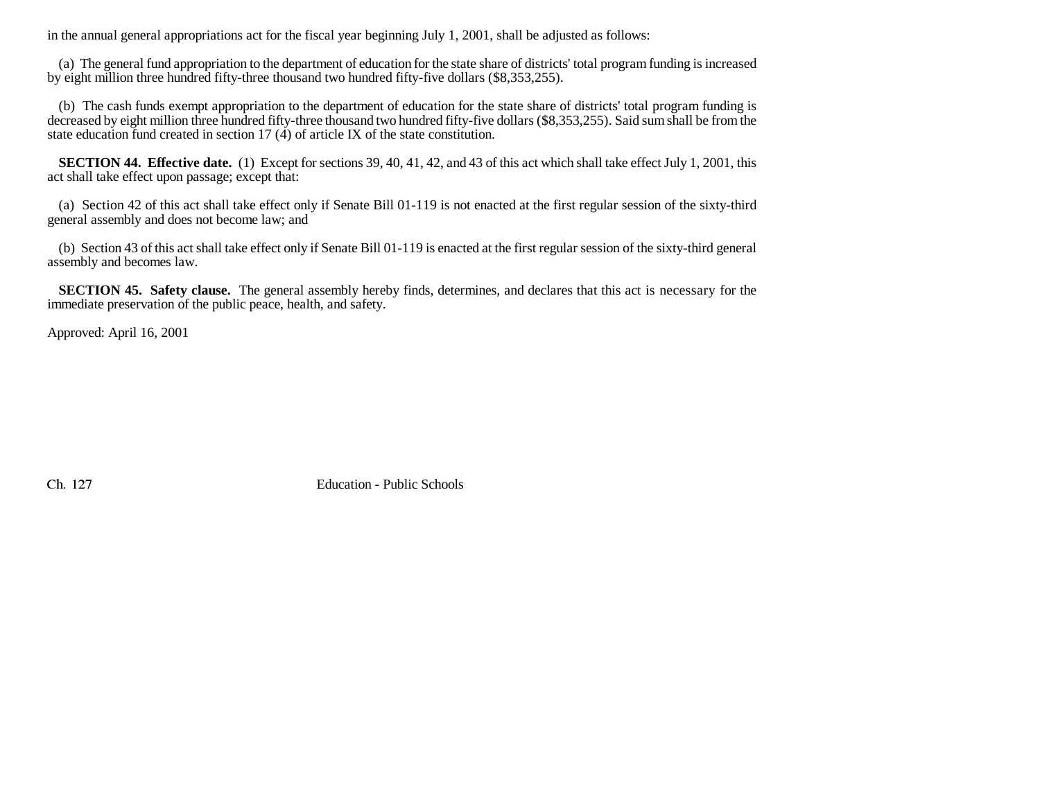in the annual general appropriations act for the fiscal year beginning July 1, 2001, shall be adjusted as follows:

(a) The general fund appropriation to the department of education for the state share of districts' total program funding is increased by eight million three hundred fifty-three thousand two hundred fifty-five dollars ($8,353,255).

(b) The cash funds exempt appropriation to the department of education for the state share of districts' total program funding is decreased by eight million three hundred fifty-three thousand two hundred fifty-five dollars ($8,353,255). Said sum shall be from the state education fund created in section 17 (4) of article IX of the state constitution.

**SECTION 44. Effective date.** (1) Except for sections 39, 40, 41, 42, and 43 of this act which shall take effect July 1, 2001, this act shall take effect upon passage; except that:

(a) Section 42 of this act shall take effect only if Senate Bill 01-119 is not enacted at the first regular session of the sixty-third general assembly and does not become law; and

(b) Section 43 of this act shall take effect only if Senate Bill 01-119 is enacted at the first regular session of the sixty-third general assembly and becomes law.

**SECTION 45. Safety clause.** The general assembly hereby finds, determines, and declares that this act is necessary for the immediate preservation of the public peace, health, and safety.

Approved: April 16, 2001